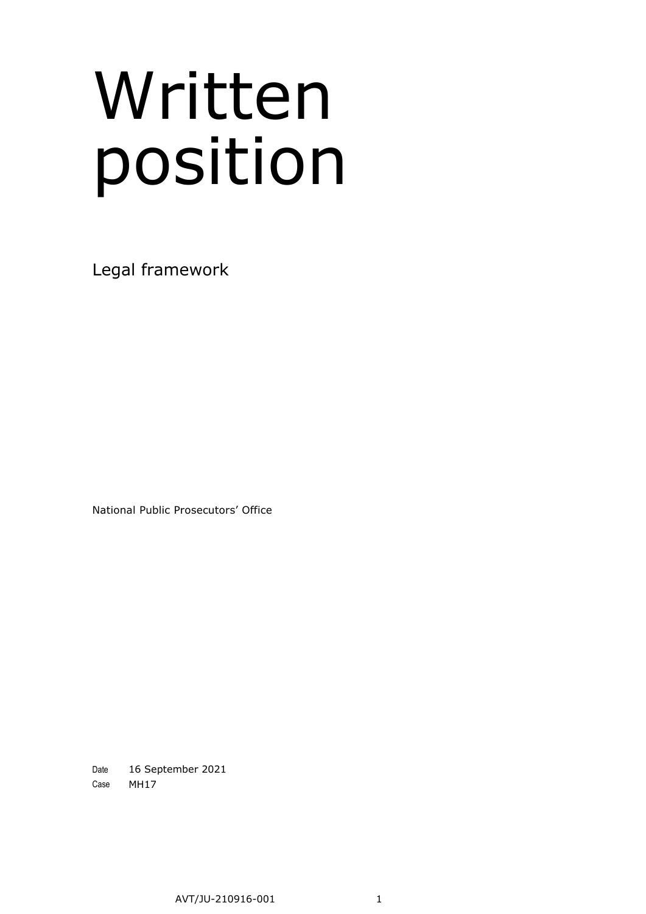# Written position

Legal framework

National Public Prosecutors' Office

Date 16 September 2021

Case MH17

AVT/JU-210916-001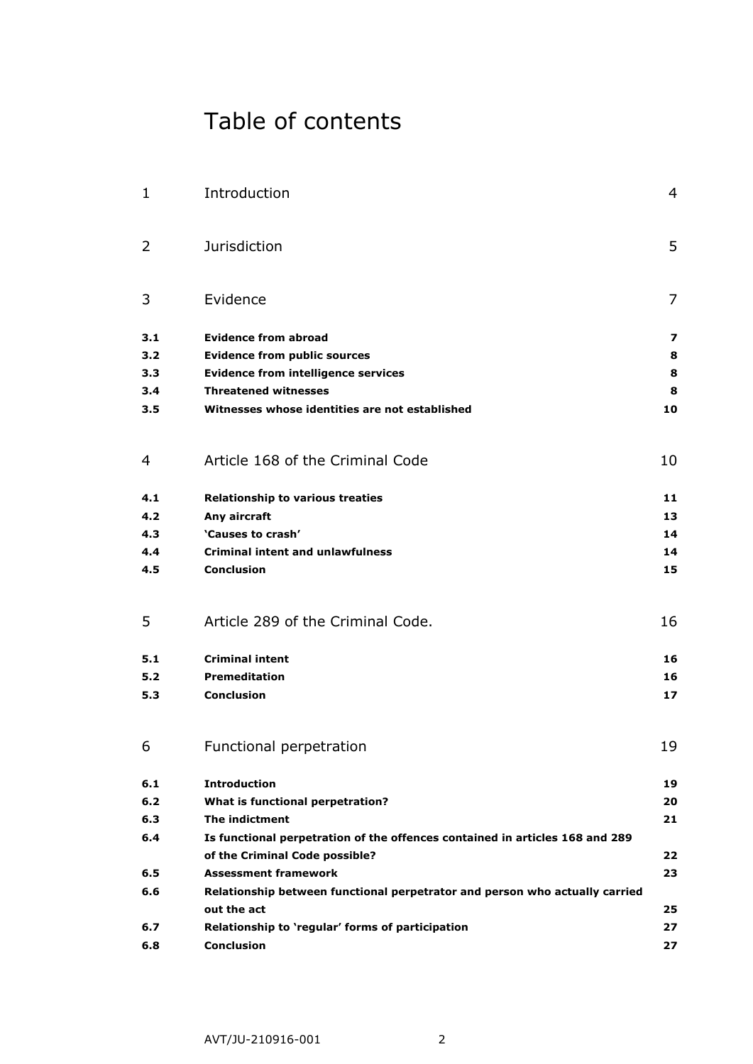# Table of contents

| | | |
|---|---|---|
| 1 | Introduction | 4 |
| 2 | Jurisdiction | 5 |
| 3 | Evidence | 7 |
| **3.1** | **Evidence from abroad** | **7** |
| **3.2** | **Evidence from public sources** | **8** |
| **3.3** | **Evidence from intelligence services** | **8** |
| **3.4** | **Threatened witnesses** | **8** |
| **3.5** | **Witnesses whose identities are not established** | **10** |
| 4 | Article 168 of the Criminal Code | 10 |
| **4.1** | **Relationship to various treaties** | **11** |
| **4.2** | **Any aircraft** | **13** |
| **4.3** | **'Causes to crash'** | **14** |
| **4.4** | **Criminal intent and unlawfulness** | **14** |
| **4.5** | **Conclusion** | **15** |
| 5 | Article 289 of the Criminal Code. | 16 |
| **5.1** | **Criminal intent** | **16** |
| **5.2** | **Premeditation** | **16** |
| **5.3** | **Conclusion** | **17** |
| 6 | Functional perpetration | 19 |
| **6.1** | **Introduction** | **19** |
| **6.2** | **What is functional perpetration?** | **20** |
| **6.3** | **The indictment** | **21** |
| **6.4** | **Is functional perpetration of the offences contained in articles 168 and 289 of the Criminal Code possible?** | **22** |
| **6.5** | **Assessment framework** | **23** |
| **6.6** | **Relationship between functional perpetrator and person who actually carried out the act** | **25** |
| **6.7** | **Relationship to 'regular' forms of participation** | **27** |
| **6.8** | **Conclusion** | **27** |

AVT/JU-210916-001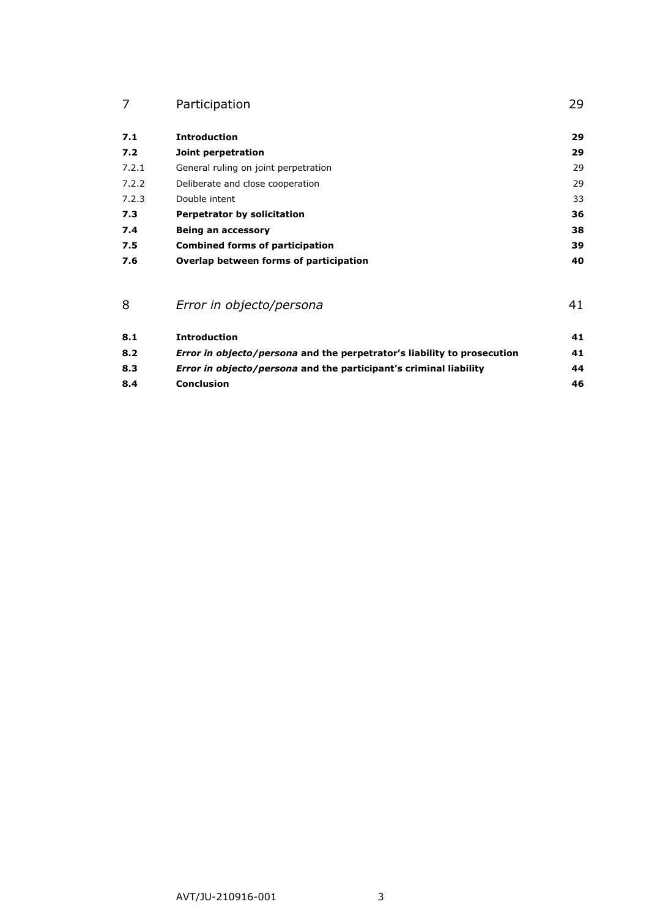| | | |
|---|---|---|
| 7 | Participation | 29 |
| **7.1** | **Introduction** | **29** |
| **7.2** | **Joint perpetration** | **29** |
| 7.2.1 | General ruling on joint perpetration | 29 |
| 7.2.2 | Deliberate and close cooperation | 29 |
| 7.2.3 | Double intent | 33 |
| **7.3** | **Perpetrator by solicitation** | **36** |
| **7.4** | **Being an accessory** | **38** |
| **7.5** | **Combined forms of participation** | **39** |
| **7.6** | **Overlap between forms of participation** | **40** |
| 8 | *Error in objecto/persona* | 41 |
| **8.1** | **Introduction** | **41** |
| **8.2** | ***Error in objecto/persona* and the perpetrator's liability to prosecution** | **41** |
| **8.3** | ***Error in objecto/persona* and the participant's criminal liability** | **44** |
| **8.4** | **Conclusion** | **46** |

AVT/JU-210916-001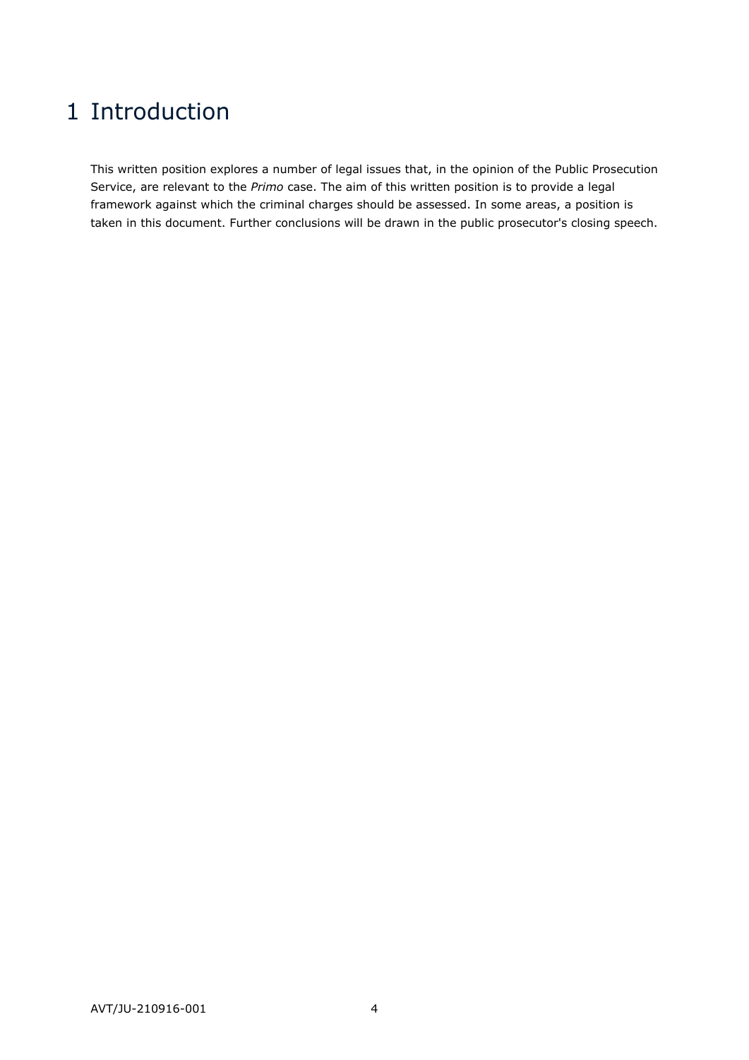# 1 Introduction

This written position explores a number of legal issues that, in the opinion of the Public Prosecution Service, are relevant to the *Primo* case. The aim of this written position is to provide a legal framework against which the criminal charges should be assessed. In some areas, a position is taken in this document. Further conclusions will be drawn in the public prosecutor's closing speech.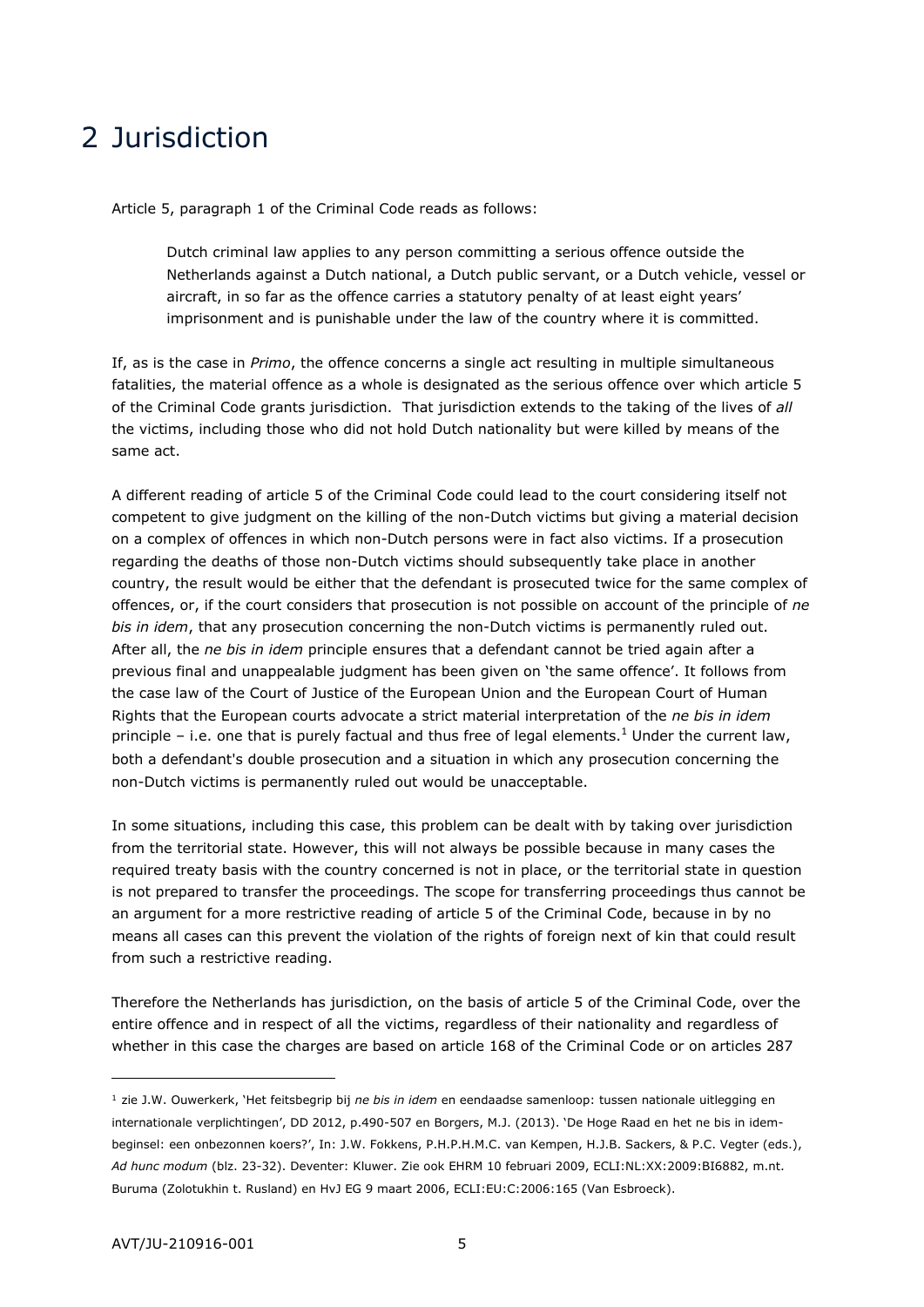# 2 Jurisdiction

Article 5, paragraph 1 of the Criminal Code reads as follows:

> Dutch criminal law applies to any person committing a serious offence outside the Netherlands against a Dutch national, a Dutch public servant, or a Dutch vehicle, vessel or aircraft, in so far as the offence carries a statutory penalty of at least eight years' imprisonment and is punishable under the law of the country where it is committed.

If, as is the case in *Primo*, the offence concerns a single act resulting in multiple simultaneous fatalities, the material offence as a whole is designated as the serious offence over which article 5 of the Criminal Code grants jurisdiction. That jurisdiction extends to the taking of the lives of *all* the victims, including those who did not hold Dutch nationality but were killed by means of the same act.

A different reading of article 5 of the Criminal Code could lead to the court considering itself not competent to give judgment on the killing of the non-Dutch victims but giving a material decision on a complex of offences in which non-Dutch persons were in fact also victims. If a prosecution regarding the deaths of those non-Dutch victims should subsequently take place in another country, the result would be either that the defendant is prosecuted twice for the same complex of offences, or, if the court considers that prosecution is not possible on account of the principle of *ne bis in idem*, that any prosecution concerning the non-Dutch victims is permanently ruled out. After all, the *ne bis in idem* principle ensures that a defendant cannot be tried again after a previous final and unappealable judgment has been given on 'the same offence'. It follows from the case law of the Court of Justice of the European Union and the European Court of Human Rights that the European courts advocate a strict material interpretation of the *ne bis in idem* principle – i.e. one that is purely factual and thus free of legal elements.[1] Under the current law, both a defendant's double prosecution and a situation in which any prosecution concerning the non-Dutch victims is permanently ruled out would be unacceptable.

In some situations, including this case, this problem can be dealt with by taking over jurisdiction from the territorial state. However, this will not always be possible because in many cases the required treaty basis with the country concerned is not in place, or the territorial state in question is not prepared to transfer the proceedings. The scope for transferring proceedings thus cannot be an argument for a more restrictive reading of article 5 of the Criminal Code, because in by no means all cases can this prevent the violation of the rights of foreign next of kin that could result from such a restrictive reading.

Therefore the Netherlands has jurisdiction, on the basis of article 5 of the Criminal Code, over the entire offence and in respect of all the victims, regardless of their nationality and regardless of whether in this case the charges are based on article 168 of the Criminal Code or on articles 287

---

[1] zie J.W. Ouwerkerk, 'Het feitsbegrip bij *ne bis in idem* en eendaadse samenloop: tussen nationale uitlegging en internationale verplichtingen', DD 2012, p.490-507 en Borgers, M.J. (2013). 'De Hoge Raad en het ne bis in idem-beginsel: een onbezonnen koers?', In: J.W. Fokkens, P.H.P.H.M.C. van Kempen, H.J.B. Sackers, & P.C. Vegter (eds.), *Ad hunc modum* (blz. 23-32). Deventer: Kluwer. Zie ook EHRM 10 februari 2009, ECLI:NL:XX:2009:BI6882, m.nt. Buruma (Zolotukhin t. Rusland) en HvJ EG 9 maart 2006, ECLI:EU:C:2006:165 (Van Esbroeck).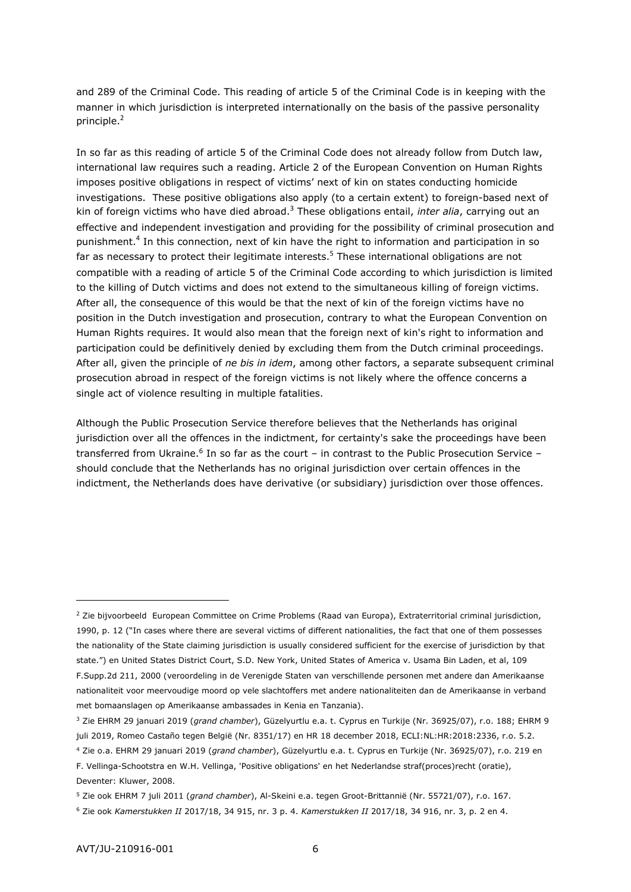and 289 of the Criminal Code. This reading of article 5 of the Criminal Code is in keeping with the manner in which jurisdiction is interpreted internationally on the basis of the passive personality principle.[2]

In so far as this reading of article 5 of the Criminal Code does not already follow from Dutch law, international law requires such a reading. Article 2 of the European Convention on Human Rights imposes positive obligations in respect of victims' next of kin on states conducting homicide investigations. These positive obligations also apply (to a certain extent) to foreign-based next of kin of foreign victims who have died abroad.[3] These obligations entail, *inter alia*, carrying out an effective and independent investigation and providing for the possibility of criminal prosecution and punishment.[4] In this connection, next of kin have the right to information and participation in so far as necessary to protect their legitimate interests.[5] These international obligations are not compatible with a reading of article 5 of the Criminal Code according to which jurisdiction is limited to the killing of Dutch victims and does not extend to the simultaneous killing of foreign victims. After all, the consequence of this would be that the next of kin of the foreign victims have no position in the Dutch investigation and prosecution, contrary to what the European Convention on Human Rights requires. It would also mean that the foreign next of kin's right to information and participation could be definitively denied by excluding them from the Dutch criminal proceedings. After all, given the principle of *ne bis in idem*, among other factors, a separate subsequent criminal prosecution abroad in respect of the foreign victims is not likely where the offence concerns a single act of violence resulting in multiple fatalities.

Although the Public Prosecution Service therefore believes that the Netherlands has original jurisdiction over all the offences in the indictment, for certainty's sake the proceedings have been transferred from Ukraine.[6] In so far as the court – in contrast to the Public Prosecution Service – should conclude that the Netherlands has no original jurisdiction over certain offences in the indictment, the Netherlands does have derivative (or subsidiary) jurisdiction over those offences.

---

[2] Zie bijvoorbeeld European Committee on Crime Problems (Raad van Europa), Extraterritorial criminal jurisdiction, 1990, p. 12 ("In cases where there are several victims of different nationalities, the fact that one of them possesses the nationality of the State claiming jurisdiction is usually considered sufficient for the exercise of jurisdiction by that state.") en United States District Court, S.D. New York, United States of America v. Usama Bin Laden, et al, 109 F.Supp.2d 211, 2000 (veroordeling in de Verenigde Staten van verschillende personen met andere dan Amerikaanse nationaliteit voor meervoudige moord op vele slachtoffers met andere nationaliteiten dan de Amerikaanse in verband met bomaanslagen op Amerikaanse ambassades in Kenia en Tanzania).

[3] Zie EHRM 29 januari 2019 (*grand chamber*), Güzelyurtlu e.a. t. Cyprus en Turkije (Nr. 36925/07), r.o. 188; EHRM 9 juli 2019, Romeo Castaño tegen België (Nr. 8351/17) en HR 18 december 2018, ECLI:NL:HR:2018:2336, r.o. 5.2.

[4] Zie o.a. EHRM 29 januari 2019 (*grand chamber*), Güzelyurtlu e.a. t. Cyprus en Turkije (Nr. 36925/07), r.o. 219 en F. Vellinga-Schootstra en W.H. Vellinga, 'Positive obligations' en het Nederlandse straf(proces)recht (oratie), Deventer: Kluwer, 2008.

[5] Zie ook EHRM 7 juli 2011 (*grand chamber*), Al-Skeini e.a. tegen Groot-Brittannië (Nr. 55721/07), r.o. 167.

[6] Zie ook *Kamerstukken II* 2017/18, 34 915, nr. 3 p. 4. *Kamerstukken II* 2017/18, 34 916, nr. 3, p. 2 en 4.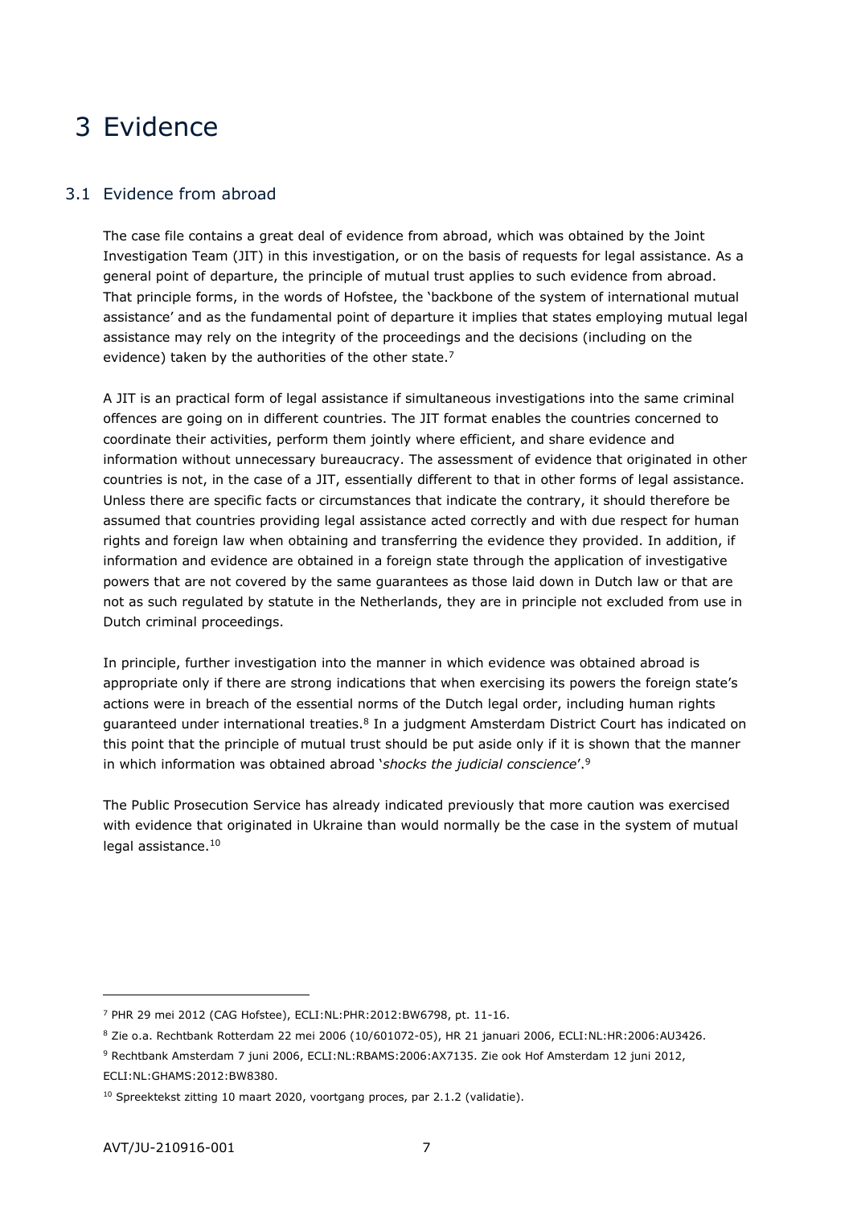# 3 Evidence

## 3.1 Evidence from abroad

The case file contains a great deal of evidence from abroad, which was obtained by the Joint Investigation Team (JIT) in this investigation, or on the basis of requests for legal assistance. As a general point of departure, the principle of mutual trust applies to such evidence from abroad. That principle forms, in the words of Hofstee, the 'backbone of the system of international mutual assistance' and as the fundamental point of departure it implies that states employing mutual legal assistance may rely on the integrity of the proceedings and the decisions (including on the evidence) taken by the authorities of the other state.[7]

A JIT is an practical form of legal assistance if simultaneous investigations into the same criminal offences are going on in different countries. The JIT format enables the countries concerned to coordinate their activities, perform them jointly where efficient, and share evidence and information without unnecessary bureaucracy. The assessment of evidence that originated in other countries is not, in the case of a JIT, essentially different to that in other forms of legal assistance. Unless there are specific facts or circumstances that indicate the contrary, it should therefore be assumed that countries providing legal assistance acted correctly and with due respect for human rights and foreign law when obtaining and transferring the evidence they provided. In addition, if information and evidence are obtained in a foreign state through the application of investigative powers that are not covered by the same guarantees as those laid down in Dutch law or that are not as such regulated by statute in the Netherlands, they are in principle not excluded from use in Dutch criminal proceedings.

In principle, further investigation into the manner in which evidence was obtained abroad is appropriate only if there are strong indications that when exercising its powers the foreign state's actions were in breach of the essential norms of the Dutch legal order, including human rights guaranteed under international treaties.[8] In a judgment Amsterdam District Court has indicated on this point that the principle of mutual trust should be put aside only if it is shown that the manner in which information was obtained abroad '*shocks the judicial conscience*'.[9]

The Public Prosecution Service has already indicated previously that more caution was exercised with evidence that originated in Ukraine than would normally be the case in the system of mutual legal assistance.[10]

---

[7] PHR 29 mei 2012 (CAG Hofstee), ECLI:NL:PHR:2012:BW6798, pt. 11-16.

[8] Zie o.a. Rechtbank Rotterdam 22 mei 2006 (10/601072-05), HR 21 januari 2006, ECLI:NL:HR:2006:AU3426.

[9] Rechtbank Amsterdam 7 juni 2006, ECLI:NL:RBAMS:2006:AX7135. Zie ook Hof Amsterdam 12 juni 2012, ECLI:NL:GHAMS:2012:BW8380.

[10] Spreektekst zitting 10 maart 2020, voortgang proces, par 2.1.2 (validatie).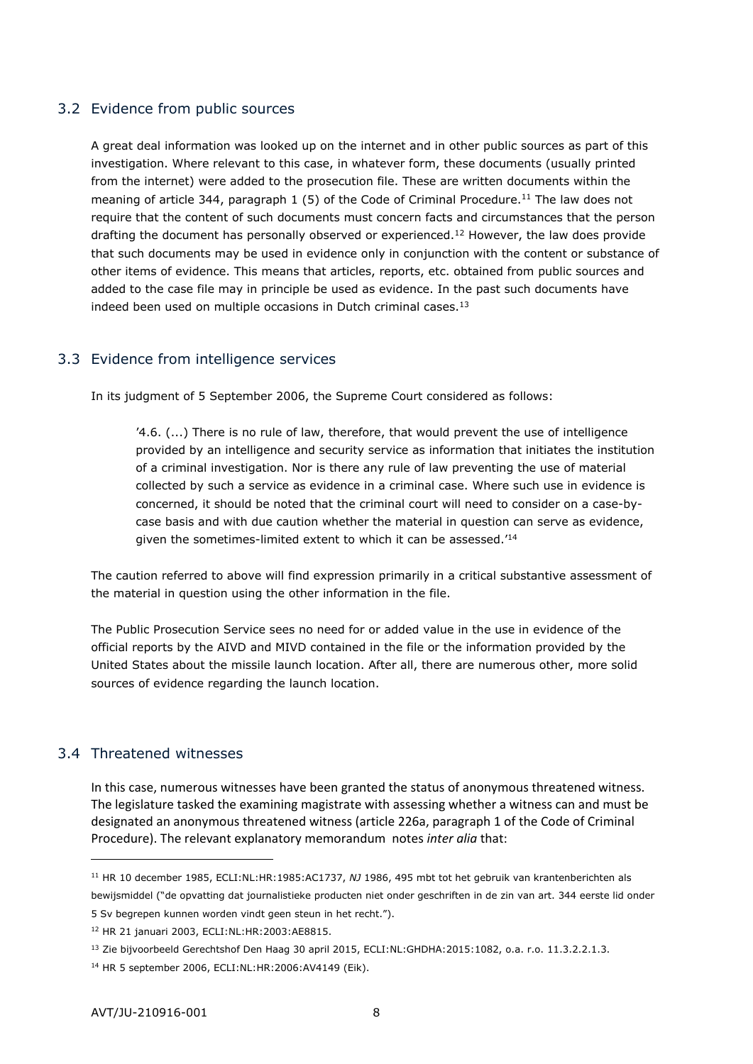## 3.2 Evidence from public sources

A great deal information was looked up on the internet and in other public sources as part of this investigation. Where relevant to this case, in whatever form, these documents (usually printed from the internet) were added to the prosecution file. These are written documents within the meaning of article 344, paragraph 1 (5) of the Code of Criminal Procedure.[11] The law does not require that the content of such documents must concern facts and circumstances that the person drafting the document has personally observed or experienced.[12] However, the law does provide that such documents may be used in evidence only in conjunction with the content or substance of other items of evidence. This means that articles, reports, etc. obtained from public sources and added to the case file may in principle be used as evidence. In the past such documents have indeed been used on multiple occasions in Dutch criminal cases.[13]

## 3.3 Evidence from intelligence services

In its judgment of 5 September 2006, the Supreme Court considered as follows:

> '4.6. (...) There is no rule of law, therefore, that would prevent the use of intelligence provided by an intelligence and security service as information that initiates the institution of a criminal investigation. Nor is there any rule of law preventing the use of material collected by such a service as evidence in a criminal case. Where such use in evidence is concerned, it should be noted that the criminal court will need to consider on a case-by-case basis and with due caution whether the material in question can serve as evidence, given the sometimes-limited extent to which it can be assessed.'[14]

The caution referred to above will find expression primarily in a critical substantive assessment of the material in question using the other information in the file.

The Public Prosecution Service sees no need for or added value in the use in evidence of the official reports by the AIVD and MIVD contained in the file or the information provided by the United States about the missile launch location. After all, there are numerous other, more solid sources of evidence regarding the launch location.

## 3.4 Threatened witnesses

In this case, numerous witnesses have been granted the status of anonymous threatened witness. The legislature tasked the examining magistrate with assessing whether a witness can and must be designated an anonymous threatened witness (article 226a, paragraph 1 of the Code of Criminal Procedure). The relevant explanatory memorandum notes *inter alia* that:

---

[11] HR 10 december 1985, ECLI:NL:HR:1985:AC1737, *NJ* 1986, 495 mbt tot het gebruik van krantenberichten als bewijsmiddel ("de opvatting dat journalistieke producten niet onder geschriften in de zin van art. 344 eerste lid onder 5 Sv begrepen kunnen worden vindt geen steun in het recht.").

[12] HR 21 januari 2003, ECLI:NL:HR:2003:AE8815.

[13] Zie bijvoorbeeld Gerechtshof Den Haag 30 april 2015, ECLI:NL:GHDHA:2015:1082, o.a. r.o. 11.3.2.2.1.3.

[14] HR 5 september 2006, ECLI:NL:HR:2006:AV4149 (Eik).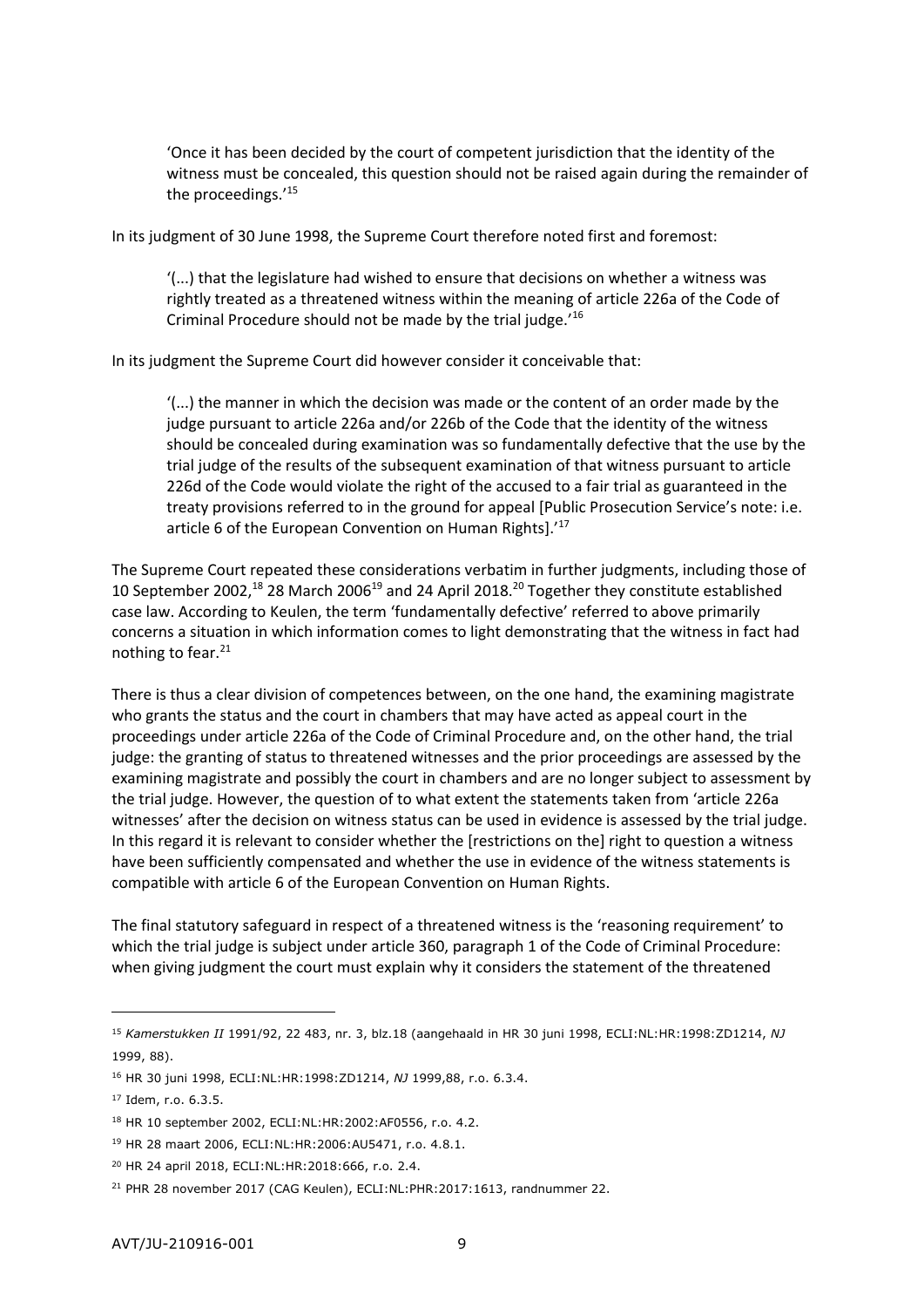> 'Once it has been decided by the court of competent jurisdiction that the identity of the witness must be concealed, this question should not be raised again during the remainder of the proceedings.'[15]

In its judgment of 30 June 1998, the Supreme Court therefore noted first and foremost:

> '(...) that the legislature had wished to ensure that decisions on whether a witness was rightly treated as a threatened witness within the meaning of article 226a of the Code of Criminal Procedure should not be made by the trial judge.'[16]

In its judgment the Supreme Court did however consider it conceivable that:

> '(...) the manner in which the decision was made or the content of an order made by the judge pursuant to article 226a and/or 226b of the Code that the identity of the witness should be concealed during examination was so fundamentally defective that the use by the trial judge of the results of the subsequent examination of that witness pursuant to article 226d of the Code would violate the right of the accused to a fair trial as guaranteed in the treaty provisions referred to in the ground for appeal [Public Prosecution Service's note: i.e. article 6 of the European Convention on Human Rights].'[17]

The Supreme Court repeated these considerations verbatim in further judgments, including those of 10 September 2002,[18] 28 March 2006[19] and 24 April 2018.[20] Together they constitute established case law. According to Keulen, the term 'fundamentally defective' referred to above primarily concerns a situation in which information comes to light demonstrating that the witness in fact had nothing to fear.[21]

There is thus a clear division of competences between, on the one hand, the examining magistrate who grants the status and the court in chambers that may have acted as appeal court in the proceedings under article 226a of the Code of Criminal Procedure and, on the other hand, the trial judge: the granting of status to threatened witnesses and the prior proceedings are assessed by the examining magistrate and possibly the court in chambers and are no longer subject to assessment by the trial judge. However, the question of to what extent the statements taken from 'article 226a witnesses' after the decision on witness status can be used in evidence is assessed by the trial judge. In this regard it is relevant to consider whether the [restrictions on the] right to question a witness have been sufficiently compensated and whether the use in evidence of the witness statements is compatible with article 6 of the European Convention on Human Rights.

The final statutory safeguard in respect of a threatened witness is the 'reasoning requirement' to which the trial judge is subject under article 360, paragraph 1 of the Code of Criminal Procedure: when giving judgment the court must explain why it considers the statement of the threatened

---

[15] *Kamerstukken II* 1991/92, 22 483, nr. 3, blz.18 (aangehaald in HR 30 juni 1998, ECLI:NL:HR:1998:ZD1214, *NJ* 1999, 88).

[16] HR 30 juni 1998, ECLI:NL:HR:1998:ZD1214, *NJ* 1999,88, r.o. 6.3.4.

[17] Idem, r.o. 6.3.5.

[18] HR 10 september 2002, ECLI:NL:HR:2002:AF0556, r.o. 4.2.

[19] HR 28 maart 2006, ECLI:NL:HR:2006:AU5471, r.o. 4.8.1.

[20] HR 24 april 2018, ECLI:NL:HR:2018:666, r.o. 2.4.

[21] PHR 28 november 2017 (CAG Keulen), ECLI:NL:PHR:2017:1613, randnummer 22.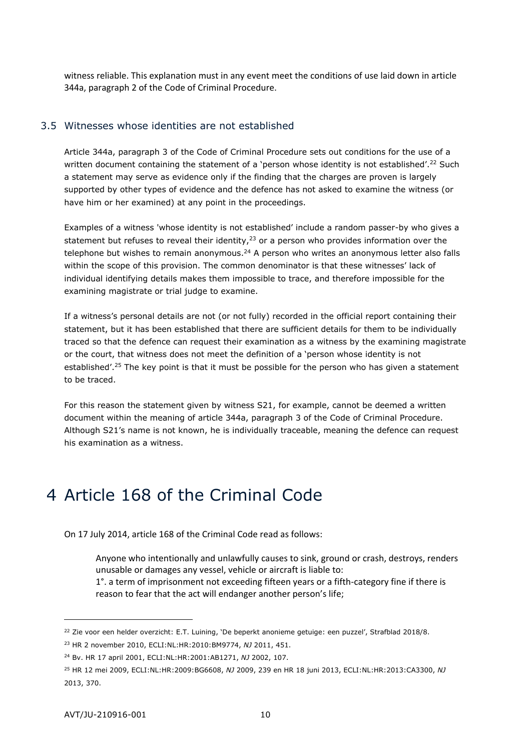witness reliable. This explanation must in any event meet the conditions of use laid down in article 344a, paragraph 2 of the Code of Criminal Procedure.

## 3.5 Witnesses whose identities are not established

Article 344a, paragraph 3 of the Code of Criminal Procedure sets out conditions for the use of a written document containing the statement of a 'person whose identity is not established'.[22] Such a statement may serve as evidence only if the finding that the charges are proven is largely supported by other types of evidence and the defence has not asked to examine the witness (or have him or her examined) at any point in the proceedings.

Examples of a witness 'whose identity is not established' include a random passer-by who gives a statement but refuses to reveal their identity,[23] or a person who provides information over the telephone but wishes to remain anonymous.[24] A person who writes an anonymous letter also falls within the scope of this provision. The common denominator is that these witnesses' lack of individual identifying details makes them impossible to trace, and therefore impossible for the examining magistrate or trial judge to examine.

If a witness's personal details are not (or not fully) recorded in the official report containing their statement, but it has been established that there are sufficient details for them to be individually traced so that the defence can request their examination as a witness by the examining magistrate or the court, that witness does not meet the definition of a 'person whose identity is not established'.[25] The key point is that it must be possible for the person who has given a statement to be traced.

For this reason the statement given by witness S21, for example, cannot be deemed a written document within the meaning of article 344a, paragraph 3 of the Code of Criminal Procedure. Although S21's name is not known, he is individually traceable, meaning the defence can request his examination as a witness.

# 4 Article 168 of the Criminal Code

On 17 July 2014, article 168 of the Criminal Code read as follows:

> Anyone who intentionally and unlawfully causes to sink, ground or crash, destroys, renders unusable or damages any vessel, vehicle or aircraft is liable to:
> 1°. a term of imprisonment not exceeding fifteen years or a fifth-category fine if there is reason to fear that the act will endanger another person's life;

---

[22] Zie voor een helder overzicht: E.T. Luining, 'De beperkt anonieme getuige: een puzzel', Strafblad 2018/8.

[23] HR 2 november 2010, ECLI:NL:HR:2010:BM9774, *NJ* 2011, 451.

[24] Bv. HR 17 april 2001, ECLI:NL:HR:2001:AB1271, *NJ* 2002, 107.

[25] HR 12 mei 2009, ECLI:NL:HR:2009:BG6608, *NJ* 2009, 239 en HR 18 juni 2013, ECLI:NL:HR:2013:CA3300, *NJ* 2013, 370.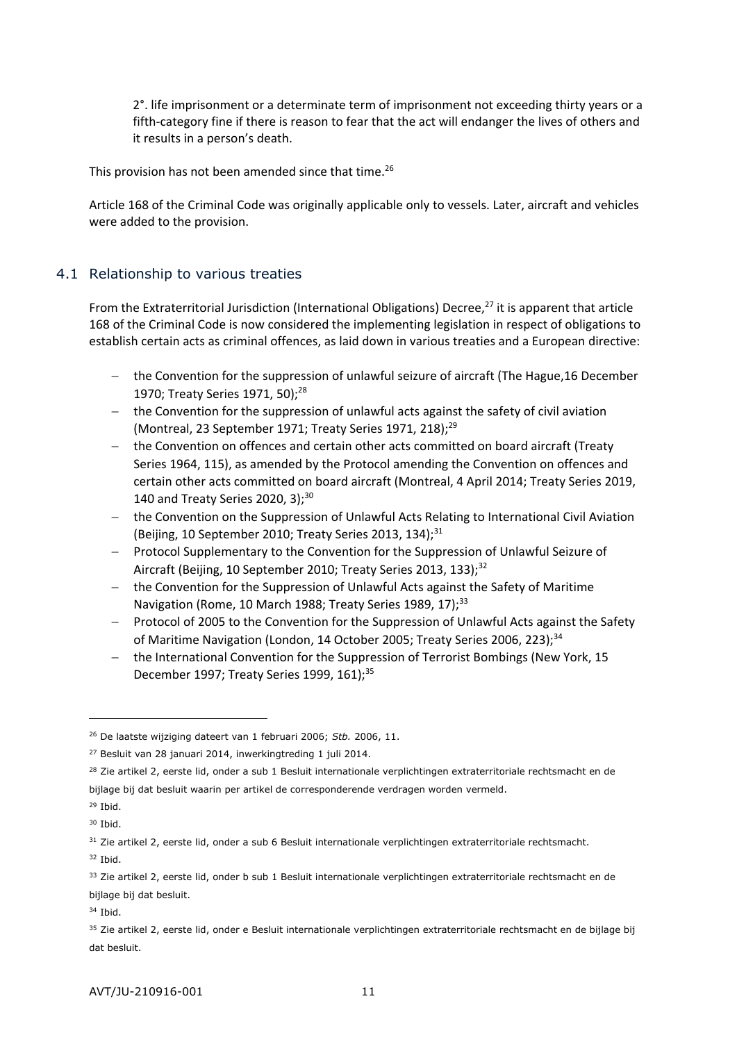2°. life imprisonment or a determinate term of imprisonment not exceeding thirty years or a fifth-category fine if there is reason to fear that the act will endanger the lives of others and it results in a person's death.

This provision has not been amended since that time.[26]

Article 168 of the Criminal Code was originally applicable only to vessels. Later, aircraft and vehicles were added to the provision.

## 4.1 Relationship to various treaties

From the Extraterritorial Jurisdiction (International Obligations) Decree,[27] it is apparent that article 168 of the Criminal Code is now considered the implementing legislation in respect of obligations to establish certain acts as criminal offences, as laid down in various treaties and a European directive:

- the Convention for the suppression of unlawful seizure of aircraft (The Hague,16 December 1970; Treaty Series 1971, 50);[28]
- the Convention for the suppression of unlawful acts against the safety of civil aviation (Montreal, 23 September 1971; Treaty Series 1971, 218);[29]
- the Convention on offences and certain other acts committed on board aircraft (Treaty Series 1964, 115), as amended by the Protocol amending the Convention on offences and certain other acts committed on board aircraft (Montreal, 4 April 2014; Treaty Series 2019, 140 and Treaty Series 2020, 3);[30]
- the Convention on the Suppression of Unlawful Acts Relating to International Civil Aviation (Beijing, 10 September 2010; Treaty Series 2013, 134);[31]
- Protocol Supplementary to the Convention for the Suppression of Unlawful Seizure of Aircraft (Beijing, 10 September 2010; Treaty Series 2013, 133);[32]
- the Convention for the Suppression of Unlawful Acts against the Safety of Maritime Navigation (Rome, 10 March 1988; Treaty Series 1989, 17);[33]
- Protocol of 2005 to the Convention for the Suppression of Unlawful Acts against the Safety of Maritime Navigation (London, 14 October 2005; Treaty Series 2006, 223);[34]
- the International Convention for the Suppression of Terrorist Bombings (New York, 15 December 1997; Treaty Series 1999, 161);[35]

---

[26] De laatste wijziging dateert van 1 februari 2006; *Stb.* 2006, 11.

[27] Besluit van 28 januari 2014, inwerkingtreding 1 juli 2014.

[28] Zie artikel 2, eerste lid, onder a sub 1 Besluit internationale verplichtingen extraterritoriale rechtsmacht en de bijlage bij dat besluit waarin per artikel de corresponderende verdragen worden vermeld.

[29] Ibid.

[30] Ibid.

[31] Zie artikel 2, eerste lid, onder a sub 6 Besluit internationale verplichtingen extraterritoriale rechtsmacht.

[32] Ibid.

[33] Zie artikel 2, eerste lid, onder b sub 1 Besluit internationale verplichtingen extraterritoriale rechtsmacht en de bijlage bij dat besluit.

[34] Ibid.

[35] Zie artikel 2, eerste lid, onder e Besluit internationale verplichtingen extraterritoriale rechtsmacht en de bijlage bij dat besluit.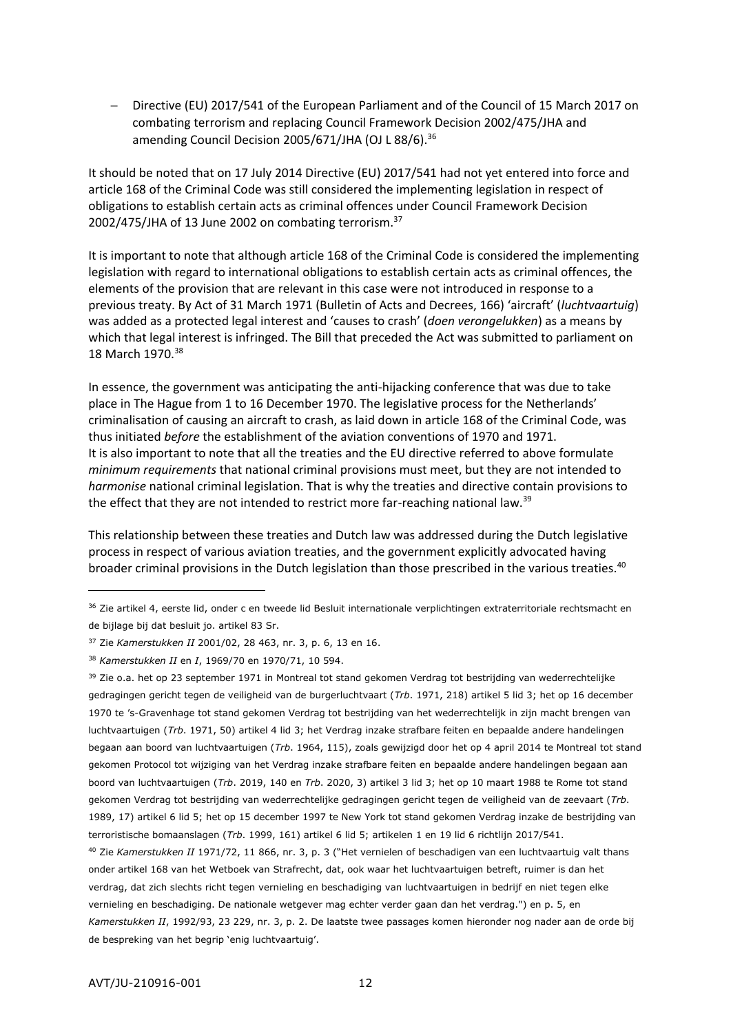- Directive (EU) 2017/541 of the European Parliament and of the Council of 15 March 2017 on combating terrorism and replacing Council Framework Decision 2002/475/JHA and amending Council Decision 2005/671/JHA (OJ L 88/6).[36]

It should be noted that on 17 July 2014 Directive (EU) 2017/541 had not yet entered into force and article 168 of the Criminal Code was still considered the implementing legislation in respect of obligations to establish certain acts as criminal offences under Council Framework Decision 2002/475/JHA of 13 June 2002 on combating terrorism.[37]

It is important to note that although article 168 of the Criminal Code is considered the implementing legislation with regard to international obligations to establish certain acts as criminal offences, the elements of the provision that are relevant in this case were not introduced in response to a previous treaty. By Act of 31 March 1971 (Bulletin of Acts and Decrees, 166) 'aircraft' (*luchtvaartuig*) was added as a protected legal interest and 'causes to crash' (*doen verongelukken*) as a means by which that legal interest is infringed. The Bill that preceded the Act was submitted to parliament on 18 March 1970.[38]

In essence, the government was anticipating the anti-hijacking conference that was due to take place in The Hague from 1 to 16 December 1970. The legislative process for the Netherlands' criminalisation of causing an aircraft to crash, as laid down in article 168 of the Criminal Code, was thus initiated *before* the establishment of the aviation conventions of 1970 and 1971.
It is also important to note that all the treaties and the EU directive referred to above formulate *minimum requirements* that national criminal provisions must meet, but they are not intended to *harmonise* national criminal legislation. That is why the treaties and directive contain provisions to the effect that they are not intended to restrict more far-reaching national law.[39]

This relationship between these treaties and Dutch law was addressed during the Dutch legislative process in respect of various aviation treaties, and the government explicitly advocated having broader criminal provisions in the Dutch legislation than those prescribed in the various treaties.[40]

---

[36] Zie artikel 4, eerste lid, onder c en tweede lid Besluit internationale verplichtingen extraterritoriale rechtsmacht en de bijlage bij dat besluit jo. artikel 83 Sr.

[37] Zie *Kamerstukken II* 2001/02, 28 463, nr. 3, p. 6, 13 en 16.

[38] *Kamerstukken II* en *I*, 1969/70 en 1970/71, 10 594.

[39] Zie o.a. het op 23 september 1971 in Montreal tot stand gekomen Verdrag tot bestrijding van wederrechtelijke gedragingen gericht tegen de veiligheid van de burgerluchtvaart (*Trb*. 1971, 218) artikel 5 lid 3; het op 16 december 1970 te 's-Gravenhage tot stand gekomen Verdrag tot bestrijding van het wederrechtelijk in zijn macht brengen van luchtvaartuigen (*Trb*. 1971, 50) artikel 4 lid 3; het Verdrag inzake strafbare feiten en bepaalde andere handelingen begaan aan boord van luchtvaartuigen (*Trb*. 1964, 115), zoals gewijzigd door het op 4 april 2014 te Montreal tot stand gekomen Protocol tot wijziging van het Verdrag inzake strafbare feiten en bepaalde andere handelingen begaan aan boord van luchtvaartuigen (*Trb*. 2019, 140 en *Trb*. 2020, 3) artikel 3 lid 3; het op 10 maart 1988 te Rome tot stand gekomen Verdrag tot bestrijding van wederrechtelijke gedragingen gericht tegen de veiligheid van de zeevaart (*Trb*. 1989, 17) artikel 6 lid 5; het op 15 december 1997 te New York tot stand gekomen Verdrag inzake de bestrijding van terroristische bomaanslagen (*Trb*. 1999, 161) artikel 6 lid 5; artikelen 1 en 19 lid 6 richtlijn 2017/541.

[40] Zie *Kamerstukken II* 1971/72, 11 866, nr. 3, p. 3 ("Het vernielen of beschadigen van een luchtvaartuig valt thans onder artikel 168 van het Wetboek van Strafrecht, dat, ook waar het luchtvaartuigen betreft, ruimer is dan het verdrag, dat zich slechts richt tegen vernieling en beschadiging van luchtvaartuigen in bedrijf en niet tegen elke vernieling en beschadiging. De nationale wetgever mag echter verder gaan dan het verdrag.") en p. 5, en *Kamerstukken II*, 1992/93, 23 229, nr. 3, p. 2. De laatste twee passages komen hieronder nog nader aan de orde bij de bespreking van het begrip 'enig luchtvaartuig'.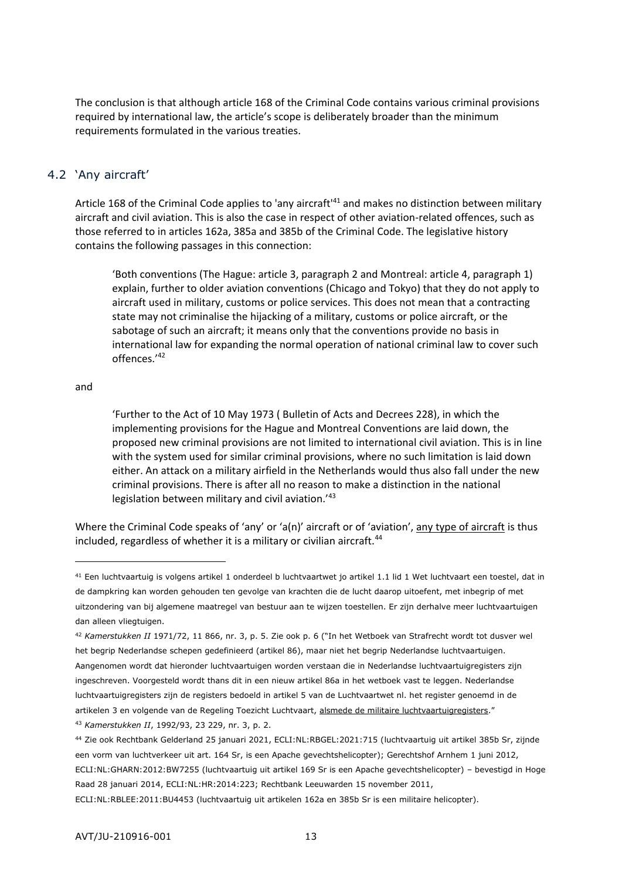The conclusion is that although article 168 of the Criminal Code contains various criminal provisions required by international law, the article's scope is deliberately broader than the minimum requirements formulated in the various treaties.

## 4.2 'Any aircraft'

Article 168 of the Criminal Code applies to 'any aircraft'[41] and makes no distinction between military aircraft and civil aviation. This is also the case in respect of other aviation-related offences, such as those referred to in articles 162a, 385a and 385b of the Criminal Code. The legislative history contains the following passages in this connection:

> 'Both conventions (The Hague: article 3, paragraph 2 and Montreal: article 4, paragraph 1) explain, further to older aviation conventions (Chicago and Tokyo) that they do not apply to aircraft used in military, customs or police services. This does not mean that a contracting state may not criminalise the hijacking of a military, customs or police aircraft, or the sabotage of such an aircraft; it means only that the conventions provide no basis in international law for expanding the normal operation of national criminal law to cover such offences.'[42]

and

> 'Further to the Act of 10 May 1973 ( Bulletin of Acts and Decrees 228), in which the implementing provisions for the Hague and Montreal Conventions are laid down, the proposed new criminal provisions are not limited to international civil aviation. This is in line with the system used for similar criminal provisions, where no such limitation is laid down either. An attack on a military airfield in the Netherlands would thus also fall under the new criminal provisions. There is after all no reason to make a distinction in the national legislation between military and civil aviation.'[43]

Where the Criminal Code speaks of 'any' or 'a(n)' aircraft or of 'aviation', <u>any type of aircraft</u> is thus included, regardless of whether it is a military or civilian aircraft.[44]

---

[41] Een luchtvaartuig is volgens artikel 1 onderdeel b luchtvaartwet jo artikel 1.1 lid 1 Wet luchtvaart een toestel, dat in de dampkring kan worden gehouden ten gevolge van krachten die de lucht daarop uitoefent, met inbegrip of met uitzondering van bij algemene maatregel van bestuur aan te wijzen toestellen. Er zijn derhalve meer luchtvaartuigen dan alleen vliegtuigen.

[42] *Kamerstukken II* 1971/72, 11 866, nr. 3, p. 5. Zie ook p. 6 ("In het Wetboek van Strafrecht wordt tot dusver wel het begrip Nederlandse schepen gedefinieerd (artikel 86), maar niet het begrip Nederlandse luchtvaartuigen. Aangenomen wordt dat hieronder luchtvaartuigen worden verstaan die in Nederlandse luchtvaartuigregisters zijn ingeschreven. Voorgesteld wordt thans dit in een nieuw artikel 86a in het wetboek vast te leggen. Nederlandse luchtvaartuigregisters zijn de registers bedoeld in artikel 5 van de Luchtvaartwet nl. het register genoemd in de artikelen 3 en volgende van de Regeling Toezicht Luchtvaart, <u>alsmede de militaire luchtvaartuigregisters</u>."

[43] *Kamerstukken II*, 1992/93, 23 229, nr. 3, p. 2.

[44] Zie ook Rechtbank Gelderland 25 januari 2021, ECLI:NL:RBGEL:2021:715 (luchtvaartuig uit artikel 385b Sr, zijnde een vorm van luchtverkeer uit art. 164 Sr, is een Apache gevechtshelicopter); Gerechtshof Arnhem 1 juni 2012, ECLI:NL:GHARN:2012:BW7255 (luchtvaartuig uit artikel 169 Sr is een Apache gevechtshelicopter) – bevestigd in Hoge Raad 28 januari 2014, ECLI:NL:HR:2014:223; Rechtbank Leeuwarden 15 november 2011, ECLI:NL:RBLEE:2011:BU4453 (luchtvaartuig uit artikelen 162a en 385b Sr is een militaire helicopter).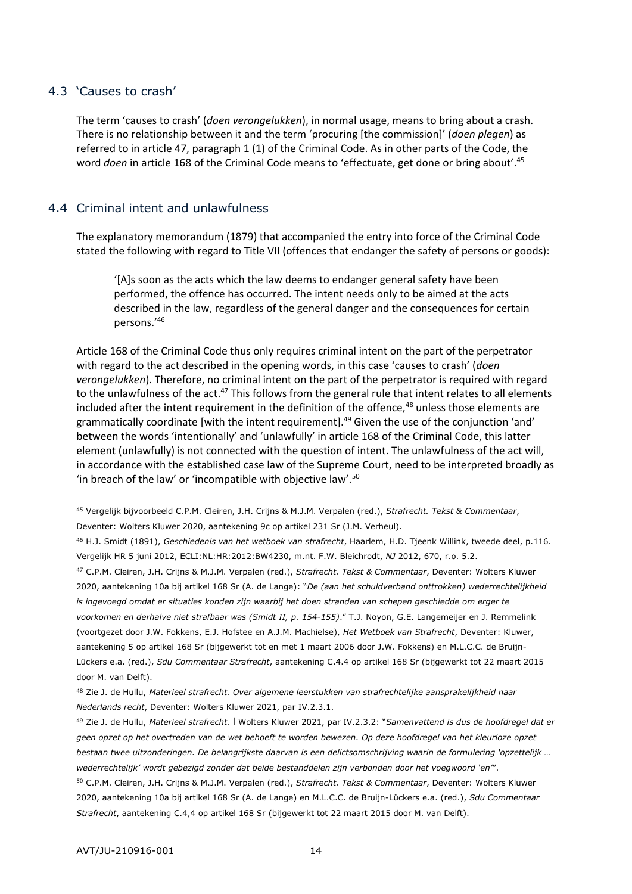## 4.3 'Causes to crash'

The term 'causes to crash' (*doen verongelukken*), in normal usage, means to bring about a crash. There is no relationship between it and the term 'procuring [the commission]' (*doen plegen*) as referred to in article 47, paragraph 1 (1) of the Criminal Code. As in other parts of the Code, the word *doen* in article 168 of the Criminal Code means to 'effectuate, get done or bring about'.[45]

## 4.4 Criminal intent and unlawfulness

The explanatory memorandum (1879) that accompanied the entry into force of the Criminal Code stated the following with regard to Title VII (offences that endanger the safety of persons or goods):

> '[A]s soon as the acts which the law deems to endanger general safety have been performed, the offence has occurred. The intent needs only to be aimed at the acts described in the law, regardless of the general danger and the consequences for certain persons.'[46]

Article 168 of the Criminal Code thus only requires criminal intent on the part of the perpetrator with regard to the act described in the opening words, in this case 'causes to crash' (*doen verongelukken*). Therefore, no criminal intent on the part of the perpetrator is required with regard to the unlawfulness of the act.[47] This follows from the general rule that intent relates to all elements included after the intent requirement in the definition of the offence,[48] unless those elements are grammatically coordinate [with the intent requirement].[49] Given the use of the conjunction 'and' between the words 'intentionally' and 'unlawfully' in article 168 of the Criminal Code, this latter element (unlawfully) is not connected with the question of intent. The unlawfulness of the act will, in accordance with the established case law of the Supreme Court, need to be interpreted broadly as 'in breach of the law' or 'incompatible with objective law'.[50]

---

[45] Vergelijk bijvoorbeeld C.P.M. Cleiren, J.H. Crijns & M.J.M. Verpalen (red.), *Strafrecht. Tekst & Commentaar*, Deventer: Wolters Kluwer 2020, aantekening 9c op artikel 231 Sr (J.M. Verheul).

[46] H.J. Smidt (1891), *Geschiedenis van het wetboek van strafrecht*, Haarlem, H.D. Tjeenk Willink, tweede deel, p.116. Vergelijk HR 5 juni 2012, ECLI:NL:HR:2012:BW4230, m.nt. F.W. Bleichrodt, *NJ* 2012, 670, r.o. 5.2.

[47] C.P.M. Cleiren, J.H. Crijns & M.J.M. Verpalen (red.), *Strafrecht. Tekst & Commentaar*, Deventer: Wolters Kluwer 2020, aantekening 10a bij artikel 168 Sr (A. de Lange): "*De (aan het schuldverband onttrokken) wederrechtelijkheid is ingevoegd omdat er situaties konden zijn waarbij het doen stranden van schepen geschiedde om erger te voorkomen en derhalve niet strafbaar was (Smidt II, p. 154-155)*." T.J. Noyon, G.E. Langemeijer en J. Remmelink (voortgezet door J.W. Fokkens, E.J. Hofstee en A.J.M. Machielse), *Het Wetboek van Strafrecht*, Deventer: Kluwer, aantekening 5 op artikel 168 Sr (bijgewerkt tot en met 1 maart 2006 door J.W. Fokkens) en M.L.C.C. de Bruijn-Lückers e.a. (red.), *Sdu Commentaar Strafrecht*, aantekening C.4.4 op artikel 168 Sr (bijgewerkt tot 22 maart 2015 door M. van Delft).

[48] Zie J. de Hullu, *Materieel strafrecht. Over algemene leerstukken van strafrechtelijke aansprakelijkheid naar Nederlands recht*, Deventer: Wolters Kluwer 2021, par IV.2.3.1.

[49] Zie J. de Hullu, *Materieel strafrecht.* | Wolters Kluwer 2021, par IV.2.3.2: "*Samenvattend is dus de hoofdregel dat er geen opzet op het overtreden van de wet behoeft te worden bewezen. Op deze hoofdregel van het kleurloze opzet bestaan twee uitzonderingen. De belangrijkste daarvan is een delictsomschrijving waarin de formulering 'opzettelijk … wederrechtelijk' wordt gebezigd zonder dat beide bestanddelen zijn verbonden door het voegwoord 'en'*".

[50] C.P.M. Cleiren, J.H. Crijns & M.J.M. Verpalen (red.), *Strafrecht. Tekst & Commentaar*, Deventer: Wolters Kluwer 2020, aantekening 10a bij artikel 168 Sr (A. de Lange) en M.L.C.C. de Bruijn-Lückers e.a. (red.), *Sdu Commentaar Strafrecht*, aantekening C.4,4 op artikel 168 Sr (bijgewerkt tot 22 maart 2015 door M. van Delft).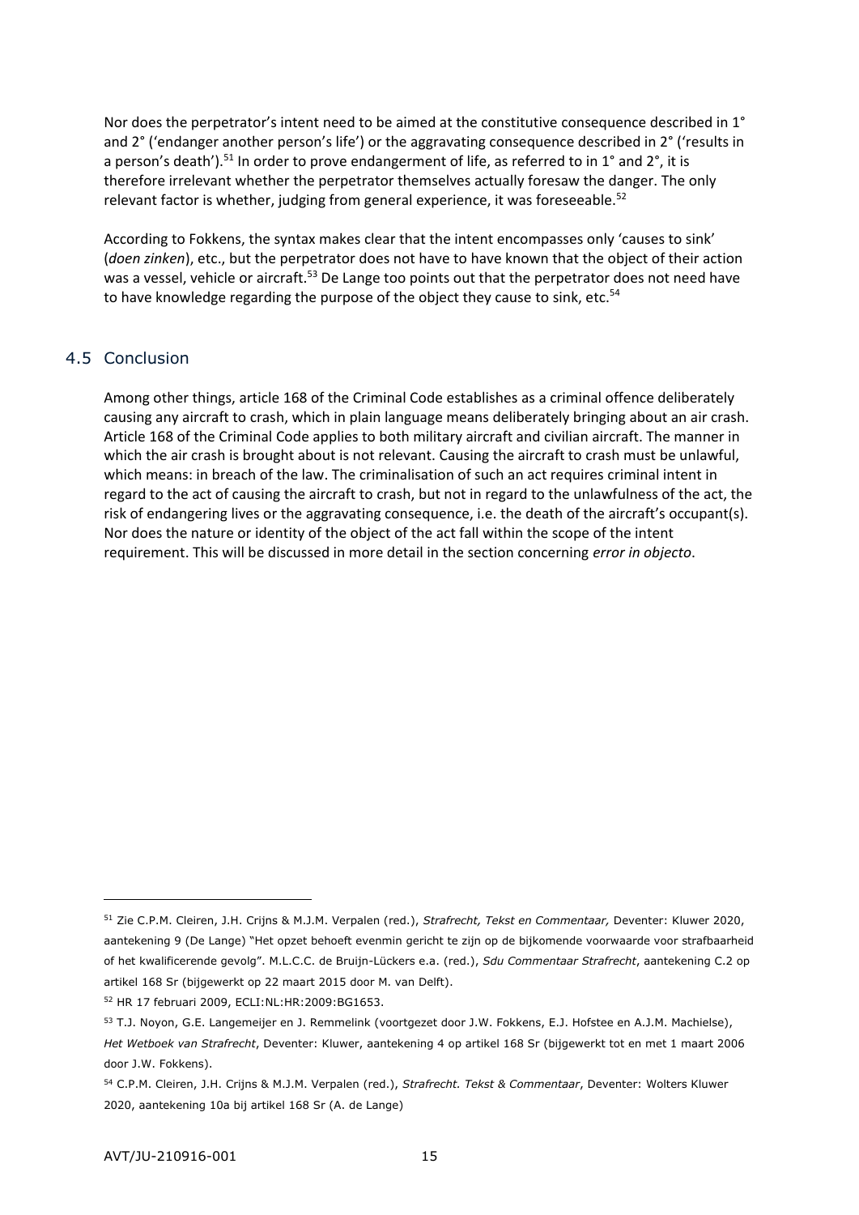Nor does the perpetrator's intent need to be aimed at the constitutive consequence described in 1° and 2° ('endanger another person's life') or the aggravating consequence described in 2° ('results in a person's death').[51] In order to prove endangerment of life, as referred to in 1° and 2°, it is therefore irrelevant whether the perpetrator themselves actually foresaw the danger. The only relevant factor is whether, judging from general experience, it was foreseeable.[52]

According to Fokkens, the syntax makes clear that the intent encompasses only 'causes to sink' (*doen zinken*), etc., but the perpetrator does not have to have known that the object of their action was a vessel, vehicle or aircraft.[53] De Lange too points out that the perpetrator does not need have to have knowledge regarding the purpose of the object they cause to sink, etc.[54]

## 4.5 Conclusion

Among other things, article 168 of the Criminal Code establishes as a criminal offence deliberately causing any aircraft to crash, which in plain language means deliberately bringing about an air crash. Article 168 of the Criminal Code applies to both military aircraft and civilian aircraft. The manner in which the air crash is brought about is not relevant. Causing the aircraft to crash must be unlawful, which means: in breach of the law. The criminalisation of such an act requires criminal intent in regard to the act of causing the aircraft to crash, but not in regard to the unlawfulness of the act, the risk of endangering lives or the aggravating consequence, i.e. the death of the aircraft's occupant(s). Nor does the nature or identity of the object of the act fall within the scope of the intent requirement. This will be discussed in more detail in the section concerning *error in objecto*.

---

[51] Zie C.P.M. Cleiren, J.H. Crijns & M.J.M. Verpalen (red.), *Strafrecht, Tekst en Commentaar,* Deventer: Kluwer 2020, aantekening 9 (De Lange) "Het opzet behoeft evenmin gericht te zijn op de bijkomende voorwaarde voor strafbaarheid of het kwalificerende gevolg". M.L.C.C. de Bruijn-Lückers e.a. (red.), *Sdu Commentaar Strafrecht*, aantekening C.2 op artikel 168 Sr (bijgewerkt op 22 maart 2015 door M. van Delft).

[52] HR 17 februari 2009, ECLI:NL:HR:2009:BG1653.

[53] T.J. Noyon, G.E. Langemeijer en J. Remmelink (voortgezet door J.W. Fokkens, E.J. Hofstee en A.J.M. Machielse), *Het Wetboek van Strafrecht*, Deventer: Kluwer, aantekening 4 op artikel 168 Sr (bijgewerkt tot en met 1 maart 2006 door J.W. Fokkens).

[54] C.P.M. Cleiren, J.H. Crijns & M.J.M. Verpalen (red.), *Strafrecht. Tekst & Commentaar*, Deventer: Wolters Kluwer 2020, aantekening 10a bij artikel 168 Sr (A. de Lange)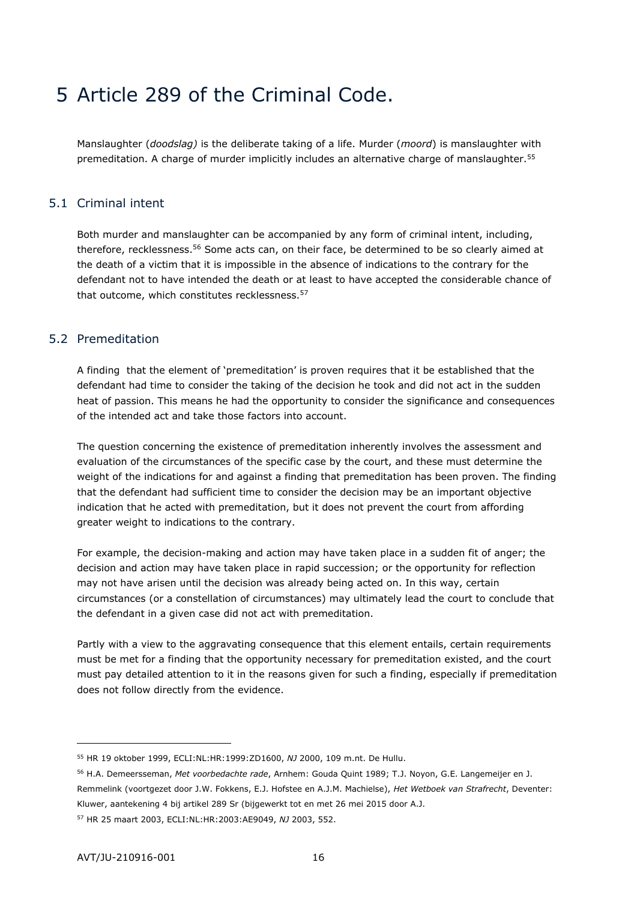# 5 Article 289 of the Criminal Code.

Manslaughter (*doodslag)* is the deliberate taking of a life. Murder (*moord*) is manslaughter with premeditation. A charge of murder implicitly includes an alternative charge of manslaughter.[55]

## 5.1 Criminal intent

Both murder and manslaughter can be accompanied by any form of criminal intent, including, therefore, recklessness.[56] Some acts can, on their face, be determined to be so clearly aimed at the death of a victim that it is impossible in the absence of indications to the contrary for the defendant not to have intended the death or at least to have accepted the considerable chance of that outcome, which constitutes recklessness.[57]

## 5.2 Premeditation

A finding that the element of 'premeditation' is proven requires that it be established that the defendant had time to consider the taking of the decision he took and did not act in the sudden heat of passion. This means he had the opportunity to consider the significance and consequences of the intended act and take those factors into account.

The question concerning the existence of premeditation inherently involves the assessment and evaluation of the circumstances of the specific case by the court, and these must determine the weight of the indications for and against a finding that premeditation has been proven. The finding that the defendant had sufficient time to consider the decision may be an important objective indication that he acted with premeditation, but it does not prevent the court from affording greater weight to indications to the contrary.

For example, the decision-making and action may have taken place in a sudden fit of anger; the decision and action may have taken place in rapid succession; or the opportunity for reflection may not have arisen until the decision was already being acted on. In this way, certain circumstances (or a constellation of circumstances) may ultimately lead the court to conclude that the defendant in a given case did not act with premeditation.

Partly with a view to the aggravating consequence that this element entails, certain requirements must be met for a finding that the opportunity necessary for premeditation existed, and the court must pay detailed attention to it in the reasons given for such a finding, especially if premeditation does not follow directly from the evidence.

---

[55] HR 19 oktober 1999, ECLI:NL:HR:1999:ZD1600, *NJ* 2000, 109 m.nt. De Hullu.

[56] H.A. Demeersseman, *Met voorbedachte rade*, Arnhem: Gouda Quint 1989; T.J. Noyon, G.E. Langemeijer en J. Remmelink (voortgezet door J.W. Fokkens, E.J. Hofstee en A.J.M. Machielse), *Het Wetboek van Strafrecht*, Deventer: Kluwer, aantekening 4 bij artikel 289 Sr (bijgewerkt tot en met 26 mei 2015 door A.J.

[57] HR 25 maart 2003, ECLI:NL:HR:2003:AE9049, *NJ* 2003, 552.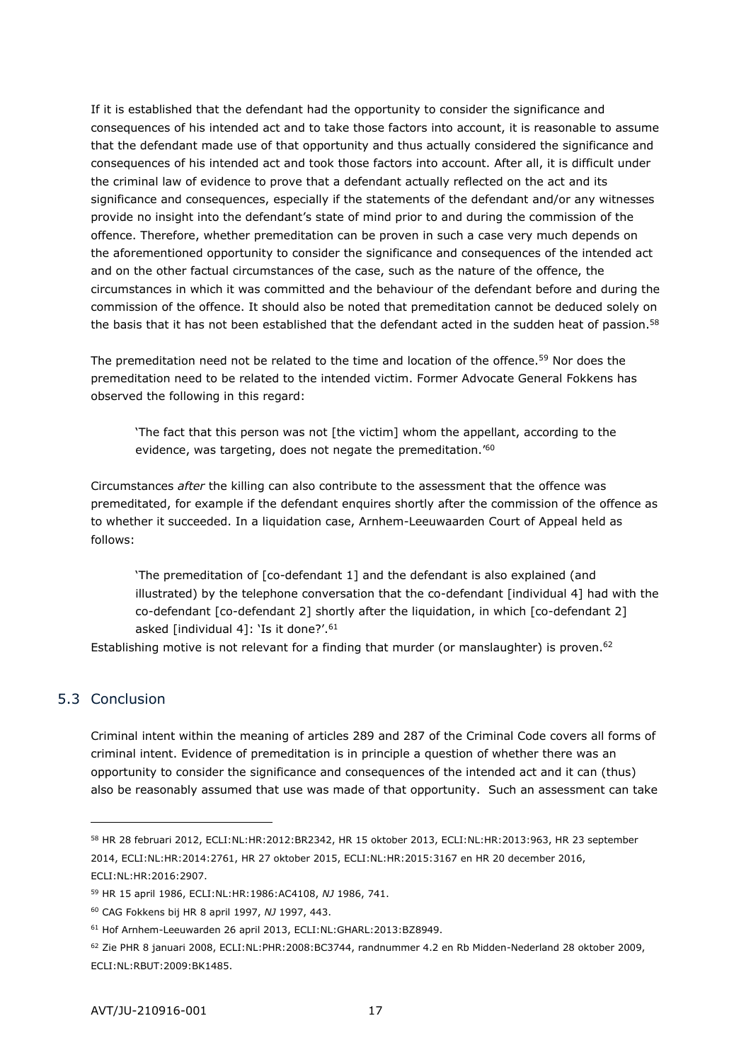If it is established that the defendant had the opportunity to consider the significance and consequences of his intended act and to take those factors into account, it is reasonable to assume that the defendant made use of that opportunity and thus actually considered the significance and consequences of his intended act and took those factors into account. After all, it is difficult under the criminal law of evidence to prove that a defendant actually reflected on the act and its significance and consequences, especially if the statements of the defendant and/or any witnesses provide no insight into the defendant's state of mind prior to and during the commission of the offence. Therefore, whether premeditation can be proven in such a case very much depends on the aforementioned opportunity to consider the significance and consequences of the intended act and on the other factual circumstances of the case, such as the nature of the offence, the circumstances in which it was committed and the behaviour of the defendant before and during the commission of the offence. It should also be noted that premeditation cannot be deduced solely on the basis that it has not been established that the defendant acted in the sudden heat of passion.[58]

The premeditation need not be related to the time and location of the offence.[59] Nor does the premeditation need to be related to the intended victim. Former Advocate General Fokkens has observed the following in this regard:

> 'The fact that this person was not [the victim] whom the appellant, according to the evidence, was targeting, does not negate the premeditation.'[60]

Circumstances *after* the killing can also contribute to the assessment that the offence was premeditated, for example if the defendant enquires shortly after the commission of the offence as to whether it succeeded. In a liquidation case, Arnhem-Leeuwaarden Court of Appeal held as follows:

> 'The premeditation of [co-defendant 1] and the defendant is also explained (and illustrated) by the telephone conversation that the co-defendant [individual 4] had with the co-defendant [co-defendant 2] shortly after the liquidation, in which [co-defendant 2] asked [individual 4]: 'Is it done?'.[61]

Establishing motive is not relevant for a finding that murder (or manslaughter) is proven.[62]

## 5.3 Conclusion

Criminal intent within the meaning of articles 289 and 287 of the Criminal Code covers all forms of criminal intent. Evidence of premeditation is in principle a question of whether there was an opportunity to consider the significance and consequences of the intended act and it can (thus) also be reasonably assumed that use was made of that opportunity. Such an assessment can take

---

[58] HR 28 februari 2012, ECLI:NL:HR:2012:BR2342, HR 15 oktober 2013, ECLI:NL:HR:2013:963, HR 23 september 2014, ECLI:NL:HR:2014:2761, HR 27 oktober 2015, ECLI:NL:HR:2015:3167 en HR 20 december 2016, ECLI:NL:HR:2016:2907.

[59] HR 15 april 1986, ECLI:NL:HR:1986:AC4108, *NJ* 1986, 741.

[60] CAG Fokkens bij HR 8 april 1997, *NJ* 1997, 443.

[61] Hof Arnhem-Leeuwarden 26 april 2013, ECLI:NL:GHARL:2013:BZ8949.

[62] Zie PHR 8 januari 2008, ECLI:NL:PHR:2008:BC3744, randnummer 4.2 en Rb Midden-Nederland 28 oktober 2009, ECLI:NL:RBUT:2009:BK1485.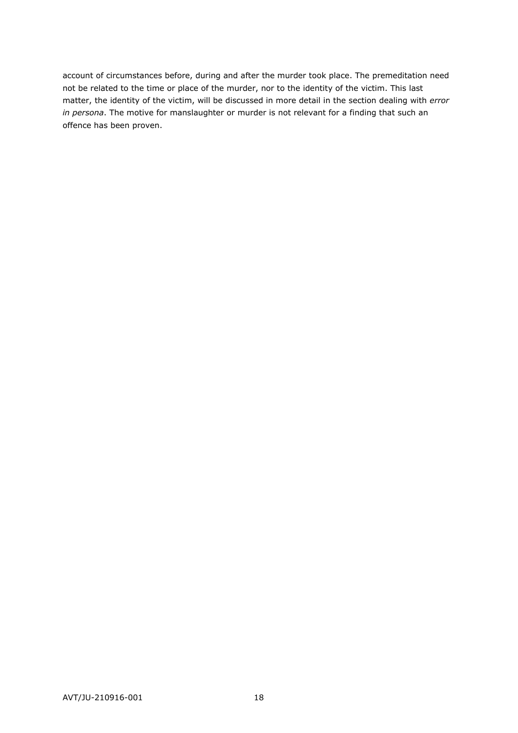account of circumstances before, during and after the murder took place. The premeditation need not be related to the time or place of the murder, nor to the identity of the victim. This last matter, the identity of the victim, will be discussed in more detail in the section dealing with *error in persona*. The motive for manslaughter or murder is not relevant for a finding that such an offence has been proven.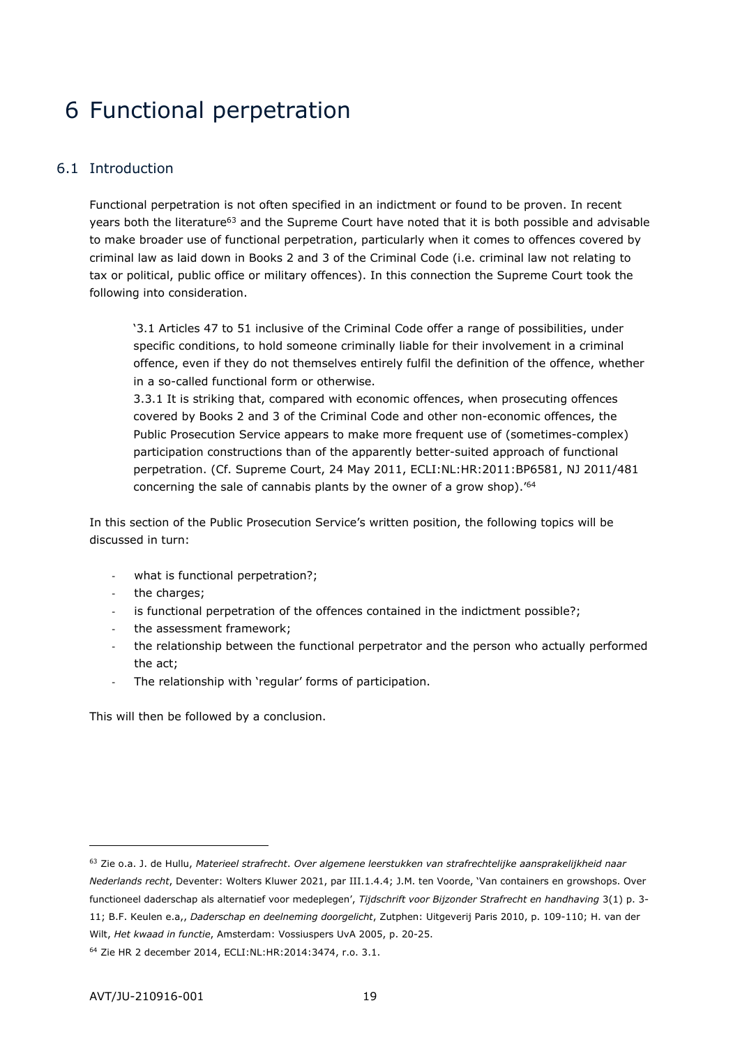# 6 Functional perpetration

## 6.1 Introduction

Functional perpetration is not often specified in an indictment or found to be proven. In recent years both the literature[63] and the Supreme Court have noted that it is both possible and advisable to make broader use of functional perpetration, particularly when it comes to offences covered by criminal law as laid down in Books 2 and 3 of the Criminal Code (i.e. criminal law not relating to tax or political, public office or military offences). In this connection the Supreme Court took the following into consideration.

> '3.1 Articles 47 to 51 inclusive of the Criminal Code offer a range of possibilities, under specific conditions, to hold someone criminally liable for their involvement in a criminal offence, even if they do not themselves entirely fulfil the definition of the offence, whether in a so-called functional form or otherwise.
> 3.3.1 It is striking that, compared with economic offences, when prosecuting offences covered by Books 2 and 3 of the Criminal Code and other non-economic offences, the Public Prosecution Service appears to make more frequent use of (sometimes-complex) participation constructions than of the apparently better-suited approach of functional perpetration. (Cf. Supreme Court, 24 May 2011, ECLI:NL:HR:2011:BP6581, NJ 2011/481 concerning the sale of cannabis plants by the owner of a grow shop).'[64]

In this section of the Public Prosecution Service's written position, the following topics will be discussed in turn:

- what is functional perpetration?;
- the charges;
- is functional perpetration of the offences contained in the indictment possible?;
- the assessment framework;
- the relationship between the functional perpetrator and the person who actually performed the act;
- The relationship with 'regular' forms of participation.

This will then be followed by a conclusion.

---

[63] Zie o.a. J. de Hullu, *Materieel strafrecht. Over algemene leerstukken van strafrechtelijke aansprakelijkheid naar Nederlands recht*, Deventer: Wolters Kluwer 2021, par III.1.4.4; J.M. ten Voorde, 'Van containers en growshops. Over functioneel daderschap als alternatief voor medeplegen', *Tijdschrift voor Bijzonder Strafrecht en handhaving* 3(1) p. 3-11; B.F. Keulen e.a,, *Daderschap en deelneming doorgelicht*, Zutphen: Uitgeverij Paris 2010, p. 109-110; H. van der Wilt, *Het kwaad in functie*, Amsterdam: Vossiuspers UvA 2005, p. 20-25.

[64] Zie HR 2 december 2014, ECLI:NL:HR:2014:3474, r.o. 3.1.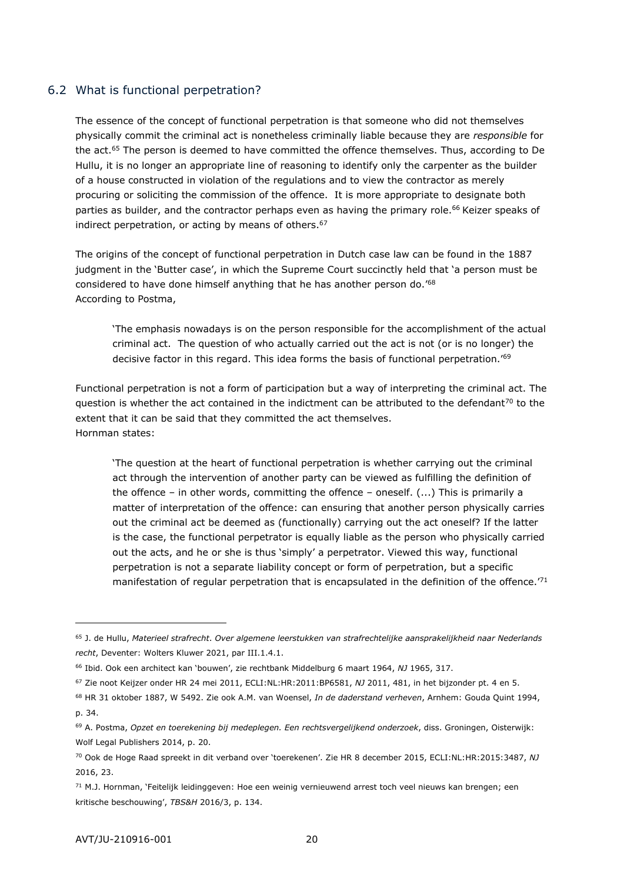## 6.2 What is functional perpetration?

The essence of the concept of functional perpetration is that someone who did not themselves physically commit the criminal act is nonetheless criminally liable because they are *responsible* for the act.[65] The person is deemed to have committed the offence themselves. Thus, according to De Hullu, it is no longer an appropriate line of reasoning to identify only the carpenter as the builder of a house constructed in violation of the regulations and to view the contractor as merely procuring or soliciting the commission of the offence. It is more appropriate to designate both parties as builder, and the contractor perhaps even as having the primary role.[66] Keizer speaks of indirect perpetration, or acting by means of others.[67]

The origins of the concept of functional perpetration in Dutch case law can be found in the 1887 judgment in the 'Butter case', in which the Supreme Court succinctly held that 'a person must be considered to have done himself anything that he has another person do.'[68]
According to Postma,

> 'The emphasis nowadays is on the person responsible for the accomplishment of the actual criminal act. The question of who actually carried out the act is not (or is no longer) the decisive factor in this regard. This idea forms the basis of functional perpetration.'[69]

Functional perpetration is not a form of participation but a way of interpreting the criminal act. The question is whether the act contained in the indictment can be attributed to the defendant[70] to the extent that it can be said that they committed the act themselves.
Hornman states:

> 'The question at the heart of functional perpetration is whether carrying out the criminal act through the intervention of another party can be viewed as fulfilling the definition of the offence – in other words, committing the offence – oneself. (...) This is primarily a matter of interpretation of the offence: can ensuring that another person physically carries out the criminal act be deemed as (functionally) carrying out the act oneself? If the latter is the case, the functional perpetrator is equally liable as the person who physically carried out the acts, and he or she is thus 'simply' a perpetrator. Viewed this way, functional perpetration is not a separate liability concept or form of perpetration, but a specific manifestation of regular perpetration that is encapsulated in the definition of the offence.'[71]

---

[65] J. de Hullu, *Materieel strafrecht. Over algemene leerstukken van strafrechtelijke aansprakelijkheid naar Nederlands recht*, Deventer: Wolters Kluwer 2021, par III.1.4.1.

[66] Ibid. Ook een architect kan 'bouwen', zie rechtbank Middelburg 6 maart 1964, *NJ* 1965, 317.

[67] Zie noot Keijzer onder HR 24 mei 2011, ECLI:NL:HR:2011:BP6581, *NJ* 2011, 481, in het bijzonder pt. 4 en 5.

[68] HR 31 oktober 1887, W 5492. Zie ook A.M. van Woensel, *In de daderstand verheven*, Arnhem: Gouda Quint 1994, p. 34.

[69] A. Postma, *Opzet en toerekening bij medeplegen. Een rechtsvergelijkend onderzoek*, diss. Groningen, Oisterwijk: Wolf Legal Publishers 2014, p. 20.

[70] Ook de Hoge Raad spreekt in dit verband over 'toerekenen'. Zie HR 8 december 2015, ECLI:NL:HR:2015:3487, *NJ* 2016, 23.

[71] M.J. Hornman, 'Feitelijk leidinggeven: Hoe een weinig vernieuwend arrest toch veel nieuws kan brengen; een kritische beschouwing', *TBS&H* 2016/3, p. 134.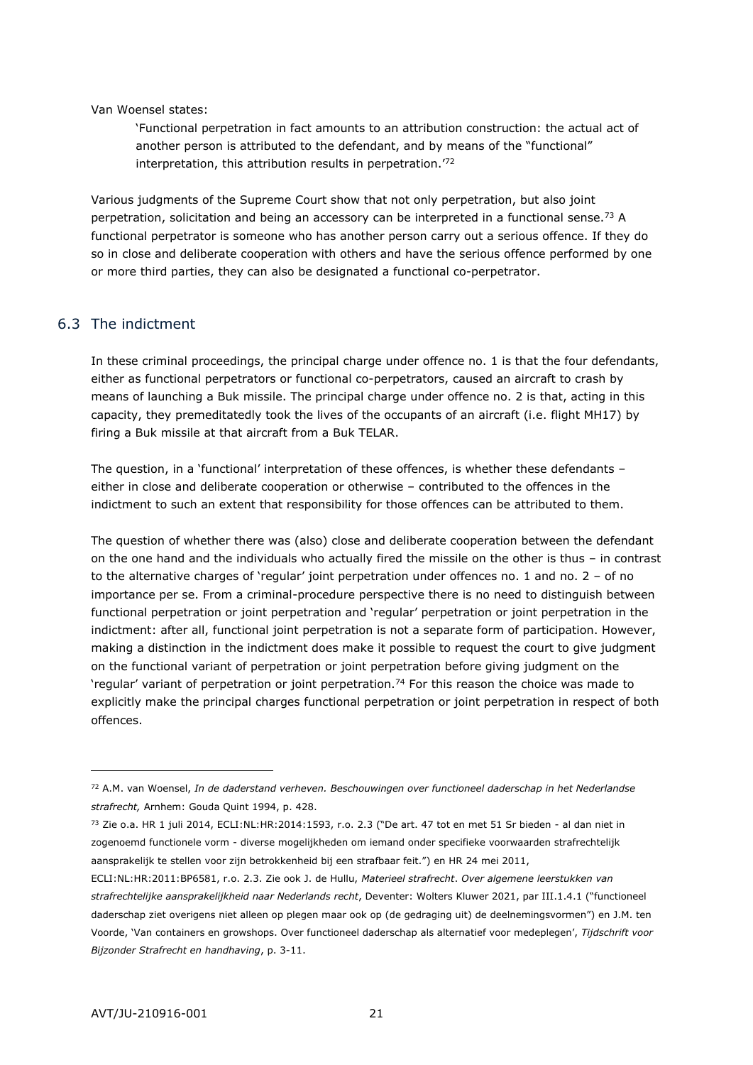Van Woensel states:

> 'Functional perpetration in fact amounts to an attribution construction: the actual act of another person is attributed to the defendant, and by means of the "functional" interpretation, this attribution results in perpetration.'[72]

Various judgments of the Supreme Court show that not only perpetration, but also joint perpetration, solicitation and being an accessory can be interpreted in a functional sense.[73] A functional perpetrator is someone who has another person carry out a serious offence. If they do so in close and deliberate cooperation with others and have the serious offence performed by one or more third parties, they can also be designated a functional co-perpetrator.

## 6.3 The indictment

In these criminal proceedings, the principal charge under offence no. 1 is that the four defendants, either as functional perpetrators or functional co-perpetrators, caused an aircraft to crash by means of launching a Buk missile. The principal charge under offence no. 2 is that, acting in this capacity, they premeditatedly took the lives of the occupants of an aircraft (i.e. flight MH17) by firing a Buk missile at that aircraft from a Buk TELAR.

The question, in a 'functional' interpretation of these offences, is whether these defendants – either in close and deliberate cooperation or otherwise – contributed to the offences in the indictment to such an extent that responsibility for those offences can be attributed to them.

The question of whether there was (also) close and deliberate cooperation between the defendant on the one hand and the individuals who actually fired the missile on the other is thus – in contrast to the alternative charges of 'regular' joint perpetration under offences no. 1 and no. 2 – of no importance per se. From a criminal-procedure perspective there is no need to distinguish between functional perpetration or joint perpetration and 'regular' perpetration or joint perpetration in the indictment: after all, functional joint perpetration is not a separate form of participation. However, making a distinction in the indictment does make it possible to request the court to give judgment on the functional variant of perpetration or joint perpetration before giving judgment on the 'regular' variant of perpetration or joint perpetration.[74] For this reason the choice was made to explicitly make the principal charges functional perpetration or joint perpetration in respect of both offences.

---

[72] A.M. van Woensel, *In de daderstand verheven. Beschouwingen over functioneel daderschap in het Nederlandse strafrecht,* Arnhem: Gouda Quint 1994, p. 428.

[73] Zie o.a. HR 1 juli 2014, ECLI:NL:HR:2014:1593, r.o. 2.3 ("De art. 47 tot en met 51 Sr bieden - al dan niet in zogenoemd functionele vorm - diverse mogelijkheden om iemand onder specifieke voorwaarden strafrechtelijk aansprakelijk te stellen voor zijn betrokkenheid bij een strafbaar feit.") en HR 24 mei 2011, ECLI:NL:HR:2011:BP6581, r.o. 2.3. Zie ook J. de Hullu, *Materieel strafrecht*. *Over algemene leerstukken van strafrechtelijke aansprakelijkheid naar Nederlands recht*, Deventer: Wolters Kluwer 2021, par III.1.4.1 ("functioneel daderschap ziet overigens niet alleen op plegen maar ook op (de gedraging uit) de deelnemingsvormen") en J.M. ten Voorde, 'Van containers en growshops. Over functioneel daderschap als alternatief voor medeplegen', *Tijdschrift voor Bijzonder Strafrecht en handhaving*, p. 3-11.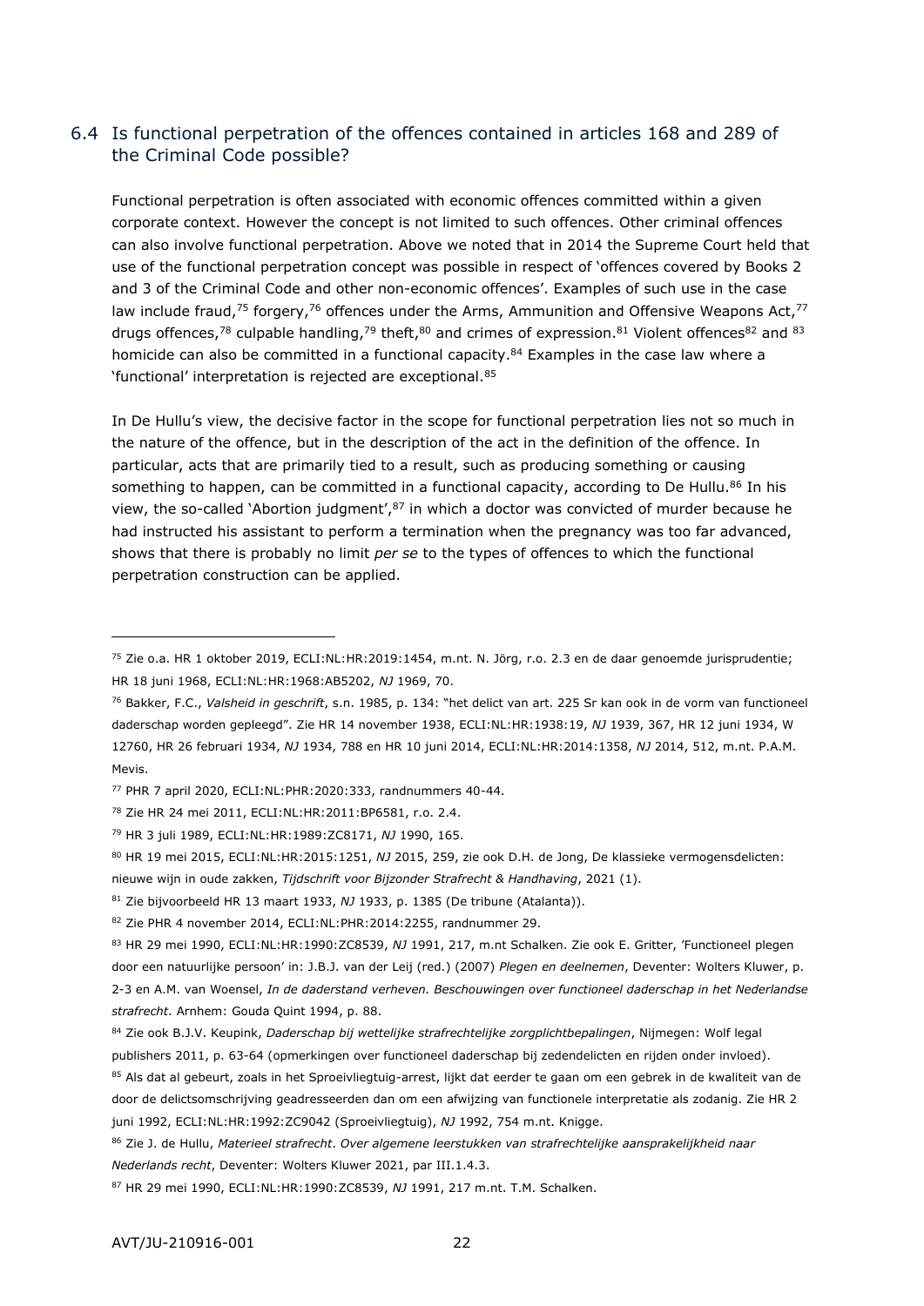## 6.4 Is functional perpetration of the offences contained in articles 168 and 289 of the Criminal Code possible?

Functional perpetration is often associated with economic offences committed within a given corporate context. However the concept is not limited to such offences. Other criminal offences can also involve functional perpetration. Above we noted that in 2014 the Supreme Court held that use of the functional perpetration concept was possible in respect of 'offences covered by Books 2 and 3 of the Criminal Code and other non-economic offences'. Examples of such use in the case law include fraud,[75] forgery,[76] offences under the Arms, Ammunition and Offensive Weapons Act,[77] drugs offences,[78] culpable handling,[79] theft,[80] and crimes of expression.[81] Violent offences[82] and [83] homicide can also be committed in a functional capacity.[84] Examples in the case law where a 'functional' interpretation is rejected are exceptional.[85]

In De Hullu's view, the decisive factor in the scope for functional perpetration lies not so much in the nature of the offence, but in the description of the act in the definition of the offence. In particular, acts that are primarily tied to a result, such as producing something or causing something to happen, can be committed in a functional capacity, according to De Hullu.[86] In his view, the so-called 'Abortion judgment',[87] in which a doctor was convicted of murder because he had instructed his assistant to perform a termination when the pregnancy was too far advanced, shows that there is probably no limit *per se* to the types of offences to which the functional perpetration construction can be applied.

---

[75] Zie o.a. HR 1 oktober 2019, ECLI:NL:HR:2019:1454, m.nt. N. Jörg, r.o. 2.3 en de daar genoemde jurisprudentie; HR 18 juni 1968, ECLI:NL:HR:1968:AB5202, *NJ* 1969, 70.

[76] Bakker, F.C., *Valsheid in geschrift*, s.n. 1985, p. 134: "het delict van art. 225 Sr kan ook in de vorm van functioneel daderschap worden gepleegd". Zie HR 14 november 1938, ECLI:NL:HR:1938:19, *NJ* 1939, 367, HR 12 juni 1934, W 12760, HR 26 februari 1934, *NJ* 1934, 788 en HR 10 juni 2014, ECLI:NL:HR:2014:1358, *NJ* 2014, 512, m.nt. P.A.M. Mevis.

[77] PHR 7 april 2020, ECLI:NL:PHR:2020:333, randnummers 40-44.

[78] Zie HR 24 mei 2011, ECLI:NL:HR:2011:BP6581, r.o. 2.4.

[79] HR 3 juli 1989, ECLI:NL:HR:1989:ZC8171, *NJ* 1990, 165.

[80] HR 19 mei 2015, ECLI:NL:HR:2015:1251, *NJ* 2015, 259, zie ook D.H. de Jong, De klassieke vermogensdelicten: nieuwe wijn in oude zakken, *Tijdschrift voor Bijzonder Strafrecht & Handhaving*, 2021 (1).

[81] Zie bijvoorbeeld HR 13 maart 1933, *NJ* 1933, p. 1385 (De tribune (Atalanta)).

[82] Zie PHR 4 november 2014, ECLI:NL:PHR:2014:2255, randnummer 29.

[83] HR 29 mei 1990, ECLI:NL:HR:1990:ZC8539, *NJ* 1991, 217, m.nt Schalken. Zie ook E. Gritter, 'Functioneel plegen door een natuurlijke persoon' in: J.B.J. van der Leij (red.) (2007) *Plegen en deelnemen*, Deventer: Wolters Kluwer, p. 2-3 en A.M. van Woensel, *In de daderstand verheven. Beschouwingen over functioneel daderschap in het Nederlandse strafrecht*. Arnhem: Gouda Quint 1994, p. 88.

[84] Zie ook B.J.V. Keupink, *Daderschap bij wettelijke strafrechtelijke zorgplichtbepalingen*, Nijmegen: Wolf legal publishers 2011, p. 63-64 (opmerkingen over functioneel daderschap bij zedendelicten en rijden onder invloed).

[85] Als dat al gebeurt, zoals in het Sproeivliegtuig-arrest, lijkt dat eerder te gaan om een gebrek in de kwaliteit van de door de delictsomschrijving geadresseerden dan om een afwijzing van functionele interpretatie als zodanig. Zie HR 2 juni 1992, ECLI:NL:HR:1992:ZC9042 (Sproeivliegtuig), *NJ* 1992, 754 m.nt. Knigge.

[86] Zie J. de Hullu, *Materieel strafrecht. Over algemene leerstukken van strafrechtelijke aansprakelijkheid naar Nederlands recht*, Deventer: Wolters Kluwer 2021, par III.1.4.3.

[87] HR 29 mei 1990, ECLI:NL:HR:1990:ZC8539, *NJ* 1991, 217 m.nt. T.M. Schalken.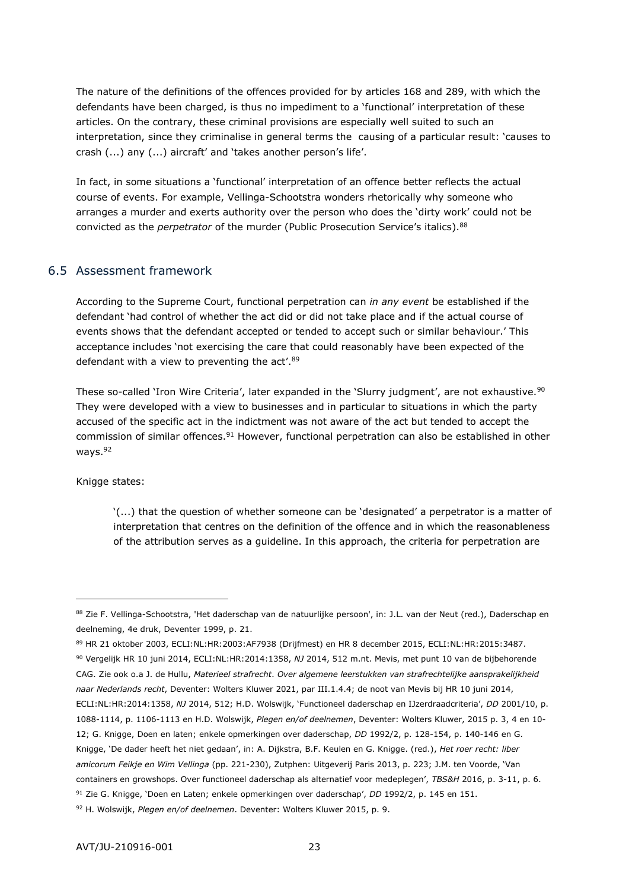The nature of the definitions of the offences provided for by articles 168 and 289, with which the defendants have been charged, is thus no impediment to a 'functional' interpretation of these articles. On the contrary, these criminal provisions are especially well suited to such an interpretation, since they criminalise in general terms the causing of a particular result: 'causes to crash (...) any (...) aircraft' and 'takes another person's life'.

In fact, in some situations a 'functional' interpretation of an offence better reflects the actual course of events. For example, Vellinga-Schootstra wonders rhetorically why someone who arranges a murder and exerts authority over the person who does the 'dirty work' could not be convicted as the *perpetrator* of the murder (Public Prosecution Service's italics).[88]

## 6.5 Assessment framework

According to the Supreme Court, functional perpetration can *in any event* be established if the defendant 'had control of whether the act did or did not take place and if the actual course of events shows that the defendant accepted or tended to accept such or similar behaviour.' This acceptance includes 'not exercising the care that could reasonably have been expected of the defendant with a view to preventing the act'.[89]

These so-called 'Iron Wire Criteria', later expanded in the 'Slurry judgment', are not exhaustive.[90] They were developed with a view to businesses and in particular to situations in which the party accused of the specific act in the indictment was not aware of the act but tended to accept the commission of similar offences.[91] However, functional perpetration can also be established in other ways.[92]

Knigge states:

> '(...) that the question of whether someone can be 'designated' a perpetrator is a matter of interpretation that centres on the definition of the offence and in which the reasonableness of the attribution serves as a guideline. In this approach, the criteria for perpetration are

---

[88] Zie F. Vellinga-Schootstra, 'Het daderschap van de natuurlijke persoon', in: J.L. van der Neut (red.), Daderschap en deelneming, 4e druk, Deventer 1999, p. 21.

[89] HR 21 oktober 2003, ECLI:NL:HR:2003:AF7938 (Drijfmest) en HR 8 december 2015, ECLI:NL:HR:2015:3487.

[90] Vergelijk HR 10 juni 2014, ECLI:NL:HR:2014:1358, *NJ* 2014, 512 m.nt. Mevis, met punt 10 van de bijbehorende CAG. Zie ook o.a J. de Hullu, *Materieel strafrecht. Over algemene leerstukken van strafrechtelijke aansprakelijkheid naar Nederlands recht*, Deventer: Wolters Kluwer 2021, par III.1.4.4; de noot van Mevis bij HR 10 juni 2014, ECLI:NL:HR:2014:1358, *NJ* 2014, 512; H.D. Wolswijk, 'Functioneel daderschap en IJzerdraadcriteria', *DD* 2001/10, p. 1088-1114, p. 1106-1113 en H.D. Wolswijk, *Plegen en/of deelnemen*, Deventer: Wolters Kluwer, 2015 p. 3, 4 en 10-12; G. Knigge, Doen en laten; enkele opmerkingen over daderschap, *DD* 1992/2, p. 128-154, p. 140-146 en G. Knigge, 'De dader heeft het niet gedaan', in: A. Dijkstra, B.F. Keulen en G. Knigge. (red.), *Het roer recht: liber amicorum Feikje en Wim Vellinga* (pp. 221-230), Zutphen: Uitgeverij Paris 2013, p. 223; J.M. ten Voorde, 'Van containers en growshops. Over functioneel daderschap als alternatief voor medeplegen', *TBS&H* 2016, p. 3-11, p. 6.

[91] Zie G. Knigge, 'Doen en Laten; enkele opmerkingen over daderschap', *DD* 1992/2, p. 145 en 151.

[92] H. Wolswijk, *Plegen en/of deelnemen*. Deventer: Wolters Kluwer 2015, p. 9.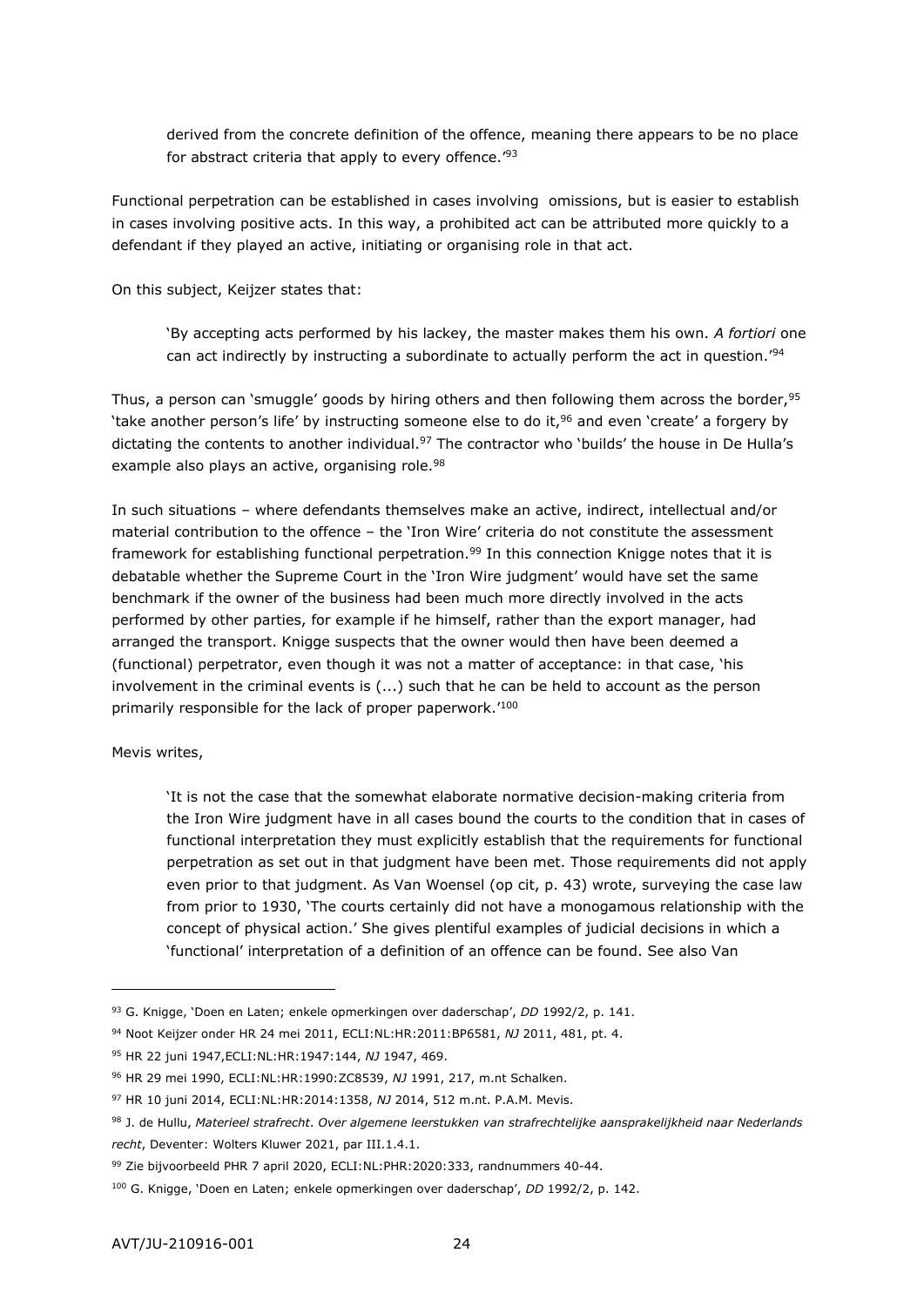> derived from the concrete definition of the offence, meaning there appears to be no place for abstract criteria that apply to every offence.'[93]

Functional perpetration can be established in cases involving omissions, but is easier to establish in cases involving positive acts. In this way, a prohibited act can be attributed more quickly to a defendant if they played an active, initiating or organising role in that act.

On this subject, Keijzer states that:

> 'By accepting acts performed by his lackey, the master makes them his own. *A fortiori* one can act indirectly by instructing a subordinate to actually perform the act in question.'[94]

Thus, a person can 'smuggle' goods by hiring others and then following them across the border,[95] 'take another person's life' by instructing someone else to do it,[96] and even 'create' a forgery by dictating the contents to another individual.[97] The contractor who 'builds' the house in De Hulla's example also plays an active, organising role.[98]

In such situations – where defendants themselves make an active, indirect, intellectual and/or material contribution to the offence – the 'Iron Wire' criteria do not constitute the assessment framework for establishing functional perpetration.[99] In this connection Knigge notes that it is debatable whether the Supreme Court in the 'Iron Wire judgment' would have set the same benchmark if the owner of the business had been much more directly involved in the acts performed by other parties, for example if he himself, rather than the export manager, had arranged the transport. Knigge suspects that the owner would then have been deemed a (functional) perpetrator, even though it was not a matter of acceptance: in that case, 'his involvement in the criminal events is (...) such that he can be held to account as the person primarily responsible for the lack of proper paperwork.'[100]

Mevis writes,

> 'It is not the case that the somewhat elaborate normative decision-making criteria from the Iron Wire judgment have in all cases bound the courts to the condition that in cases of functional interpretation they must explicitly establish that the requirements for functional perpetration as set out in that judgment have been met. Those requirements did not apply even prior to that judgment. As Van Woensel (op cit, p. 43) wrote, surveying the case law from prior to 1930, 'The courts certainly did not have a monogamous relationship with the concept of physical action.' She gives plentiful examples of judicial decisions in which a 'functional' interpretation of a definition of an offence can be found. See also Van

---

[93] G. Knigge, 'Doen en Laten; enkele opmerkingen over daderschap', *DD* 1992/2, p. 141.

[94] Noot Keijzer onder HR 24 mei 2011, ECLI:NL:HR:2011:BP6581, *NJ* 2011, 481, pt. 4.

[95] HR 22 juni 1947,ECLI:NL:HR:1947:144, *NJ* 1947, 469.

[96] HR 29 mei 1990, ECLI:NL:HR:1990:ZC8539, *NJ* 1991, 217, m.nt Schalken.

[97] HR 10 juni 2014, ECLI:NL:HR:2014:1358, *NJ* 2014, 512 m.nt. P.A.M. Mevis.

[98] J. de Hullu, *Materieel strafrecht*. *Over algemene leerstukken van strafrechtelijke aansprakelijkheid naar Nederlands recht*, Deventer: Wolters Kluwer 2021, par III.1.4.1.

[99] Zie bijvoorbeeld PHR 7 april 2020, ECLI:NL:PHR:2020:333, randnummers 40-44.

[100] G. Knigge, 'Doen en Laten; enkele opmerkingen over daderschap', *DD* 1992/2, p. 142.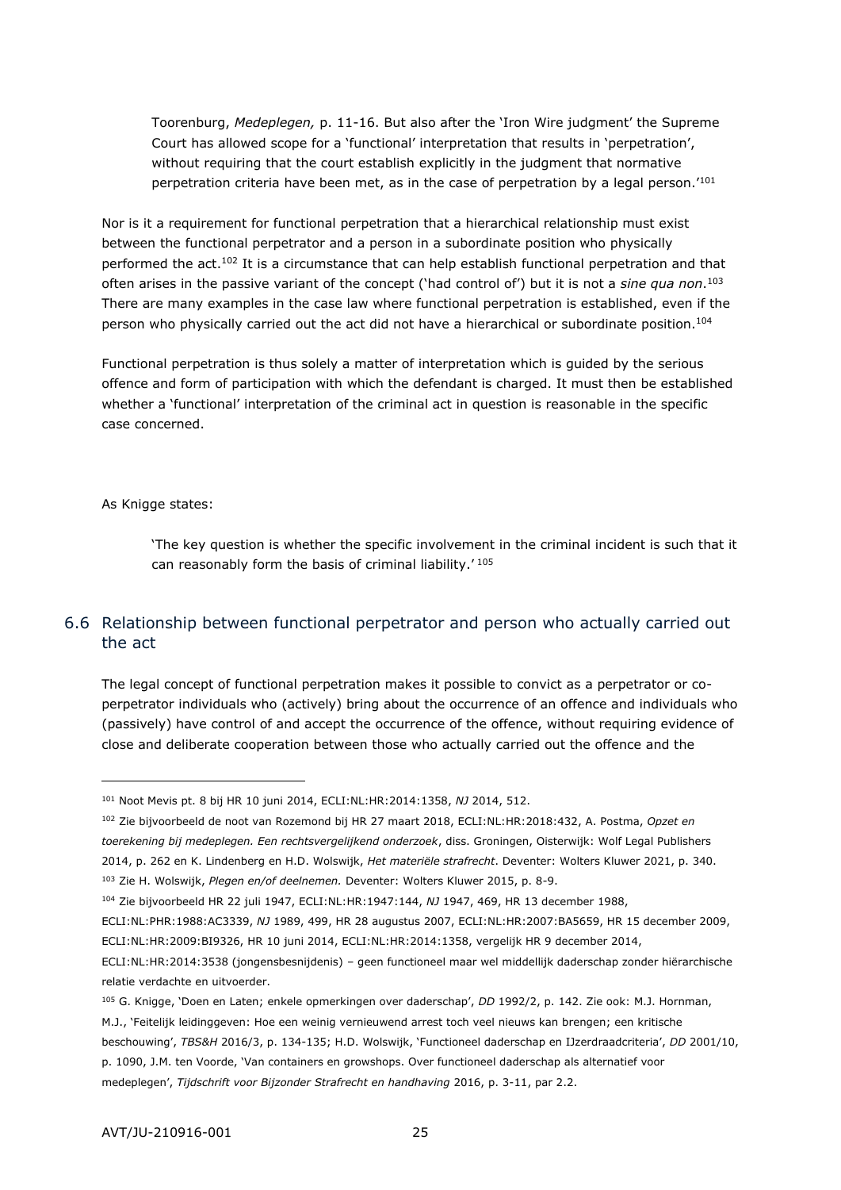> Toorenburg, *Medeplegen,* p. 11-16. But also after the 'Iron Wire judgment' the Supreme Court has allowed scope for a 'functional' interpretation that results in 'perpetration', without requiring that the court establish explicitly in the judgment that normative perpetration criteria have been met, as in the case of perpetration by a legal person.'[101]

Nor is it a requirement for functional perpetration that a hierarchical relationship must exist between the functional perpetrator and a person in a subordinate position who physically performed the act.[102] It is a circumstance that can help establish functional perpetration and that often arises in the passive variant of the concept ('had control of') but it is not a *sine qua non*.[103] There are many examples in the case law where functional perpetration is established, even if the person who physically carried out the act did not have a hierarchical or subordinate position.[104]

Functional perpetration is thus solely a matter of interpretation which is guided by the serious offence and form of participation with which the defendant is charged. It must then be established whether a 'functional' interpretation of the criminal act in question is reasonable in the specific case concerned.

As Knigge states:

> 'The key question is whether the specific involvement in the criminal incident is such that it can reasonably form the basis of criminal liability.'[105]

## 6.6 Relationship between functional perpetrator and person who actually carried out the act

The legal concept of functional perpetration makes it possible to convict as a perpetrator or co-perpetrator individuals who (actively) bring about the occurrence of an offence and individuals who (passively) have control of and accept the occurrence of the offence, without requiring evidence of close and deliberate cooperation between those who actually carried out the offence and the

---

[101] Noot Mevis pt. 8 bij HR 10 juni 2014, ECLI:NL:HR:2014:1358, *NJ* 2014, 512.

[102] Zie bijvoorbeeld de noot van Rozemond bij HR 27 maart 2018, ECLI:NL:HR:2018:432, A. Postma, *Opzet en toerekening bij medeplegen. Een rechtsvergelijkend onderzoek*, diss. Groningen, Oisterwijk: Wolf Legal Publishers 2014, p. 262 en K. Lindenberg en H.D. Wolswijk, *Het materiële strafrecht*. Deventer: Wolters Kluwer 2021, p. 340.

[103] Zie H. Wolswijk, *Plegen en/of deelnemen.* Deventer: Wolters Kluwer 2015, p. 8-9.

[104] Zie bijvoorbeeld HR 22 juli 1947, ECLI:NL:HR:1947:144, *NJ* 1947, 469, HR 13 december 1988, ECLI:NL:PHR:1988:AC3339, *NJ* 1989, 499, HR 28 augustus 2007, ECLI:NL:HR:2007:BA5659, HR 15 december 2009, ECLI:NL:HR:2009:BI9326, HR 10 juni 2014, ECLI:NL:HR:2014:1358, vergelijk HR 9 december 2014, ECLI:NL:HR:2014:3538 (jongensbesnijdenis) – geen functioneel maar wel middellijk daderschap zonder hiërarchische relatie verdachte en uitvoerder.

[105] G. Knigge, 'Doen en Laten; enkele opmerkingen over daderschap', *DD* 1992/2, p. 142. Zie ook: M.J. Hornman, M.J., 'Feitelijk leidinggeven: Hoe een weinig vernieuwend arrest toch veel nieuws kan brengen; een kritische beschouwing', *TBS&H* 2016/3, p. 134-135; H.D. Wolswijk, 'Functioneel daderschap en IJzerdraadcriteria', *DD* 2001/10, p. 1090, J.M. ten Voorde, 'Van containers en growshops. Over functioneel daderschap als alternatief voor medeplegen', *Tijdschrift voor Bijzonder Strafrecht en handhaving* 2016, p. 3-11, par 2.2.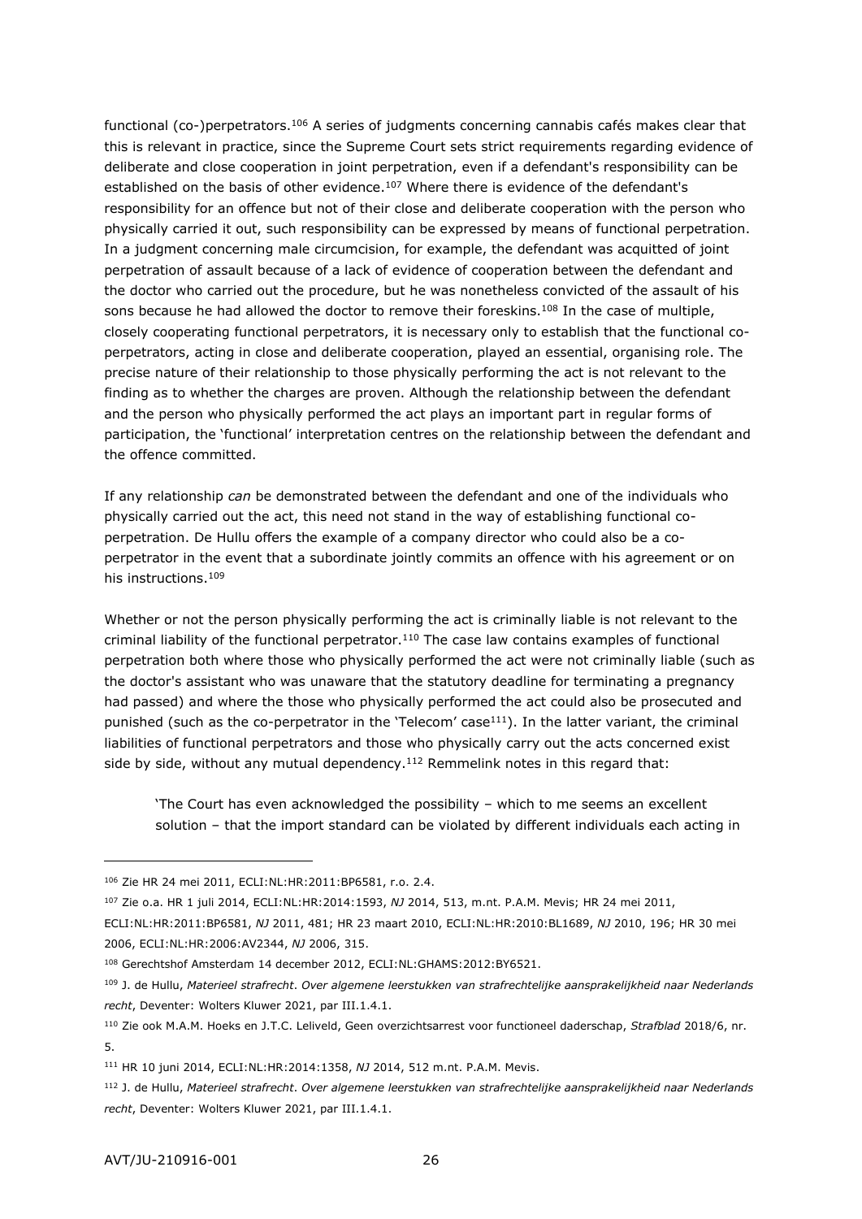functional (co-)perpetrators.[106] A series of judgments concerning cannabis cafés makes clear that this is relevant in practice, since the Supreme Court sets strict requirements regarding evidence of deliberate and close cooperation in joint perpetration, even if a defendant's responsibility can be established on the basis of other evidence.[107] Where there is evidence of the defendant's responsibility for an offence but not of their close and deliberate cooperation with the person who physically carried it out, such responsibility can be expressed by means of functional perpetration. In a judgment concerning male circumcision, for example, the defendant was acquitted of joint perpetration of assault because of a lack of evidence of cooperation between the defendant and the doctor who carried out the procedure, but he was nonetheless convicted of the assault of his sons because he had allowed the doctor to remove their foreskins.[108] In the case of multiple, closely cooperating functional perpetrators, it is necessary only to establish that the functional co-perpetrators, acting in close and deliberate cooperation, played an essential, organising role. The precise nature of their relationship to those physically performing the act is not relevant to the finding as to whether the charges are proven. Although the relationship between the defendant and the person who physically performed the act plays an important part in regular forms of participation, the 'functional' interpretation centres on the relationship between the defendant and the offence committed.

If any relationship *can* be demonstrated between the defendant and one of the individuals who physically carried out the act, this need not stand in the way of establishing functional co-perpetration. De Hullu offers the example of a company director who could also be a co-perpetrator in the event that a subordinate jointly commits an offence with his agreement or on his instructions.[109]

Whether or not the person physically performing the act is criminally liable is not relevant to the criminal liability of the functional perpetrator.[110] The case law contains examples of functional perpetration both where those who physically performed the act were not criminally liable (such as the doctor's assistant who was unaware that the statutory deadline for terminating a pregnancy had passed) and where the those who physically performed the act could also be prosecuted and punished (such as the co-perpetrator in the 'Telecom' case[111]). In the latter variant, the criminal liabilities of functional perpetrators and those who physically carry out the acts concerned exist side by side, without any mutual dependency.[112] Remmelink notes in this regard that:

> 'The Court has even acknowledged the possibility – which to me seems an excellent solution – that the import standard can be violated by different individuals each acting in

---

[106] Zie HR 24 mei 2011, ECLI:NL:HR:2011:BP6581, r.o. 2.4.

[107] Zie o.a. HR 1 juli 2014, ECLI:NL:HR:2014:1593, *NJ* 2014, 513, m.nt. P.A.M. Mevis; HR 24 mei 2011, ECLI:NL:HR:2011:BP6581, *NJ* 2011, 481; HR 23 maart 2010, ECLI:NL:HR:2010:BL1689, *NJ* 2010, 196; HR 30 mei 2006, ECLI:NL:HR:2006:AV2344, *NJ* 2006, 315.

[108] Gerechtshof Amsterdam 14 december 2012, ECLI:NL:GHAMS:2012:BY6521.

[109] J. de Hullu, *Materieel strafrecht. Over algemene leerstukken van strafrechtelijke aansprakelijkheid naar Nederlands recht*, Deventer: Wolters Kluwer 2021, par III.1.4.1.

[110] Zie ook M.A.M. Hoeks en J.T.C. Leliveld, Geen overzichtsarrest voor functioneel daderschap, *Strafblad* 2018/6, nr. 5.

[111] HR 10 juni 2014, ECLI:NL:HR:2014:1358, *NJ* 2014, 512 m.nt. P.A.M. Mevis.

[112] J. de Hullu, *Materieel strafrecht. Over algemene leerstukken van strafrechtelijke aansprakelijkheid naar Nederlands recht*, Deventer: Wolters Kluwer 2021, par III.1.4.1.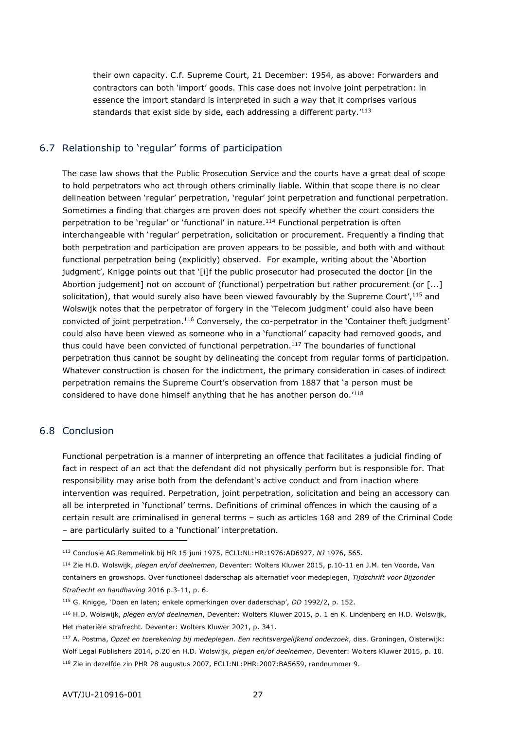their own capacity. C.f. Supreme Court, 21 December: 1954, as above: Forwarders and contractors can both 'import' goods. This case does not involve joint perpetration: in essence the import standard is interpreted in such a way that it comprises various standards that exist side by side, each addressing a different party.'[113]

## 6.7 Relationship to 'regular' forms of participation

The case law shows that the Public Prosecution Service and the courts have a great deal of scope to hold perpetrators who act through others criminally liable. Within that scope there is no clear delineation between 'regular' perpetration, 'regular' joint perpetration and functional perpetration. Sometimes a finding that charges are proven does not specify whether the court considers the perpetration to be 'regular' or 'functional' in nature.[114] Functional perpetration is often interchangeable with 'regular' perpetration, solicitation or procurement. Frequently a finding that both perpetration and participation are proven appears to be possible, and both with and without functional perpetration being (explicitly) observed. For example, writing about the 'Abortion judgment', Knigge points out that '[i]f the public prosecutor had prosecuted the doctor [in the Abortion judgement] not on account of (functional) perpetration but rather procurement (or [...] solicitation), that would surely also have been viewed favourably by the Supreme Court',[115] and Wolswijk notes that the perpetrator of forgery in the 'Telecom judgment' could also have been convicted of joint perpetration.[116] Conversely, the co-perpetrator in the 'Container theft judgment' could also have been viewed as someone who in a 'functional' capacity had removed goods, and thus could have been convicted of functional perpetration.[117] The boundaries of functional perpetration thus cannot be sought by delineating the concept from regular forms of participation. Whatever construction is chosen for the indictment, the primary consideration in cases of indirect perpetration remains the Supreme Court's observation from 1887 that 'a person must be considered to have done himself anything that he has another person do.'[118]

## 6.8 Conclusion

Functional perpetration is a manner of interpreting an offence that facilitates a judicial finding of fact in respect of an act that the defendant did not physically perform but is responsible for. That responsibility may arise both from the defendant's active conduct and from inaction where intervention was required. Perpetration, joint perpetration, solicitation and being an accessory can all be interpreted in 'functional' terms. Definitions of criminal offences in which the causing of a certain result are criminalised in general terms – such as articles 168 and 289 of the Criminal Code – are particularly suited to a 'functional' interpretation.

---

[113] Conclusie AG Remmelink bij HR 15 juni 1975, ECLI:NL:HR:1976:AD6927, *NJ* 1976, 565.

[114] Zie H.D. Wolswijk, *plegen en/of deelnemen*, Deventer: Wolters Kluwer 2015, p.10-11 en J.M. ten Voorde, Van containers en growshops. Over functioneel daderschap als alternatief voor medeplegen, *Tijdschrift voor Bijzonder Strafrecht en handhaving* 2016 p.3-11, p. 6.

[115] G. Knigge, 'Doen en laten; enkele opmerkingen over daderschap', *DD* 1992/2, p. 152.

[116] H.D. Wolswijk, *plegen en/of deelnemen*, Deventer: Wolters Kluwer 2015, p. 1 en K. Lindenberg en H.D. Wolswijk, Het materiële strafrecht. Deventer: Wolters Kluwer 2021, p. 341.

[117] A. Postma, *Opzet en toerekening bij medeplegen. Een rechtsvergelijkend onderzoek*, diss. Groningen, Oisterwijk: Wolf Legal Publishers 2014, p.20 en H.D. Wolswijk, *plegen en/of deelnemen*, Deventer: Wolters Kluwer 2015, p. 10.

[118] Zie in dezelfde zin PHR 28 augustus 2007, ECLI:NL:PHR:2007:BA5659, randnummer 9.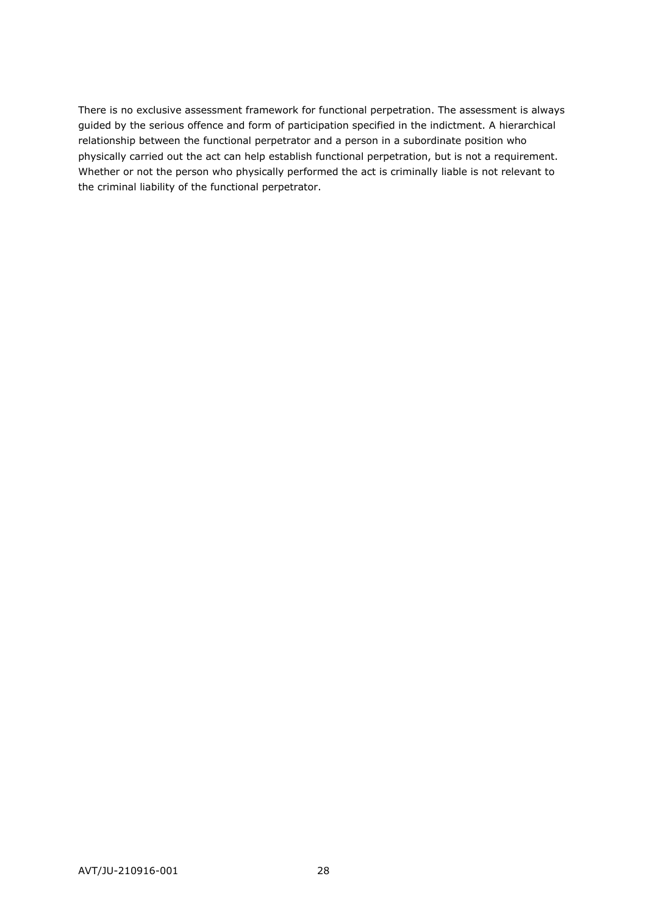There is no exclusive assessment framework for functional perpetration. The assessment is always guided by the serious offence and form of participation specified in the indictment. A hierarchical relationship between the functional perpetrator and a person in a subordinate position who physically carried out the act can help establish functional perpetration, but is not a requirement. Whether or not the person who physically performed the act is criminally liable is not relevant to the criminal liability of the functional perpetrator.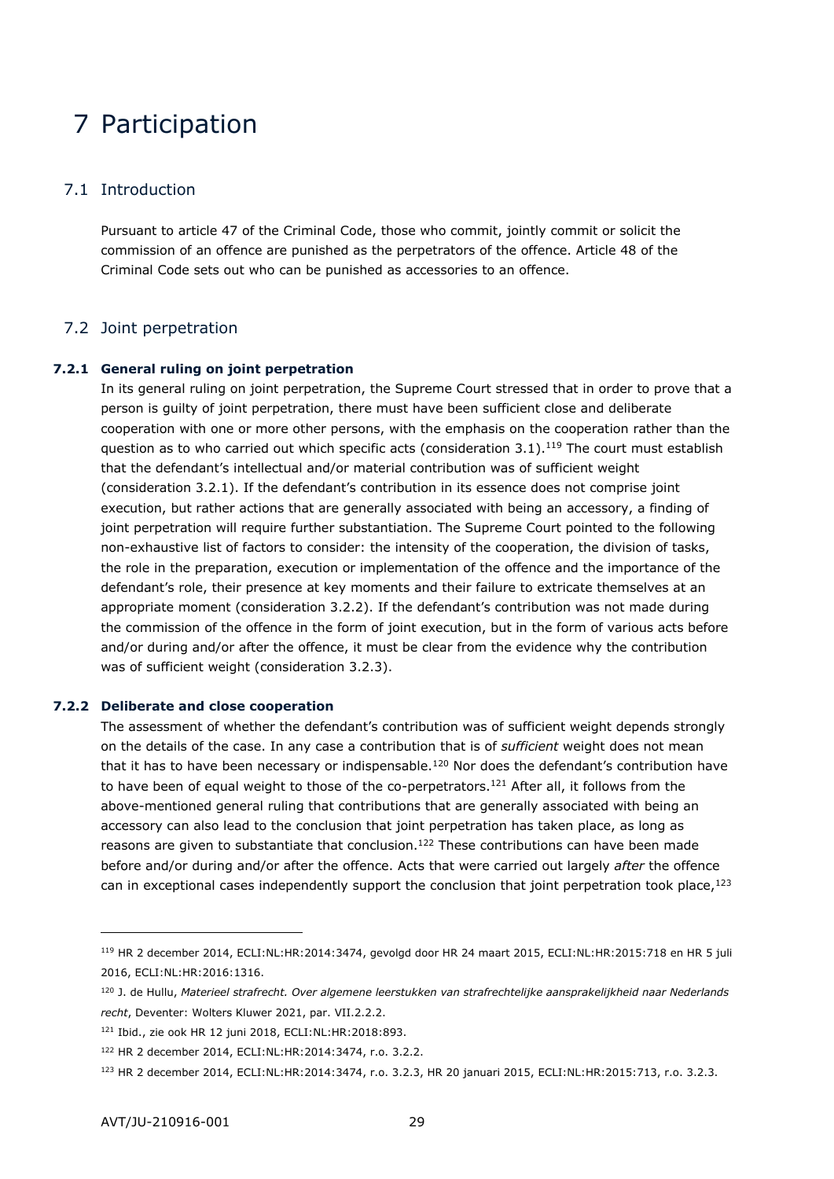# 7 Participation

## 7.1 Introduction

Pursuant to article 47 of the Criminal Code, those who commit, jointly commit or solicit the commission of an offence are punished as the perpetrators of the offence. Article 48 of the Criminal Code sets out who can be punished as accessories to an offence.

## 7.2 Joint perpetration

### 7.2.1 General ruling on joint perpetration

In its general ruling on joint perpetration, the Supreme Court stressed that in order to prove that a person is guilty of joint perpetration, there must have been sufficient close and deliberate cooperation with one or more other persons, with the emphasis on the cooperation rather than the question as to who carried out which specific acts (consideration 3.1).[119] The court must establish that the defendant's intellectual and/or material contribution was of sufficient weight (consideration 3.2.1). If the defendant's contribution in its essence does not comprise joint execution, but rather actions that are generally associated with being an accessory, a finding of joint perpetration will require further substantiation. The Supreme Court pointed to the following non-exhaustive list of factors to consider: the intensity of the cooperation, the division of tasks, the role in the preparation, execution or implementation of the offence and the importance of the defendant's role, their presence at key moments and their failure to extricate themselves at an appropriate moment (consideration 3.2.2). If the defendant's contribution was not made during the commission of the offence in the form of joint execution, but in the form of various acts before and/or during and/or after the offence, it must be clear from the evidence why the contribution was of sufficient weight (consideration 3.2.3).

### 7.2.2 Deliberate and close cooperation

The assessment of whether the defendant's contribution was of sufficient weight depends strongly on the details of the case. In any case a contribution that is of *sufficient* weight does not mean that it has to have been necessary or indispensable.[120] Nor does the defendant's contribution have to have been of equal weight to those of the co-perpetrators.[121] After all, it follows from the above-mentioned general ruling that contributions that are generally associated with being an accessory can also lead to the conclusion that joint perpetration has taken place, as long as reasons are given to substantiate that conclusion.[122] These contributions can have been made before and/or during and/or after the offence. Acts that were carried out largely *after* the offence can in exceptional cases independently support the conclusion that joint perpetration took place,[123]

---

[119] HR 2 december 2014, ECLI:NL:HR:2014:3474, gevolgd door HR 24 maart 2015, ECLI:NL:HR:2015:718 en HR 5 juli 2016, ECLI:NL:HR:2016:1316.

[120] J. de Hullu, *Materieel strafrecht. Over algemene leerstukken van strafrechtelijke aansprakelijkheid naar Nederlands recht*, Deventer: Wolters Kluwer 2021, par. VII.2.2.2.

[121] Ibid., zie ook HR 12 juni 2018, ECLI:NL:HR:2018:893.

[122] HR 2 december 2014, ECLI:NL:HR:2014:3474, r.o. 3.2.2.

[123] HR 2 december 2014, ECLI:NL:HR:2014:3474, r.o. 3.2.3, HR 20 januari 2015, ECLI:NL:HR:2015:713, r.o. 3.2.3.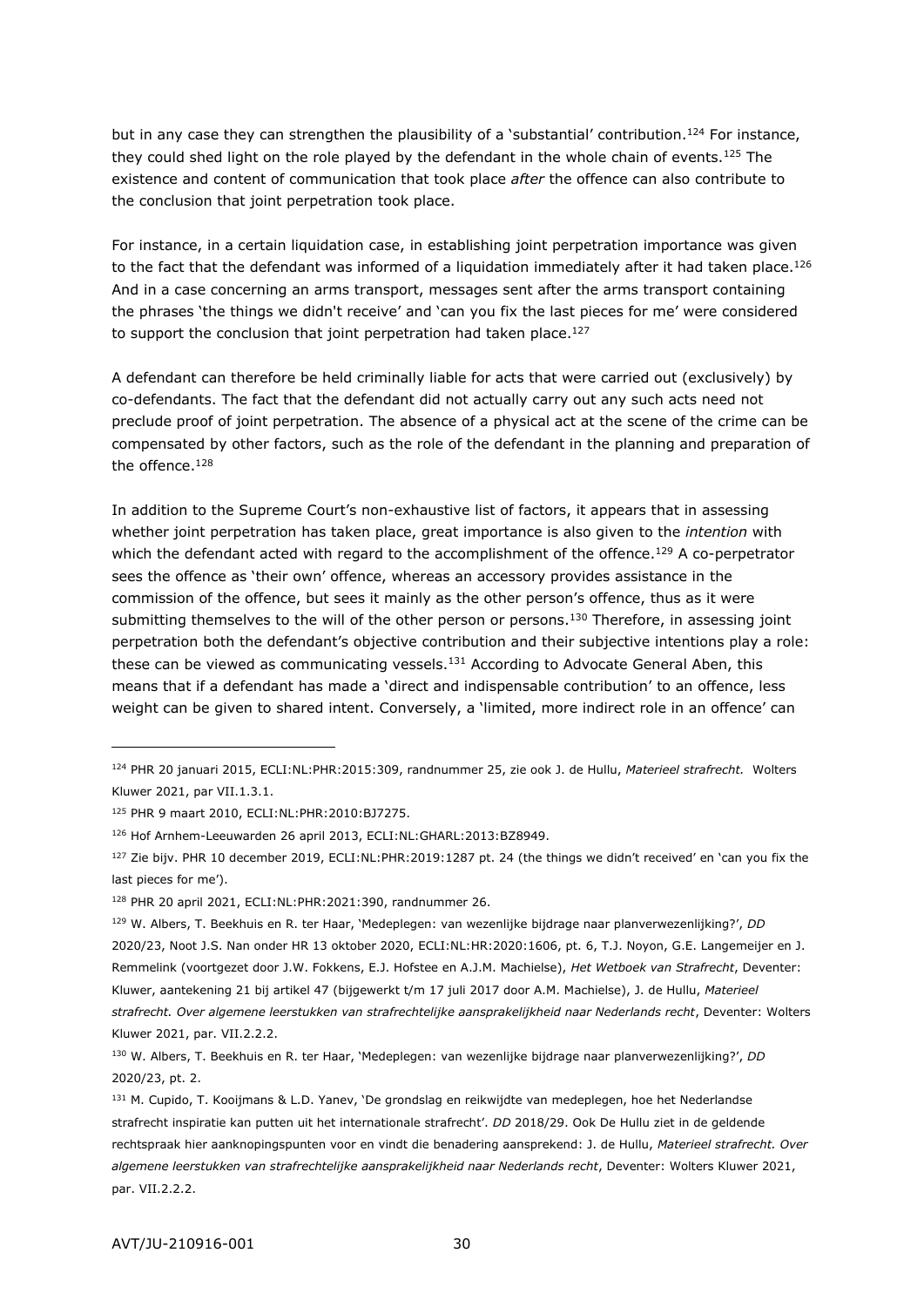but in any case they can strengthen the plausibility of a 'substantial' contribution.[124] For instance, they could shed light on the role played by the defendant in the whole chain of events.[125] The existence and content of communication that took place *after* the offence can also contribute to the conclusion that joint perpetration took place.

For instance, in a certain liquidation case, in establishing joint perpetration importance was given to the fact that the defendant was informed of a liquidation immediately after it had taken place.[126] And in a case concerning an arms transport, messages sent after the arms transport containing the phrases 'the things we didn't receive' and 'can you fix the last pieces for me' were considered to support the conclusion that joint perpetration had taken place.[127]

A defendant can therefore be held criminally liable for acts that were carried out (exclusively) by co-defendants. The fact that the defendant did not actually carry out any such acts need not preclude proof of joint perpetration. The absence of a physical act at the scene of the crime can be compensated by other factors, such as the role of the defendant in the planning and preparation of the offence.[128]

In addition to the Supreme Court's non-exhaustive list of factors, it appears that in assessing whether joint perpetration has taken place, great importance is also given to the *intention* with which the defendant acted with regard to the accomplishment of the offence.[129] A co-perpetrator sees the offence as 'their own' offence, whereas an accessory provides assistance in the commission of the offence, but sees it mainly as the other person's offence, thus as it were submitting themselves to the will of the other person or persons.[130] Therefore, in assessing joint perpetration both the defendant's objective contribution and their subjective intentions play a role: these can be viewed as communicating vessels.[131] According to Advocate General Aben, this means that if a defendant has made a 'direct and indispensable contribution' to an offence, less weight can be given to shared intent. Conversely, a 'limited, more indirect role in an offence' can

---

[124] PHR 20 januari 2015, ECLI:NL:PHR:2015:309, randnummer 25, zie ook J. de Hullu, *Materieel strafrecht.* Wolters Kluwer 2021, par VII.1.3.1.

[125] PHR 9 maart 2010, ECLI:NL:PHR:2010:BJ7275.

[126] Hof Arnhem-Leeuwarden 26 april 2013, ECLI:NL:GHARL:2013:BZ8949.

[127] Zie bijv. PHR 10 december 2019, ECLI:NL:PHR:2019:1287 pt. 24 (the things we didn't received' en 'can you fix the last pieces for me').

[128] PHR 20 april 2021, ECLI:NL:PHR:2021:390, randnummer 26.

[129] W. Albers, T. Beekhuis en R. ter Haar, 'Medeplegen: van wezenlijke bijdrage naar planverwezenlijking?', *DD* 2020/23, Noot J.S. Nan onder HR 13 oktober 2020, ECLI:NL:HR:2020:1606, pt. 6, T.J. Noyon, G.E. Langemeijer en J. Remmelink (voortgezet door J.W. Fokkens, E.J. Hofstee en A.J.M. Machielse), *Het Wetboek van Strafrecht*, Deventer: Kluwer, aantekening 21 bij artikel 47 (bijgewerkt t/m 17 juli 2017 door A.M. Machielse), J. de Hullu, *Materieel strafrecht. Over algemene leerstukken van strafrechtelijke aansprakelijkheid naar Nederlands recht*, Deventer: Wolters Kluwer 2021, par. VII.2.2.2.

[130] W. Albers, T. Beekhuis en R. ter Haar, 'Medeplegen: van wezenlijke bijdrage naar planverwezenlijking?', *DD* 2020/23, pt. 2.

[131] M. Cupido, T. Kooijmans & L.D. Yanev, 'De grondslag en reikwijdte van medeplegen, hoe het Nederlandse strafrecht inspiratie kan putten uit het internationale strafrecht'. *DD* 2018/29. Ook De Hullu ziet in de geldende rechtspraak hier aanknopingspunten voor en vindt die benadering aansprekend: J. de Hullu, *Materieel strafrecht. Over algemene leerstukken van strafrechtelijke aansprakelijkheid naar Nederlands recht*, Deventer: Wolters Kluwer 2021, par. VII.2.2.2.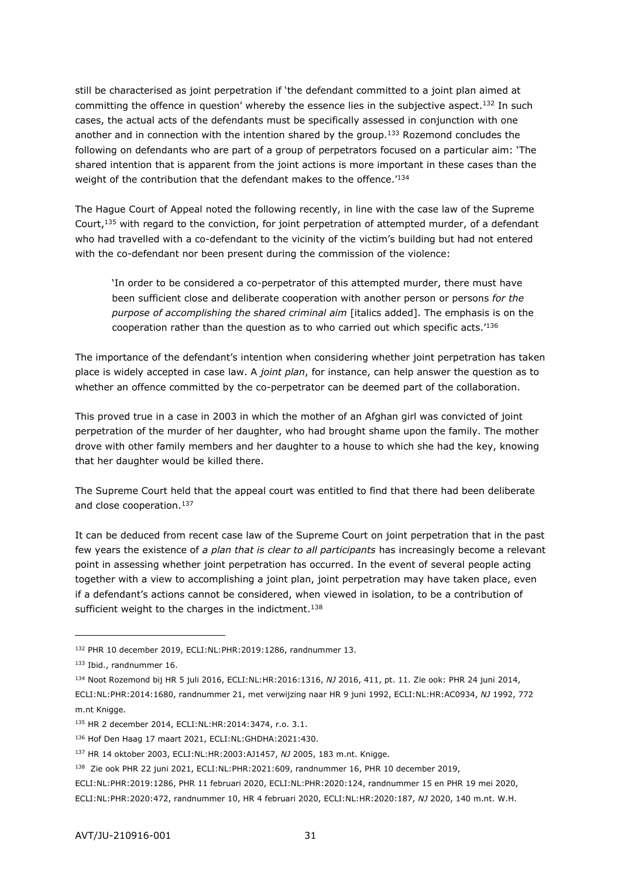still be characterised as joint perpetration if 'the defendant committed to a joint plan aimed at committing the offence in question' whereby the essence lies in the subjective aspect.[132] In such cases, the actual acts of the defendants must be specifically assessed in conjunction with one another and in connection with the intention shared by the group.[133] Rozemond concludes the following on defendants who are part of a group of perpetrators focused on a particular aim: 'The shared intention that is apparent from the joint actions is more important in these cases than the weight of the contribution that the defendant makes to the offence.'[134]

The Hague Court of Appeal noted the following recently, in line with the case law of the Supreme Court,[135] with regard to the conviction, for joint perpetration of attempted murder, of a defendant who had travelled with a co-defendant to the vicinity of the victim's building but had not entered with the co-defendant nor been present during the commission of the violence:

> 'In order to be considered a co-perpetrator of this attempted murder, there must have been sufficient close and deliberate cooperation with another person or persons *for the purpose of accomplishing the shared criminal aim* [italics added]. The emphasis is on the cooperation rather than the question as to who carried out which specific acts.'[136]

The importance of the defendant's intention when considering whether joint perpetration has taken place is widely accepted in case law. A *joint plan*, for instance, can help answer the question as to whether an offence committed by the co-perpetrator can be deemed part of the collaboration.

This proved true in a case in 2003 in which the mother of an Afghan girl was convicted of joint perpetration of the murder of her daughter, who had brought shame upon the family. The mother drove with other family members and her daughter to a house to which she had the key, knowing that her daughter would be killed there.

The Supreme Court held that the appeal court was entitled to find that there had been deliberate and close cooperation.[137]

It can be deduced from recent case law of the Supreme Court on joint perpetration that in the past few years the existence of *a plan that is clear to all participants* has increasingly become a relevant point in assessing whether joint perpetration has occurred. In the event of several people acting together with a view to accomplishing a joint plan, joint perpetration may have taken place, even if a defendant's actions cannot be considered, when viewed in isolation, to be a contribution of sufficient weight to the charges in the indictment.[138]

---

[132] PHR 10 december 2019, ECLI:NL:PHR:2019:1286, randnummer 13.

[133] Ibid., randnummer 16.

[134] Noot Rozemond bij HR 5 juli 2016, ECLI:NL:HR:2016:1316, *NJ* 2016, 411, pt. 11. Zie ook: PHR 24 juni 2014, ECLI:NL:PHR:2014:1680, randnummer 21, met verwijzing naar HR 9 juni 1992, ECLI:NL:HR:AC0934, *NJ* 1992, 772 m.nt Knigge.

[135] HR 2 december 2014, ECLI:NL:HR:2014:3474, r.o. 3.1.

[136] Hof Den Haag 17 maart 2021, ECLI:NL:GHDHA:2021:430.

[137] HR 14 oktober 2003, ECLI:NL:HR:2003:AJ1457, *NJ* 2005, 183 m.nt. Knigge.

[138] Zie ook PHR 22 juni 2021, ECLI:NL:PHR:2021:609, randnummer 16, PHR 10 december 2019, ECLI:NL:PHR:2019:1286, PHR 11 februari 2020, ECLI:NL:PHR:2020:124, randnummer 15 en PHR 19 mei 2020, ECLI:NL:PHR:2020:472, randnummer 10, HR 4 februari 2020, ECLI:NL:HR:2020:187, *NJ* 2020, 140 m.nt. W.H.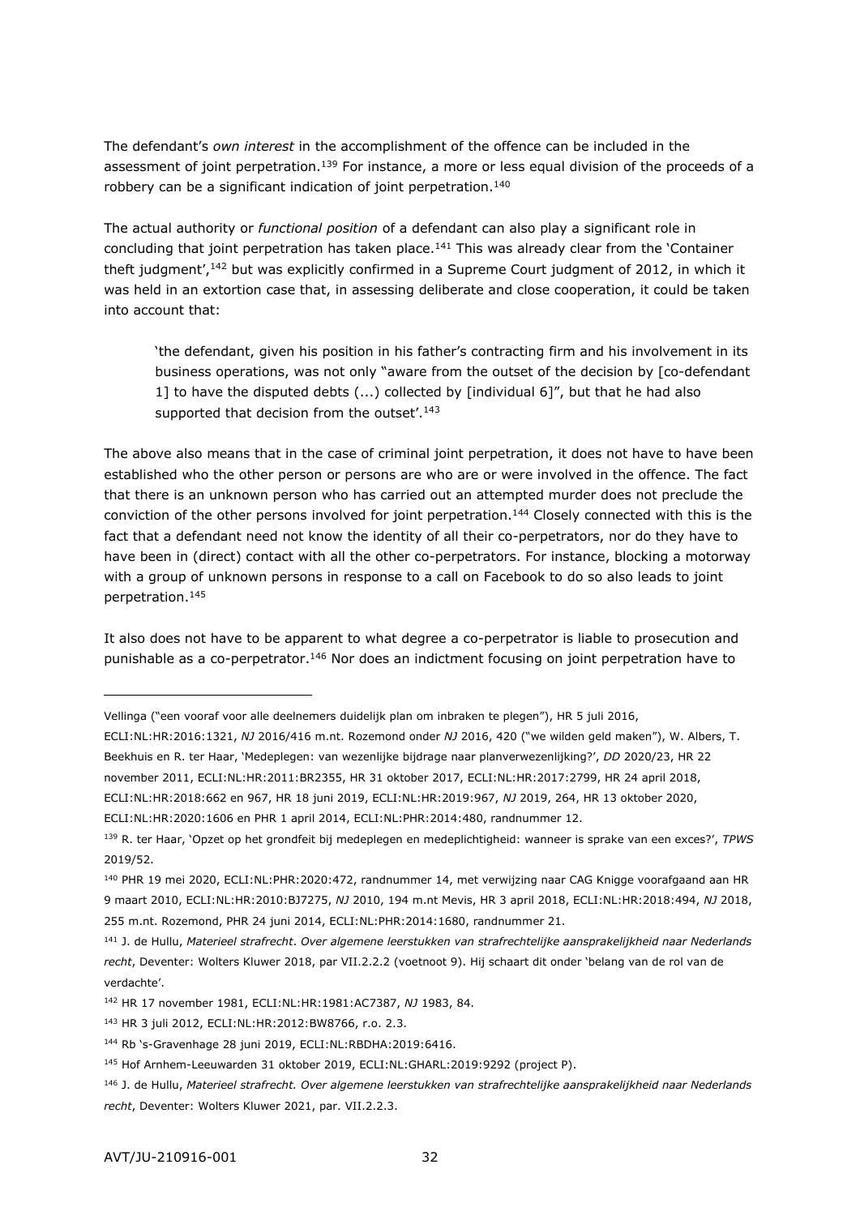The defendant's *own interest* in the accomplishment of the offence can be included in the assessment of joint perpetration.[139] For instance, a more or less equal division of the proceeds of a robbery can be a significant indication of joint perpetration.[140]

The actual authority or *functional position* of a defendant can also play a significant role in concluding that joint perpetration has taken place.[141] This was already clear from the 'Container theft judgment',[142] but was explicitly confirmed in a Supreme Court judgment of 2012, in which it was held in an extortion case that, in assessing deliberate and close cooperation, it could be taken into account that:

> 'the defendant, given his position in his father's contracting firm and his involvement in its business operations, was not only "aware from the outset of the decision by [co-defendant 1] to have the disputed debts (...) collected by [individual 6]", but that he had also supported that decision from the outset'.[143]

The above also means that in the case of criminal joint perpetration, it does not have to have been established who the other person or persons are who are or were involved in the offence. The fact that there is an unknown person who has carried out an attempted murder does not preclude the conviction of the other persons involved for joint perpetration.[144] Closely connected with this is the fact that a defendant need not know the identity of all their co-perpetrators, nor do they have to have been in (direct) contact with all the other co-perpetrators. For instance, blocking a motorway with a group of unknown persons in response to a call on Facebook to do so also leads to joint perpetration.[145]

It also does not have to be apparent to what degree a co-perpetrator is liable to prosecution and punishable as a co-perpetrator.[146] Nor does an indictment focusing on joint perpetration have to

---

Vellinga ("een vooraf voor alle deelnemers duidelijk plan om inbraken te plegen"), HR 5 juli 2016, ECLI:NL:HR:2016:1321, *NJ* 2016/416 m.nt. Rozemond onder *NJ* 2016, 420 ("we wilden geld maken"), W. Albers, T. Beekhuis en R. ter Haar, 'Medeplegen: van wezenlijke bijdrage naar planverwezenlijking?', *DD* 2020/23, HR 22 november 2011, ECLI:NL:HR:2011:BR2355, HR 31 oktober 2017, ECLI:NL:HR:2017:2799, HR 24 april 2018, ECLI:NL:HR:2018:662 en 967, HR 18 juni 2019, ECLI:NL:HR:2019:967, *NJ* 2019, 264, HR 13 oktober 2020, ECLI:NL:HR:2020:1606 en PHR 1 april 2014, ECLI:NL:PHR:2014:480, randnummer 12.

[139] R. ter Haar, 'Opzet op het grondfeit bij medeplegen en medeplichtigheid: wanneer is sprake van een exces?', *TPWS* 2019/52.

[140] PHR 19 mei 2020, ECLI:NL:PHR:2020:472, randnummer 14, met verwijzing naar CAG Knigge voorafgaand aan HR 9 maart 2010, ECLI:NL:HR:2010:BJ7275, *NJ* 2010, 194 m.nt Mevis, HR 3 april 2018, ECLI:NL:HR:2018:494, *NJ* 2018, 255 m.nt. Rozemond, PHR 24 juni 2014, ECLI:NL:PHR:2014:1680, randnummer 21.

[141] J. de Hullu, *Materieel strafrecht. Over algemene leerstukken van strafrechtelijke aansprakelijkheid naar Nederlands recht*, Deventer: Wolters Kluwer 2018, par VII.2.2.2 (voetnoot 9). Hij schaart dit onder 'belang van de rol van de verdachte'.

[142] HR 17 november 1981, ECLI:NL:HR:1981:AC7387, *NJ* 1983, 84.

[143] HR 3 juli 2012, ECLI:NL:HR:2012:BW8766, r.o. 2.3.

[144] Rb 's-Gravenhage 28 juni 2019, ECLI:NL:RBDHA:2019:6416.

[145] Hof Arnhem-Leeuwarden 31 oktober 2019, ECLI:NL:GHARL:2019:9292 (project P).

[146] J. de Hullu, *Materieel strafrecht. Over algemene leerstukken van strafrechtelijke aansprakelijkheid naar Nederlands recht*, Deventer: Wolters Kluwer 2021, par. VII.2.2.3.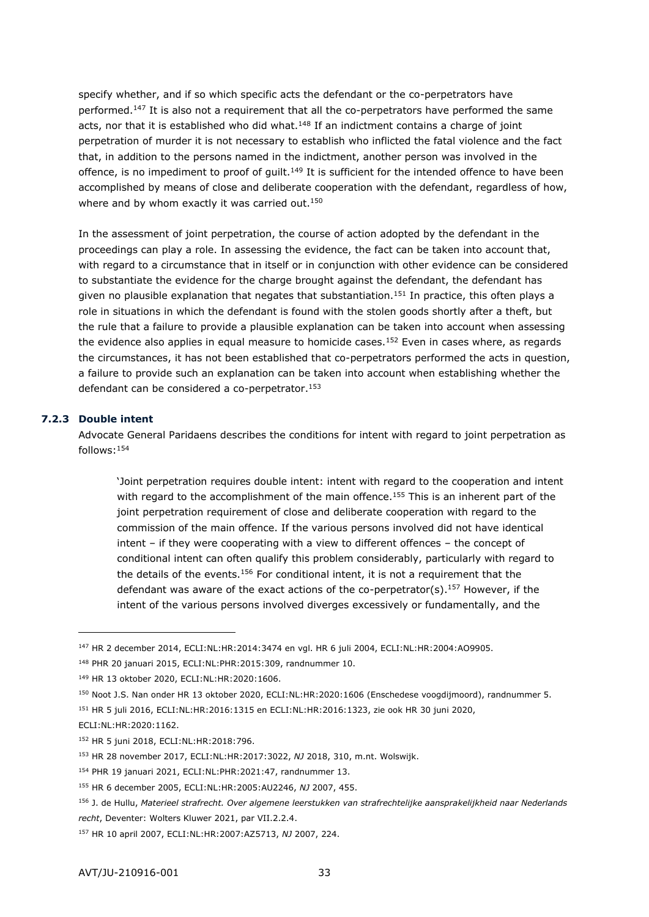specify whether, and if so which specific acts the defendant or the co-perpetrators have performed.[147] It is also not a requirement that all the co-perpetrators have performed the same acts, nor that it is established who did what.[148] If an indictment contains a charge of joint perpetration of murder it is not necessary to establish who inflicted the fatal violence and the fact that, in addition to the persons named in the indictment, another person was involved in the offence, is no impediment to proof of guilt.[149] It is sufficient for the intended offence to have been accomplished by means of close and deliberate cooperation with the defendant, regardless of how, where and by whom exactly it was carried out.[150]

In the assessment of joint perpetration, the course of action adopted by the defendant in the proceedings can play a role. In assessing the evidence, the fact can be taken into account that, with regard to a circumstance that in itself or in conjunction with other evidence can be considered to substantiate the evidence for the charge brought against the defendant, the defendant has given no plausible explanation that negates that substantiation.[151] In practice, this often plays a role in situations in which the defendant is found with the stolen goods shortly after a theft, but the rule that a failure to provide a plausible explanation can be taken into account when assessing the evidence also applies in equal measure to homicide cases.[152] Even in cases where, as regards the circumstances, it has not been established that co-perpetrators performed the acts in question, a failure to provide such an explanation can be taken into account when establishing whether the defendant can be considered a co-perpetrator.[153]

### 7.2.3 Double intent

Advocate General Paridaens describes the conditions for intent with regard to joint perpetration as follows:[154]

> 'Joint perpetration requires double intent: intent with regard to the cooperation and intent with regard to the accomplishment of the main offence.[155] This is an inherent part of the joint perpetration requirement of close and deliberate cooperation with regard to the commission of the main offence. If the various persons involved did not have identical intent – if they were cooperating with a view to different offences – the concept of conditional intent can often qualify this problem considerably, particularly with regard to the details of the events.[156] For conditional intent, it is not a requirement that the defendant was aware of the exact actions of the co-perpetrator(s).[157] However, if the intent of the various persons involved diverges excessively or fundamentally, and the

---

[147] HR 2 december 2014, ECLI:NL:HR:2014:3474 en vgl. HR 6 juli 2004, ECLI:NL:HR:2004:AO9905.

[148] PHR 20 januari 2015, ECLI:NL:PHR:2015:309, randnummer 10.

[149] HR 13 oktober 2020, ECLI:NL:HR:2020:1606.

[150] Noot J.S. Nan onder HR 13 oktober 2020, ECLI:NL:HR:2020:1606 (Enschedese voogdijmoord), randnummer 5.

[151] HR 5 juli 2016, ECLI:NL:HR:2016:1315 en ECLI:NL:HR:2016:1323, zie ook HR 30 juni 2020, ECLI:NL:HR:2020:1162.

[152] HR 5 juni 2018, ECLI:NL:HR:2018:796.

[153] HR 28 november 2017, ECLI:NL:HR:2017:3022, *NJ* 2018, 310, m.nt. Wolswijk.

[154] PHR 19 januari 2021, ECLI:NL:PHR:2021:47, randnummer 13.

[155] HR 6 december 2005, ECLI:NL:HR:2005:AU2246, *NJ* 2007, 455.

[156] J. de Hullu, *Materieel strafrecht. Over algemene leerstukken van strafrechtelijke aansprakelijkheid naar Nederlands recht*, Deventer: Wolters Kluwer 2021, par VII.2.2.4.

[157] HR 10 april 2007, ECLI:NL:HR:2007:AZ5713, *NJ* 2007, 224.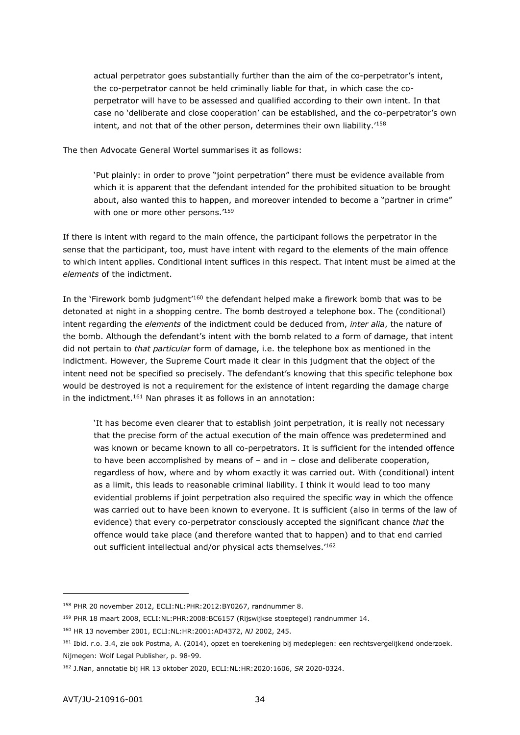> actual perpetrator goes substantially further than the aim of the co-perpetrator's intent, the co-perpetrator cannot be held criminally liable for that, in which case the co-perpetrator will have to be assessed and qualified according to their own intent. In that case no 'deliberate and close cooperation' can be established, and the co-perpetrator's own intent, and not that of the other person, determines their own liability.'[158]

The then Advocate General Wortel summarises it as follows:

> 'Put plainly: in order to prove "joint perpetration" there must be evidence available from which it is apparent that the defendant intended for the prohibited situation to be brought about, also wanted this to happen, and moreover intended to become a "partner in crime" with one or more other persons.'[159]

If there is intent with regard to the main offence, the participant follows the perpetrator in the sense that the participant, too, must have intent with regard to the elements of the main offence to which intent applies. Conditional intent suffices in this respect. That intent must be aimed at the *elements* of the indictment.

In the 'Firework bomb judgment'[160] the defendant helped make a firework bomb that was to be detonated at night in a shopping centre. The bomb destroyed a telephone box. The (conditional) intent regarding the *elements* of the indictment could be deduced from, *inter alia*, the nature of the bomb. Although the defendant's intent with the bomb related to *a* form of damage, that intent did not pertain to *that particular* form of damage, i.e. the telephone box as mentioned in the indictment. However, the Supreme Court made it clear in this judgment that the object of the intent need not be specified so precisely. The defendant's knowing that this specific telephone box would be destroyed is not a requirement for the existence of intent regarding the damage charge in the indictment.[161] Nan phrases it as follows in an annotation:

> 'It has become even clearer that to establish joint perpetration, it is really not necessary that the precise form of the actual execution of the main offence was predetermined and was known or became known to all co-perpetrators. It is sufficient for the intended offence to have been accomplished by means of – and in – close and deliberate cooperation, regardless of how, where and by whom exactly it was carried out. With (conditional) intent as a limit, this leads to reasonable criminal liability. I think it would lead to too many evidential problems if joint perpetration also required the specific way in which the offence was carried out to have been known to everyone. It is sufficient (also in terms of the law of evidence) that every co-perpetrator consciously accepted the significant chance *that* the offence would take place (and therefore wanted that to happen) and to that end carried out sufficient intellectual and/or physical acts themselves.'[162]

---

[158] PHR 20 november 2012, ECLI:NL:PHR:2012:BY0267, randnummer 8.

[159] PHR 18 maart 2008, ECLI:NL:PHR:2008:BC6157 (Rijswijkse stoeptegel) randnummer 14.

[160] HR 13 november 2001, ECLI:NL:HR:2001:AD4372, *NJ* 2002, 245.

[161] Ibid. r.o. 3.4, zie ook Postma, A. (2014), opzet en toerekening bij medeplegen: een rechtsvergelijkend onderzoek. Nijmegen: Wolf Legal Publisher, p. 98-99.

[162] J.Nan, annotatie bij HR 13 oktober 2020, ECLI:NL:HR:2020:1606, *SR* 2020-0324.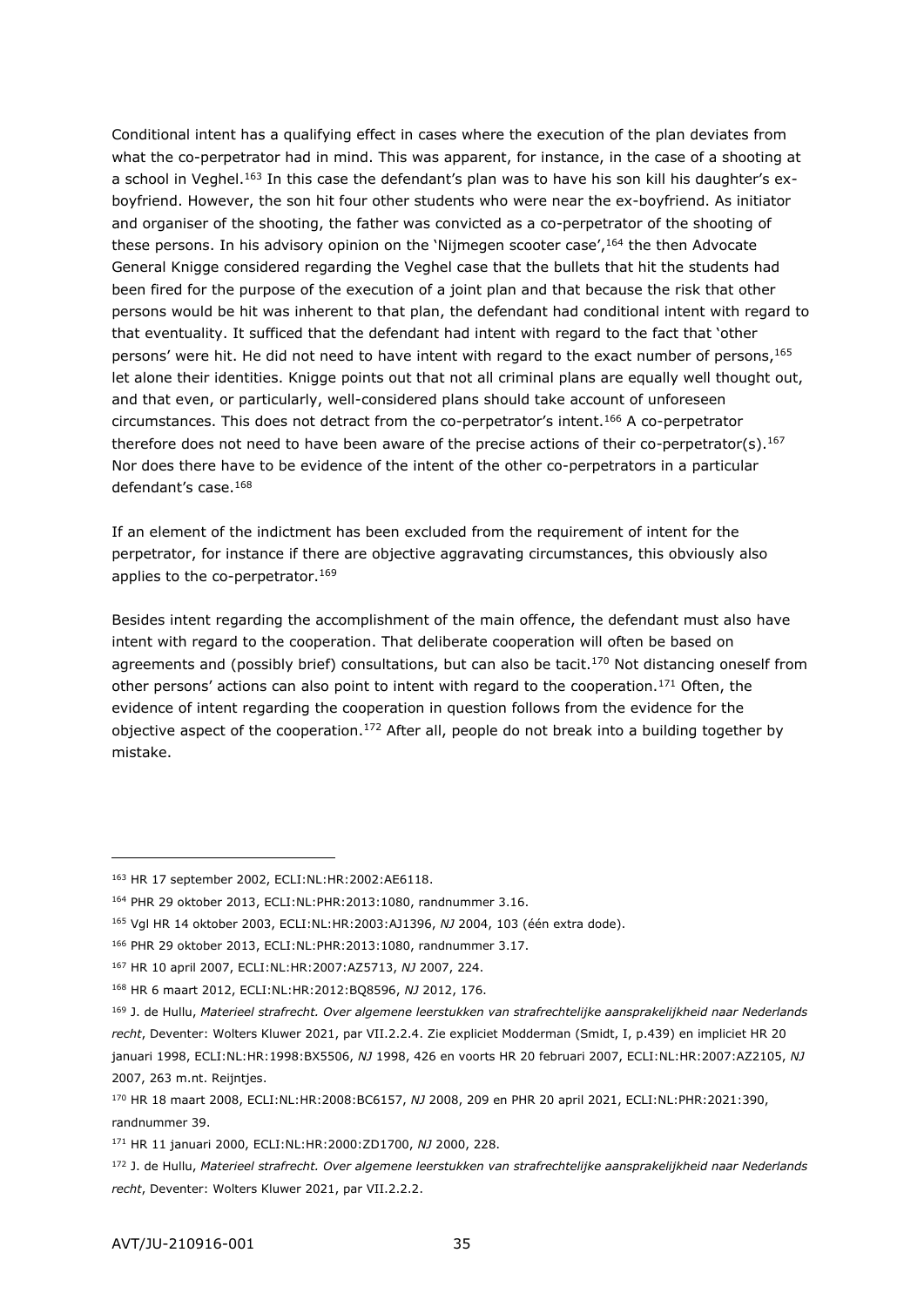Conditional intent has a qualifying effect in cases where the execution of the plan deviates from what the co-perpetrator had in mind. This was apparent, for instance, in the case of a shooting at a school in Veghel.[163] In this case the defendant's plan was to have his son kill his daughter's ex-boyfriend. However, the son hit four other students who were near the ex-boyfriend. As initiator and organiser of the shooting, the father was convicted as a co-perpetrator of the shooting of these persons. In his advisory opinion on the 'Nijmegen scooter case',[164] the then Advocate General Knigge considered regarding the Veghel case that the bullets that hit the students had been fired for the purpose of the execution of a joint plan and that because the risk that other persons would be hit was inherent to that plan, the defendant had conditional intent with regard to that eventuality. It sufficed that the defendant had intent with regard to the fact that 'other persons' were hit. He did not need to have intent with regard to the exact number of persons,[165] let alone their identities. Knigge points out that not all criminal plans are equally well thought out, and that even, or particularly, well-considered plans should take account of unforeseen circumstances. This does not detract from the co-perpetrator's intent.[166] A co-perpetrator therefore does not need to have been aware of the precise actions of their co-perpetrator(s).[167] Nor does there have to be evidence of the intent of the other co-perpetrators in a particular defendant's case.[168]

If an element of the indictment has been excluded from the requirement of intent for the perpetrator, for instance if there are objective aggravating circumstances, this obviously also applies to the co-perpetrator.[169]

Besides intent regarding the accomplishment of the main offence, the defendant must also have intent with regard to the cooperation. That deliberate cooperation will often be based on agreements and (possibly brief) consultations, but can also be tacit.[170] Not distancing oneself from other persons' actions can also point to intent with regard to the cooperation.[171] Often, the evidence of intent regarding the cooperation in question follows from the evidence for the objective aspect of the cooperation.[172] After all, people do not break into a building together by mistake.

---

[163] HR 17 september 2002, ECLI:NL:HR:2002:AE6118.

[164] PHR 29 oktober 2013, ECLI:NL:PHR:2013:1080, randnummer 3.16.

[165] Vgl HR 14 oktober 2003, ECLI:NL:HR:2003:AJ1396, *NJ* 2004, 103 (één extra dode).

[166] PHR 29 oktober 2013, ECLI:NL:PHR:2013:1080, randnummer 3.17.

[167] HR 10 april 2007, ECLI:NL:HR:2007:AZ5713, *NJ* 2007, 224.

[168] HR 6 maart 2012, ECLI:NL:HR:2012:BQ8596, *NJ* 2012, 176.

[169] J. de Hullu, *Materieel strafrecht. Over algemene leerstukken van strafrechtelijke aansprakelijkheid naar Nederlands recht*, Deventer: Wolters Kluwer 2021, par VII.2.2.4. Zie expliciet Modderman (Smidt, I, p.439) en impliciet HR 20 januari 1998, ECLI:NL:HR:1998:BX5506, *NJ* 1998, 426 en voorts HR 20 februari 2007, ECLI:NL:HR:2007:AZ2105, *NJ* 2007, 263 m.nt. Reijntjes.

[170] HR 18 maart 2008, ECLI:NL:HR:2008:BC6157, *NJ* 2008, 209 en PHR 20 april 2021, ECLI:NL:PHR:2021:390, randnummer 39.

[171] HR 11 januari 2000, ECLI:NL:HR:2000:ZD1700, *NJ* 2000, 228.

[172] J. de Hullu, *Materieel strafrecht. Over algemene leerstukken van strafrechtelijke aansprakelijkheid naar Nederlands recht*, Deventer: Wolters Kluwer 2021, par VII.2.2.2.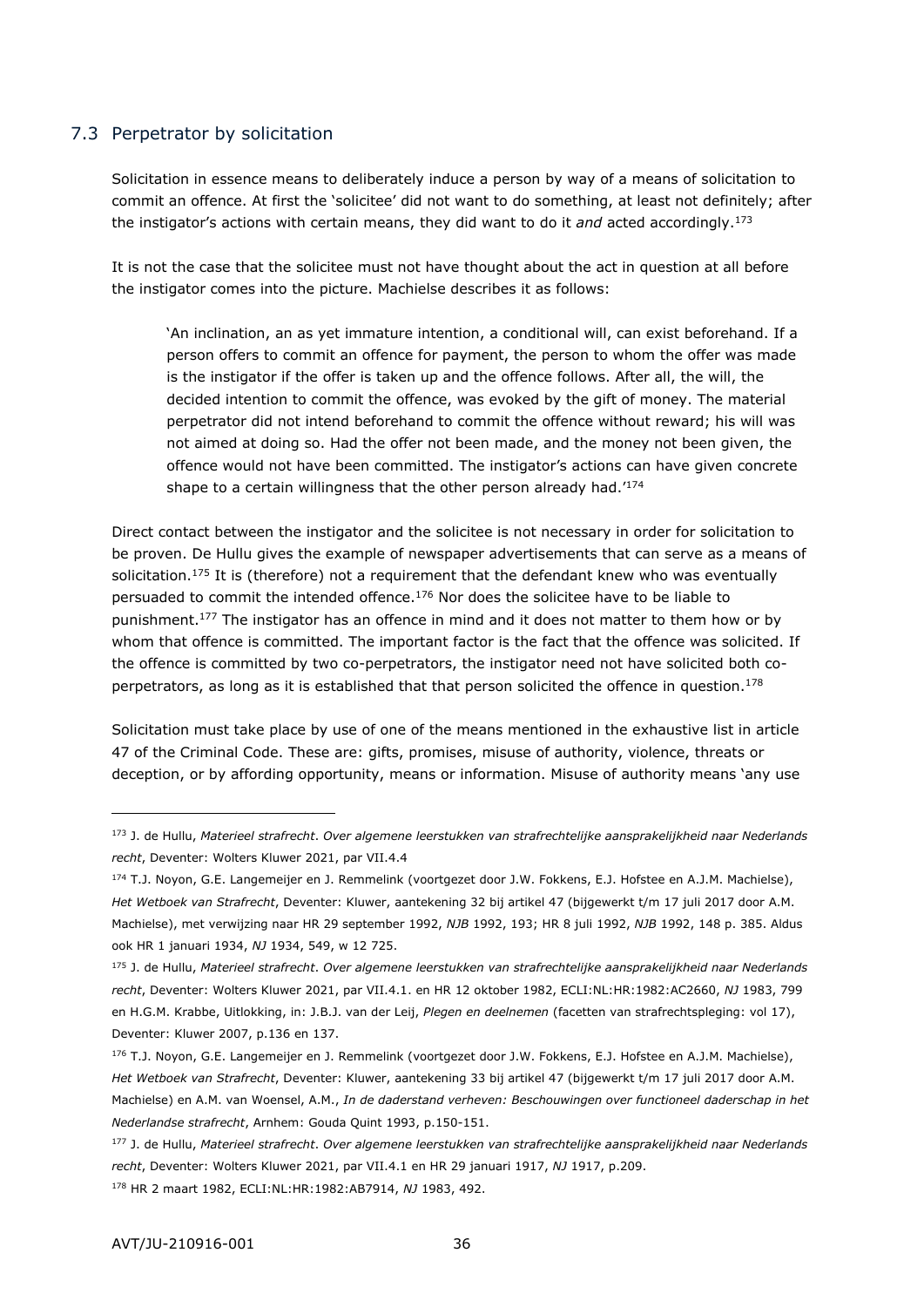## 7.3 Perpetrator by solicitation

Solicitation in essence means to deliberately induce a person by way of a means of solicitation to commit an offence. At first the 'solicitee' did not want to do something, at least not definitely; after the instigator's actions with certain means, they did want to do it *and* acted accordingly.[173]

It is not the case that the solicitee must not have thought about the act in question at all before the instigator comes into the picture. Machielse describes it as follows:

> 'An inclination, an as yet immature intention, a conditional will, can exist beforehand. If a person offers to commit an offence for payment, the person to whom the offer was made is the instigator if the offer is taken up and the offence follows. After all, the will, the decided intention to commit the offence, was evoked by the gift of money. The material perpetrator did not intend beforehand to commit the offence without reward; his will was not aimed at doing so. Had the offer not been made, and the money not been given, the offence would not have been committed. The instigator's actions can have given concrete shape to a certain willingness that the other person already had.'[174]

Direct contact between the instigator and the solicitee is not necessary in order for solicitation to be proven. De Hullu gives the example of newspaper advertisements that can serve as a means of solicitation.[175] It is (therefore) not a requirement that the defendant knew who was eventually persuaded to commit the intended offence.[176] Nor does the solicitee have to be liable to punishment.[177] The instigator has an offence in mind and it does not matter to them how or by whom that offence is committed. The important factor is the fact that the offence was solicited. If the offence is committed by two co-perpetrators, the instigator need not have solicited both co-perpetrators, as long as it is established that that person solicited the offence in question.[178]

Solicitation must take place by use of one of the means mentioned in the exhaustive list in article 47 of the Criminal Code. These are: gifts, promises, misuse of authority, violence, threats or deception, or by affording opportunity, means or information. Misuse of authority means 'any use

---

[173] J. de Hullu, *Materieel strafrecht. Over algemene leerstukken van strafrechtelijke aansprakelijkheid naar Nederlands recht*, Deventer: Wolters Kluwer 2021, par VII.4.4

[174] T.J. Noyon, G.E. Langemeijer en J. Remmelink (voortgezet door J.W. Fokkens, E.J. Hofstee en A.J.M. Machielse), *Het Wetboek van Strafrecht*, Deventer: Kluwer, aantekening 32 bij artikel 47 (bijgewerkt t/m 17 juli 2017 door A.M. Machielse), met verwijzing naar HR 29 september 1992, *NJB* 1992, 193; HR 8 juli 1992, *NJB* 1992, 148 p. 385. Aldus ook HR 1 januari 1934, *NJ* 1934, 549, w 12 725.

[175] J. de Hullu, *Materieel strafrecht. Over algemene leerstukken van strafrechtelijke aansprakelijkheid naar Nederlands recht*, Deventer: Wolters Kluwer 2021, par VII.4.1. en HR 12 oktober 1982, ECLI:NL:HR:1982:AC2660, *NJ* 1983, 799 en H.G.M. Krabbe, Uitlokking, in: J.B.J. van der Leij, *Plegen en deelnemen* (facetten van strafrechtspleging: vol 17), Deventer: Kluwer 2007, p.136 en 137.

[176] T.J. Noyon, G.E. Langemeijer en J. Remmelink (voortgezet door J.W. Fokkens, E.J. Hofstee en A.J.M. Machielse), *Het Wetboek van Strafrecht*, Deventer: Kluwer, aantekening 33 bij artikel 47 (bijgewerkt t/m 17 juli 2017 door A.M. Machielse) en A.M. van Woensel, A.M., *In de daderstand verheven: Beschouwingen over functioneel daderschap in het Nederlandse strafrecht*, Arnhem: Gouda Quint 1993, p.150-151.

[177] J. de Hullu, *Materieel strafrecht. Over algemene leerstukken van strafrechtelijke aansprakelijkheid naar Nederlands recht*, Deventer: Wolters Kluwer 2021, par VII.4.1 en HR 29 januari 1917, *NJ* 1917, p.209.

[178] HR 2 maart 1982, ECLI:NL:HR:1982:AB7914, *NJ* 1983, 492.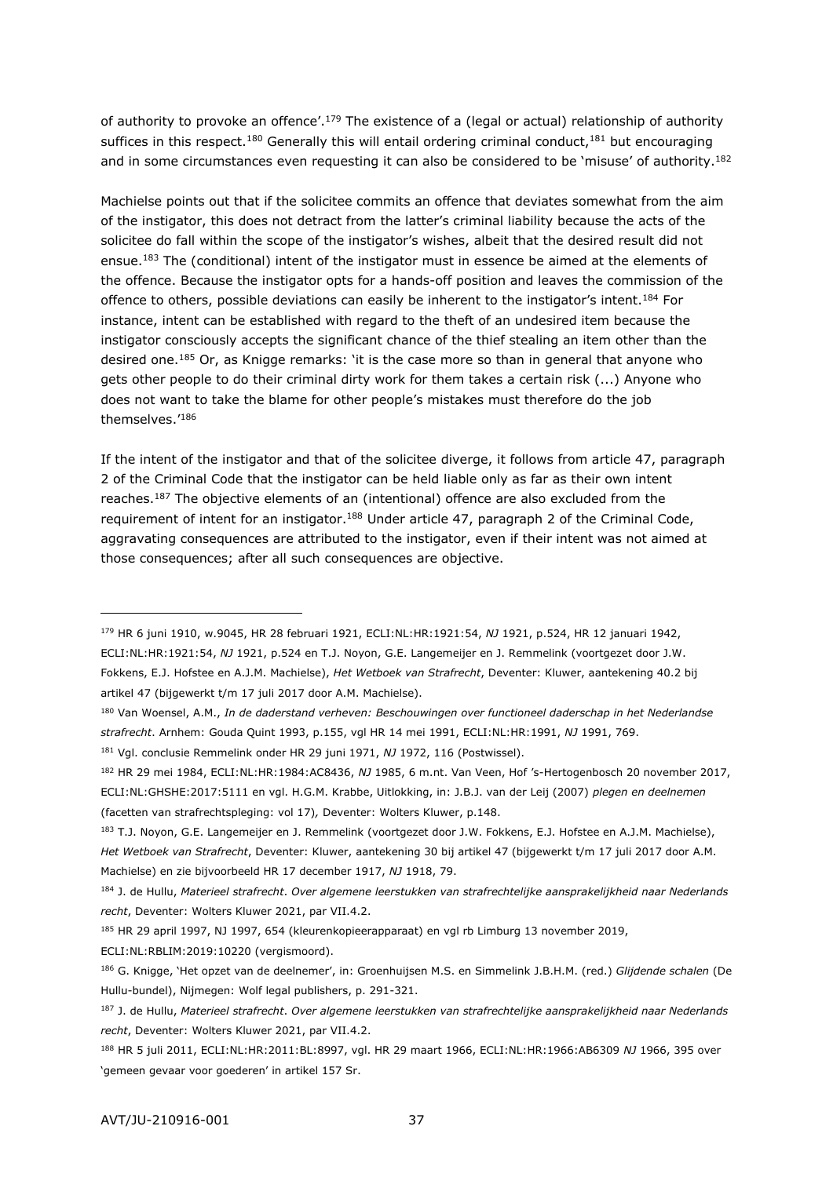of authority to provoke an offence'.[179] The existence of a (legal or actual) relationship of authority suffices in this respect.[180] Generally this will entail ordering criminal conduct,[181] but encouraging and in some circumstances even requesting it can also be considered to be 'misuse' of authority.[182]

Machielse points out that if the solicitee commits an offence that deviates somewhat from the aim of the instigator, this does not detract from the latter's criminal liability because the acts of the solicitee do fall within the scope of the instigator's wishes, albeit that the desired result did not ensue.[183] The (conditional) intent of the instigator must in essence be aimed at the elements of the offence. Because the instigator opts for a hands-off position and leaves the commission of the offence to others, possible deviations can easily be inherent to the instigator's intent.[184] For instance, intent can be established with regard to the theft of an undesired item because the instigator consciously accepts the significant chance of the thief stealing an item other than the desired one.[185] Or, as Knigge remarks: 'it is the case more so than in general that anyone who gets other people to do their criminal dirty work for them takes a certain risk (...) Anyone who does not want to take the blame for other people's mistakes must therefore do the job themselves.'[186]

If the intent of the instigator and that of the solicitee diverge, it follows from article 47, paragraph 2 of the Criminal Code that the instigator can be held liable only as far as their own intent reaches.[187] The objective elements of an (intentional) offence are also excluded from the requirement of intent for an instigator.[188] Under article 47, paragraph 2 of the Criminal Code, aggravating consequences are attributed to the instigator, even if their intent was not aimed at those consequences; after all such consequences are objective.

---

[179] HR 6 juni 1910, w.9045, HR 28 februari 1921, ECLI:NL:HR:1921:54, *NJ* 1921, p.524, HR 12 januari 1942, ECLI:NL:HR:1921:54, *NJ* 1921, p.524 en T.J. Noyon, G.E. Langemeijer en J. Remmelink (voortgezet door J.W. Fokkens, E.J. Hofstee en A.J.M. Machielse), *Het Wetboek van Strafrecht*, Deventer: Kluwer, aantekening 40.2 bij artikel 47 (bijgewerkt t/m 17 juli 2017 door A.M. Machielse).

[180] Van Woensel, A.M., *In de daderstand verheven: Beschouwingen over functioneel daderschap in het Nederlandse strafrecht*. Arnhem: Gouda Quint 1993, p.155, vgl HR 14 mei 1991, ECLI:NL:HR:1991, *NJ* 1991, 769.

[181] Vgl. conclusie Remmelink onder HR 29 juni 1971, *NJ* 1972, 116 (Postwissel).

[182] HR 29 mei 1984, ECLI:NL:HR:1984:AC8436, *NJ* 1985, 6 m.nt. Van Veen, Hof 's-Hertogenbosch 20 november 2017, ECLI:NL:GHSHE:2017:5111 en vgl. H.G.M. Krabbe, Uitlokking, in: J.B.J. van der Leij (2007) *plegen en deelnemen* (facetten van strafrechtspleging: vol 17)*,* Deventer: Wolters Kluwer, p.148.

[183] T.J. Noyon, G.E. Langemeijer en J. Remmelink (voortgezet door J.W. Fokkens, E.J. Hofstee en A.J.M. Machielse), *Het Wetboek van Strafrecht*, Deventer: Kluwer, aantekening 30 bij artikel 47 (bijgewerkt t/m 17 juli 2017 door A.M. Machielse) en zie bijvoorbeeld HR 17 december 1917, *NJ* 1918, 79.

[184] J. de Hullu, *Materieel strafrecht. Over algemene leerstukken van strafrechtelijke aansprakelijkheid naar Nederlands recht*, Deventer: Wolters Kluwer 2021, par VII.4.2.

[185] HR 29 april 1997, NJ 1997, 654 (kleurenkopieerapparaat) en vgl rb Limburg 13 november 2019, ECLI:NL:RBLIM:2019:10220 (vergismoord).

[186] G. Knigge, 'Het opzet van de deelnemer', in: Groenhuijsen M.S. en Simmelink J.B.H.M. (red.) *Glijdende schalen* (De Hullu-bundel), Nijmegen: Wolf legal publishers, p. 291-321.

[187] J. de Hullu, *Materieel strafrecht. Over algemene leerstukken van strafrechtelijke aansprakelijkheid naar Nederlands recht*, Deventer: Wolters Kluwer 2021, par VII.4.2.

[188] HR 5 juli 2011, ECLI:NL:HR:2011:BL:8997, vgl. HR 29 maart 1966, ECLI:NL:HR:1966:AB6309 *NJ* 1966, 395 over 'gemeen gevaar voor goederen' in artikel 157 Sr.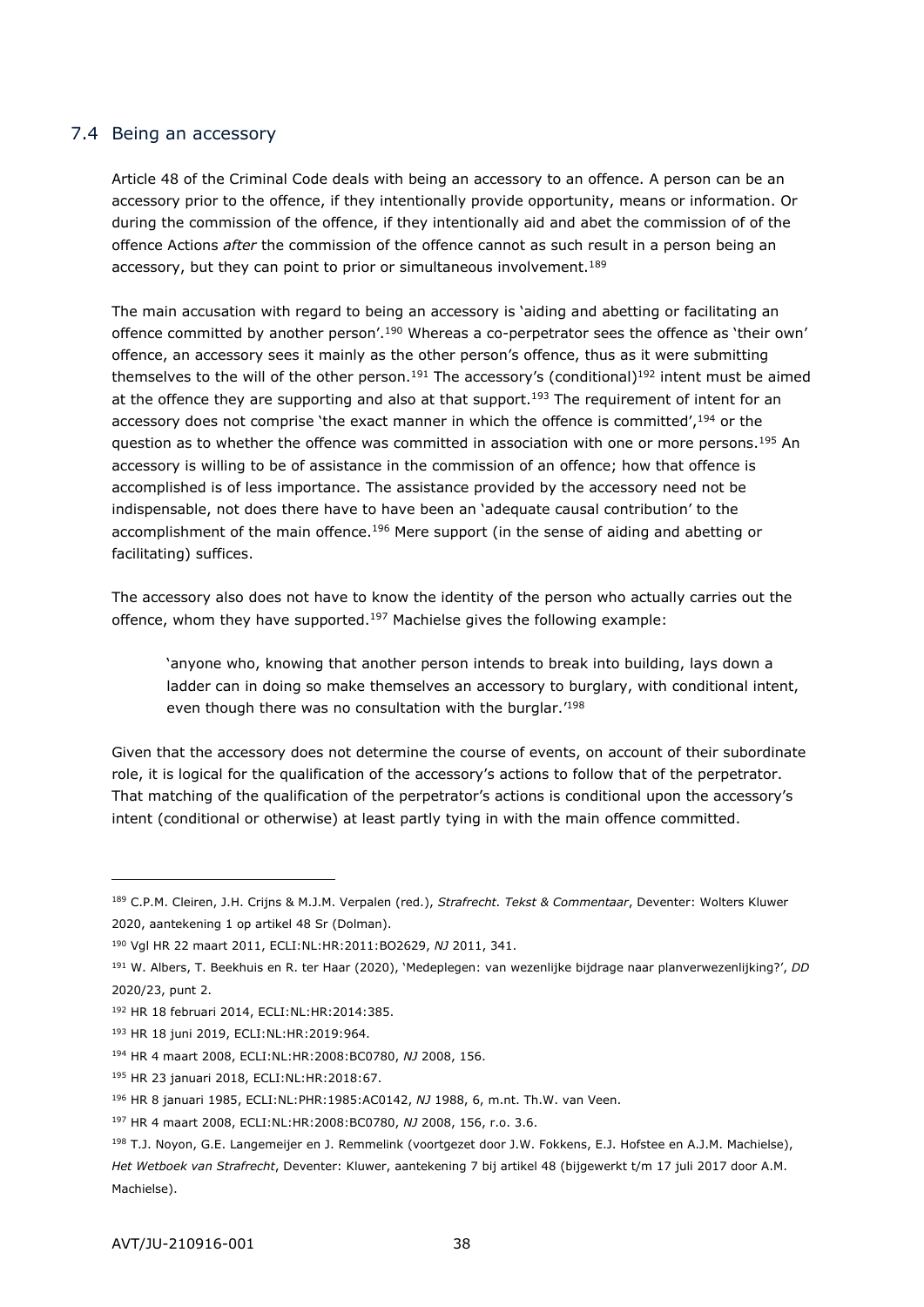## 7.4 Being an accessory

Article 48 of the Criminal Code deals with being an accessory to an offence. A person can be an accessory prior to the offence, if they intentionally provide opportunity, means or information. Or during the commission of the offence, if they intentionally aid and abet the commission of of the offence Actions *after* the commission of the offence cannot as such result in a person being an accessory, but they can point to prior or simultaneous involvement.[189]

The main accusation with regard to being an accessory is 'aiding and abetting or facilitating an offence committed by another person'.[190] Whereas a co-perpetrator sees the offence as 'their own' offence, an accessory sees it mainly as the other person's offence, thus as it were submitting themselves to the will of the other person.[191] The accessory's (conditional)[192] intent must be aimed at the offence they are supporting and also at that support.[193] The requirement of intent for an accessory does not comprise 'the exact manner in which the offence is committed',[194] or the question as to whether the offence was committed in association with one or more persons.[195] An accessory is willing to be of assistance in the commission of an offence; how that offence is accomplished is of less importance. The assistance provided by the accessory need not be indispensable, not does there have to have been an 'adequate causal contribution' to the accomplishment of the main offence.[196] Mere support (in the sense of aiding and abetting or facilitating) suffices.

The accessory also does not have to know the identity of the person who actually carries out the offence, whom they have supported.[197] Machielse gives the following example:

> 'anyone who, knowing that another person intends to break into building, lays down a ladder can in doing so make themselves an accessory to burglary, with conditional intent, even though there was no consultation with the burglar.'[198]

Given that the accessory does not determine the course of events, on account of their subordinate role, it is logical for the qualification of the accessory's actions to follow that of the perpetrator. That matching of the qualification of the perpetrator's actions is conditional upon the accessory's intent (conditional or otherwise) at least partly tying in with the main offence committed.

---

[189] C.P.M. Cleiren, J.H. Crijns & M.J.M. Verpalen (red.), *Strafrecht. Tekst & Commentaar*, Deventer: Wolters Kluwer 2020, aantekening 1 op artikel 48 Sr (Dolman).

[190] Vgl HR 22 maart 2011, ECLI:NL:HR:2011:BO2629, *NJ* 2011, 341.

[191] W. Albers, T. Beekhuis en R. ter Haar (2020), 'Medeplegen: van wezenlijke bijdrage naar planverwezenlijking?', *DD* 2020/23, punt 2.

[192] HR 18 februari 2014, ECLI:NL:HR:2014:385.

[193] HR 18 juni 2019, ECLI:NL:HR:2019:964.

[194] HR 4 maart 2008, ECLI:NL:HR:2008:BC0780, *NJ* 2008, 156.

[195] HR 23 januari 2018, ECLI:NL:HR:2018:67.

[196] HR 8 januari 1985, ECLI:NL:PHR:1985:AC0142, *NJ* 1988, 6, m.nt. Th.W. van Veen.

[197] HR 4 maart 2008, ECLI:NL:HR:2008:BC0780, *NJ* 2008, 156, r.o. 3.6.

[198] T.J. Noyon, G.E. Langemeijer en J. Remmelink (voortgezet door J.W. Fokkens, E.J. Hofstee en A.J.M. Machielse), *Het Wetboek van Strafrecht*, Deventer: Kluwer, aantekening 7 bij artikel 48 (bijgewerkt t/m 17 juli 2017 door A.M. Machielse).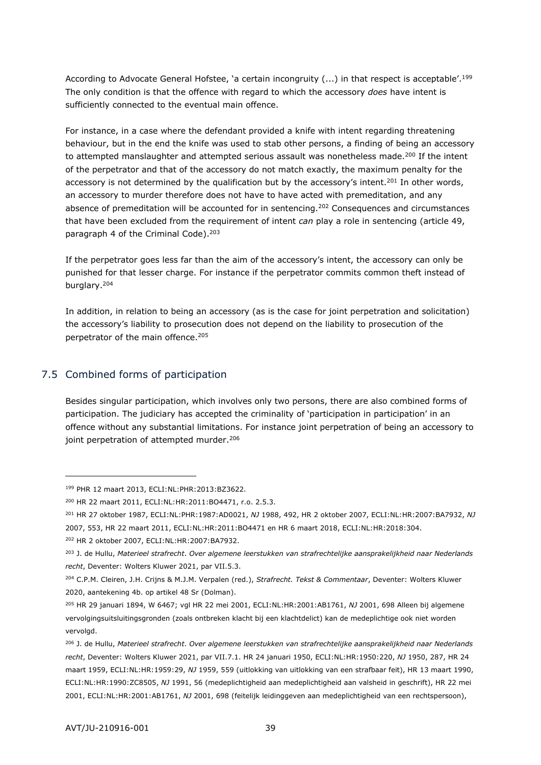According to Advocate General Hofstee, 'a certain incongruity (...) in that respect is acceptable'.[199] The only condition is that the offence with regard to which the accessory *does* have intent is sufficiently connected to the eventual main offence.

For instance, in a case where the defendant provided a knife with intent regarding threatening behaviour, but in the end the knife was used to stab other persons, a finding of being an accessory to attempted manslaughter and attempted serious assault was nonetheless made.[200] If the intent of the perpetrator and that of the accessory do not match exactly, the maximum penalty for the accessory is not determined by the qualification but by the accessory's intent.[201] In other words, an accessory to murder therefore does not have to have acted with premeditation, and any absence of premeditation will be accounted for in sentencing.[202] Consequences and circumstances that have been excluded from the requirement of intent *can* play a role in sentencing (article 49, paragraph 4 of the Criminal Code).[203]

If the perpetrator goes less far than the aim of the accessory's intent, the accessory can only be punished for that lesser charge. For instance if the perpetrator commits common theft instead of burglary.[204]

In addition, in relation to being an accessory (as is the case for joint perpetration and solicitation) the accessory's liability to prosecution does not depend on the liability to prosecution of the perpetrator of the main offence.[205]

## 7.5 Combined forms of participation

Besides singular participation, which involves only two persons, there are also combined forms of participation. The judiciary has accepted the criminality of 'participation in participation' in an offence without any substantial limitations. For instance joint perpetration of being an accessory to joint perpetration of attempted murder.[206]

---

[199] PHR 12 maart 2013, ECLI:NL:PHR:2013:BZ3622.

[200] HR 22 maart 2011, ECLI:NL:HR:2011:BO4471, r.o. 2.5.3.

[201] HR 27 oktober 1987, ECLI:NL:PHR:1987:AD0021, *NJ* 1988, 492, HR 2 oktober 2007, ECLI:NL:HR:2007:BA7932, *NJ* 2007, 553, HR 22 maart 2011, ECLI:NL:HR:2011:BO4471 en HR 6 maart 2018, ECLI:NL:HR:2018:304.

[202] HR 2 oktober 2007, ECLI:NL:HR:2007:BA7932.

[203] J. de Hullu, *Materieel strafrecht. Over algemene leerstukken van strafrechtelijke aansprakelijkheid naar Nederlands recht*, Deventer: Wolters Kluwer 2021, par VII.5.3.

[204] C.P.M. Cleiren, J.H. Crijns & M.J.M. Verpalen (red.), *Strafrecht. Tekst & Commentaar*, Deventer: Wolters Kluwer 2020, aantekening 4b. op artikel 48 Sr (Dolman).

[205] HR 29 januari 1894, W 6467; vgl HR 22 mei 2001, ECLI:NL:HR:2001:AB1761, *NJ* 2001, 698 Alleen bij algemene vervolgingsuitsluitingsgronden (zoals ontbreken klacht bij een klachtdelict) kan de medeplichtige ook niet worden vervolgd.

[206] J. de Hullu, *Materieel strafrecht. Over algemene leerstukken van strafrechtelijke aansprakelijkheid naar Nederlands recht*, Deventer: Wolters Kluwer 2021, par VII.7.1. HR 24 januari 1950, ECLI:NL:HR:1950:220, *NJ* 1950, 287, HR 24 maart 1959, ECLI:NL:HR:1959:29, *NJ* 1959, 559 (uitlokking van uitlokking van een strafbaar feit), HR 13 maart 1990, ECLI:NL:HR:1990:ZC8505, *NJ* 1991, 56 (medeplichtigheid aan medeplichtigheid aan valsheid in geschrift), HR 22 mei 2001, ECLI:NL:HR:2001:AB1761, *NJ* 2001, 698 (feitelijk leidinggeven aan medeplichtigheid van een rechtspersoon),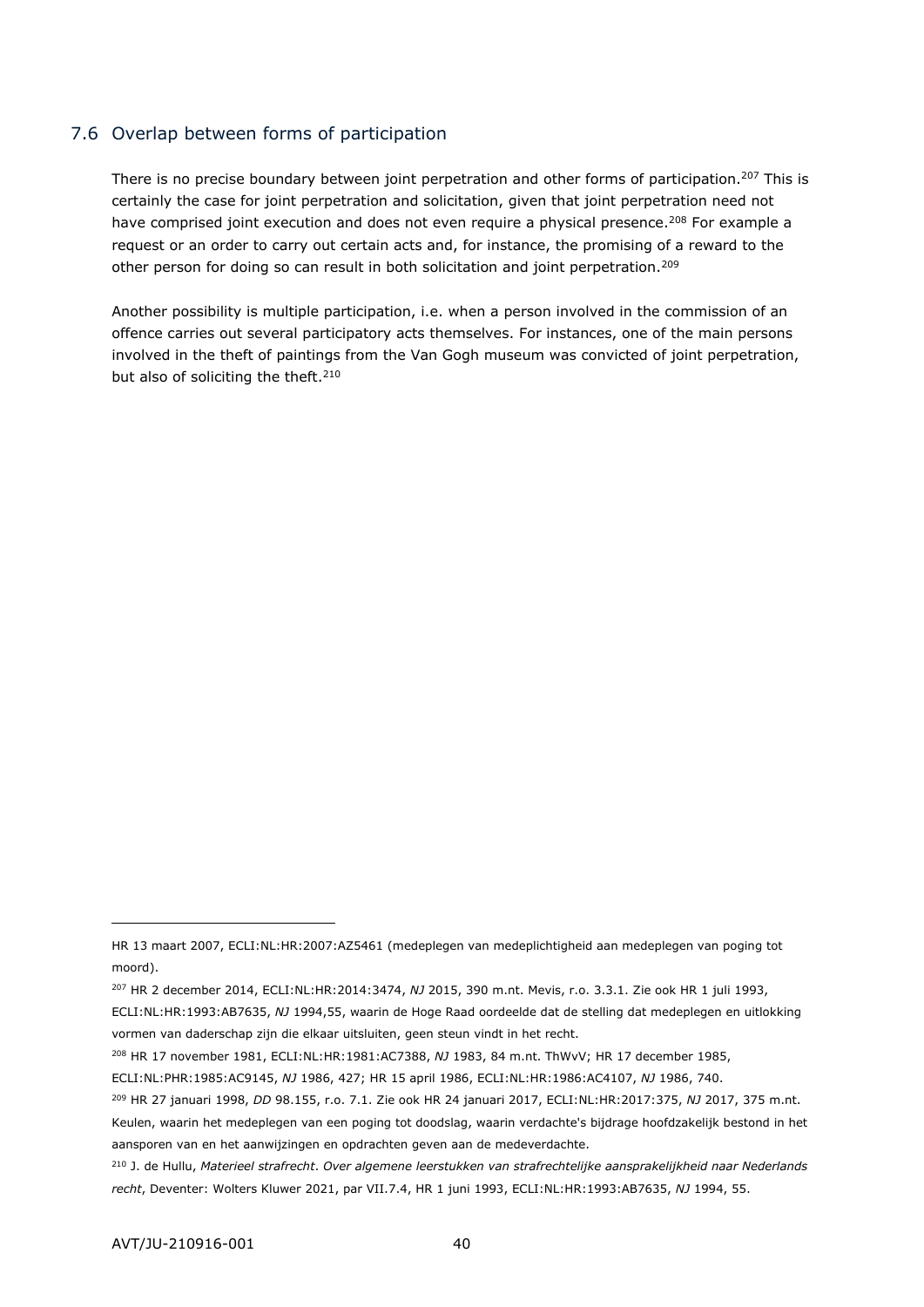## 7.6 Overlap between forms of participation

There is no precise boundary between joint perpetration and other forms of participation.[207] This is certainly the case for joint perpetration and solicitation, given that joint perpetration need not have comprised joint execution and does not even require a physical presence.[208] For example a request or an order to carry out certain acts and, for instance, the promising of a reward to the other person for doing so can result in both solicitation and joint perpetration.[209]

Another possibility is multiple participation, i.e. when a person involved in the commission of an offence carries out several participatory acts themselves. For instances, one of the main persons involved in the theft of paintings from the Van Gogh museum was convicted of joint perpetration, but also of soliciting the theft.[210]

---

HR 13 maart 2007, ECLI:NL:HR:2007:AZ5461 (medeplegen van medeplichtigheid aan medeplegen van poging tot moord).

[207] HR 2 december 2014, ECLI:NL:HR:2014:3474, *NJ* 2015, 390 m.nt. Mevis, r.o. 3.3.1. Zie ook HR 1 juli 1993, ECLI:NL:HR:1993:AB7635, *NJ* 1994,55, waarin de Hoge Raad oordeelde dat de stelling dat medeplegen en uitlokking vormen van daderschap zijn die elkaar uitsluiten, geen steun vindt in het recht.

[208] HR 17 november 1981, ECLI:NL:HR:1981:AC7388, *NJ* 1983, 84 m.nt. ThWvV; HR 17 december 1985, ECLI:NL:PHR:1985:AC9145, *NJ* 1986, 427; HR 15 april 1986, ECLI:NL:HR:1986:AC4107, *NJ* 1986, 740.

[209] HR 27 januari 1998, *DD* 98.155, r.o. 7.1. Zie ook HR 24 januari 2017, ECLI:NL:HR:2017:375, *NJ* 2017, 375 m.nt. Keulen, waarin het medeplegen van een poging tot doodslag, waarin verdachte's bijdrage hoofdzakelijk bestond in het aansporen van en het aanwijzingen en opdrachten geven aan de medeverdachte.

[210] J. de Hullu, *Materieel strafrecht. Over algemene leerstukken van strafrechtelijke aansprakelijkheid naar Nederlands recht*, Deventer: Wolters Kluwer 2021, par VII.7.4, HR 1 juni 1993, ECLI:NL:HR:1993:AB7635, *NJ* 1994, 55.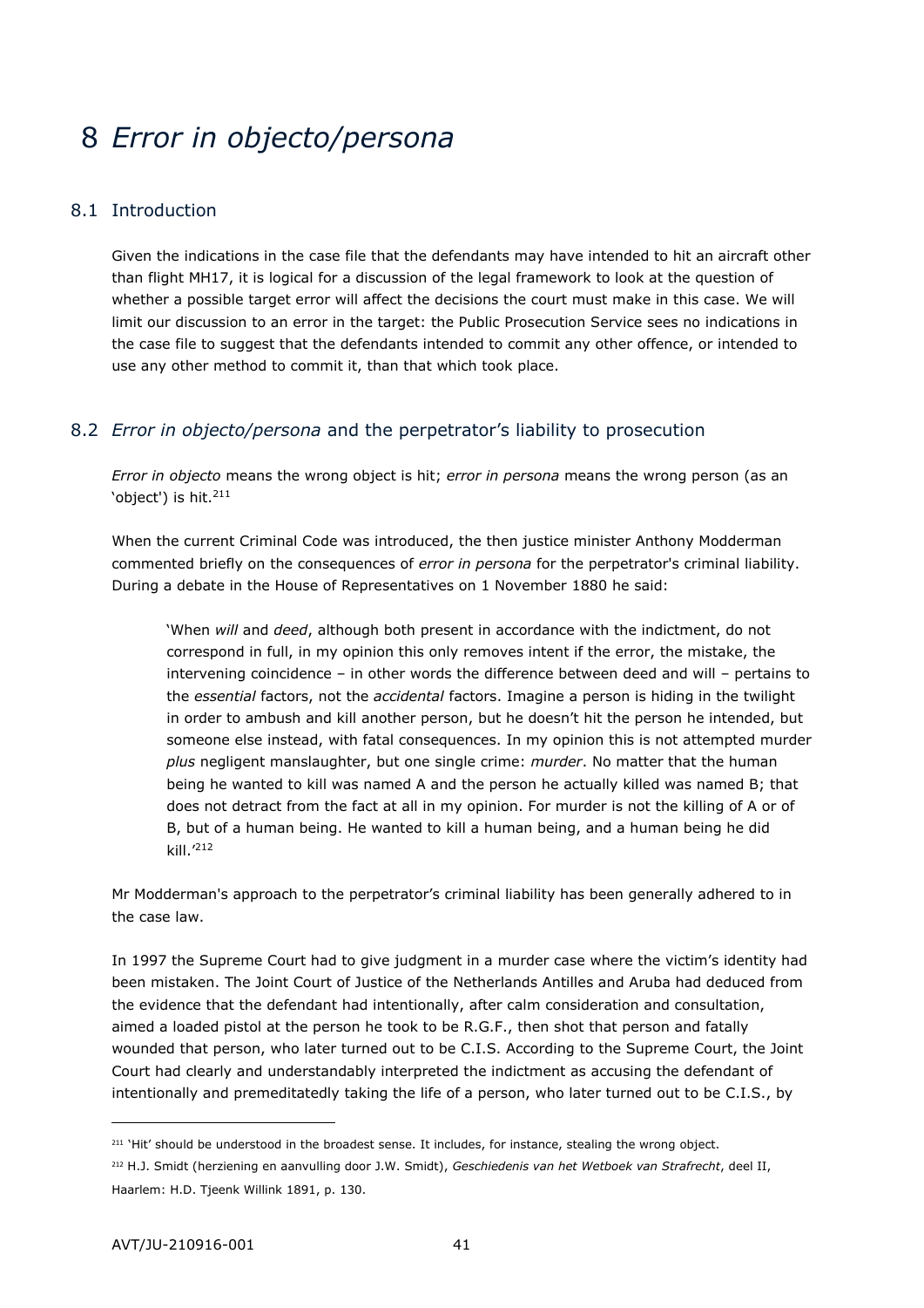# 8 *Error in objecto/persona*

## 8.1 Introduction

Given the indications in the case file that the defendants may have intended to hit an aircraft other than flight MH17, it is logical for a discussion of the legal framework to look at the question of whether a possible target error will affect the decisions the court must make in this case. We will limit our discussion to an error in the target: the Public Prosecution Service sees no indications in the case file to suggest that the defendants intended to commit any other offence, or intended to use any other method to commit it, than that which took place.

## 8.2 *Error in objecto/persona* and the perpetrator's liability to prosecution

*Error in objecto* means the wrong object is hit; *error in persona* means the wrong person (as an 'object') is hit.[211]

When the current Criminal Code was introduced, the then justice minister Anthony Modderman commented briefly on the consequences of *error in persona* for the perpetrator's criminal liability. During a debate in the House of Representatives on 1 November 1880 he said:

> 'When *will* and *deed*, although both present in accordance with the indictment, do not correspond in full, in my opinion this only removes intent if the error, the mistake, the intervening coincidence – in other words the difference between deed and will – pertains to the *essential* factors, not the *accidental* factors. Imagine a person is hiding in the twilight in order to ambush and kill another person, but he doesn't hit the person he intended, but someone else instead, with fatal consequences. In my opinion this is not attempted murder *plus* negligent manslaughter, but one single crime: *murder*. No matter that the human being he wanted to kill was named A and the person he actually killed was named B; that does not detract from the fact at all in my opinion. For murder is not the killing of A or of B, but of a human being. He wanted to kill a human being, and a human being he did kill.'[212]

Mr Modderman's approach to the perpetrator's criminal liability has been generally adhered to in the case law.

In 1997 the Supreme Court had to give judgment in a murder case where the victim's identity had been mistaken. The Joint Court of Justice of the Netherlands Antilles and Aruba had deduced from the evidence that the defendant had intentionally, after calm consideration and consultation, aimed a loaded pistol at the person he took to be R.G.F., then shot that person and fatally wounded that person, who later turned out to be C.I.S. According to the Supreme Court, the Joint Court had clearly and understandably interpreted the indictment as accusing the defendant of intentionally and premeditatedly taking the life of a person, who later turned out to be C.I.S., by

---

[211] 'Hit' should be understood in the broadest sense. It includes, for instance, stealing the wrong object.

[212] H.J. Smidt (herziening en aanvulling door J.W. Smidt), *Geschiedenis van het Wetboek van Strafrecht*, deel II, Haarlem: H.D. Tjeenk Willink 1891, p. 130.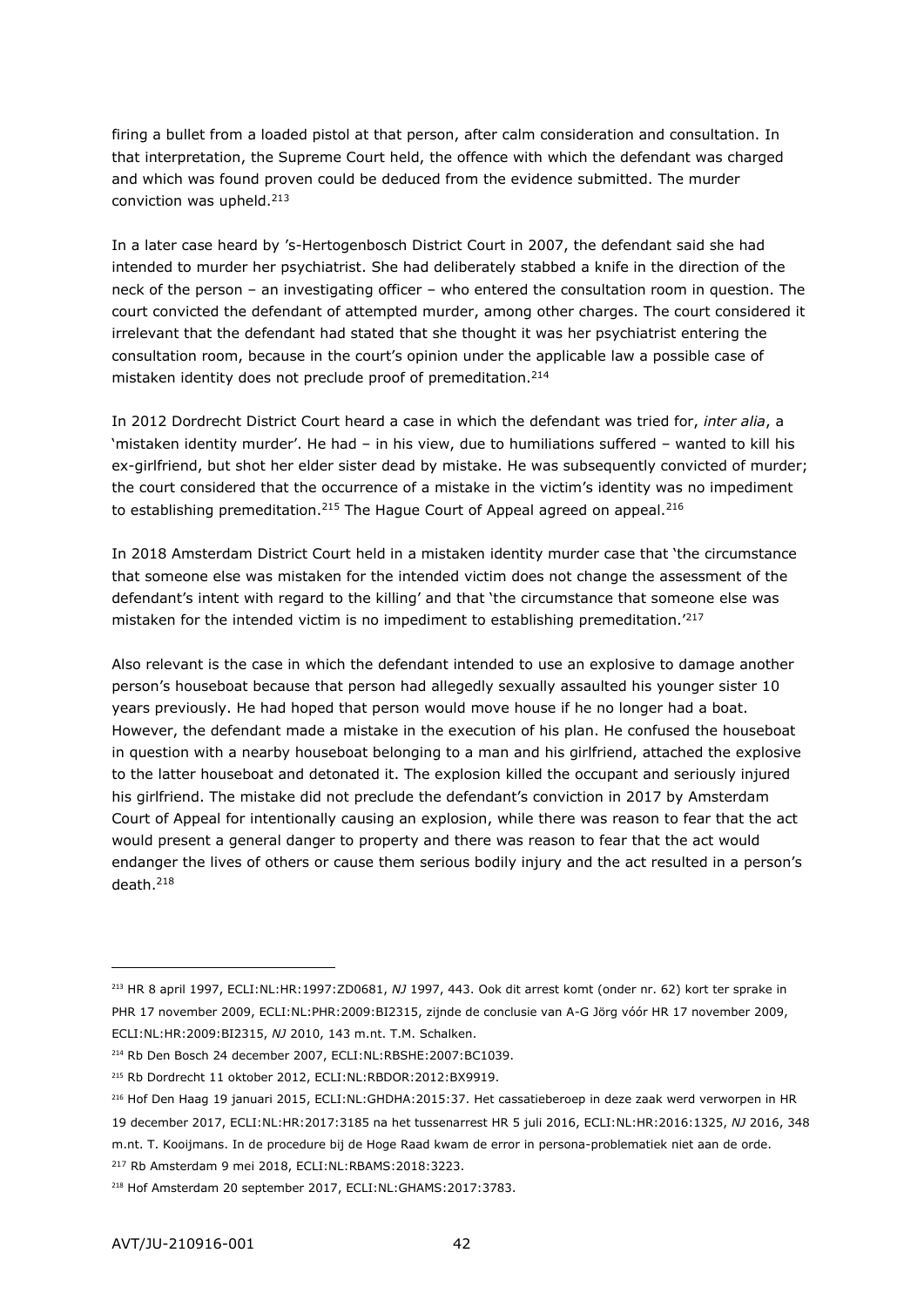firing a bullet from a loaded pistol at that person, after calm consideration and consultation. In that interpretation, the Supreme Court held, the offence with which the defendant was charged and which was found proven could be deduced from the evidence submitted. The murder conviction was upheld.[213]

In a later case heard by 's-Hertogenbosch District Court in 2007, the defendant said she had intended to murder her psychiatrist. She had deliberately stabbed a knife in the direction of the neck of the person – an investigating officer – who entered the consultation room in question. The court convicted the defendant of attempted murder, among other charges. The court considered it irrelevant that the defendant had stated that she thought it was her psychiatrist entering the consultation room, because in the court's opinion under the applicable law a possible case of mistaken identity does not preclude proof of premeditation.[214]

In 2012 Dordrecht District Court heard a case in which the defendant was tried for, *inter alia*, a 'mistaken identity murder'. He had – in his view, due to humiliations suffered – wanted to kill his ex-girlfriend, but shot her elder sister dead by mistake. He was subsequently convicted of murder; the court considered that the occurrence of a mistake in the victim's identity was no impediment to establishing premeditation.[215] The Hague Court of Appeal agreed on appeal.[216]

In 2018 Amsterdam District Court held in a mistaken identity murder case that 'the circumstance that someone else was mistaken for the intended victim does not change the assessment of the defendant's intent with regard to the killing' and that 'the circumstance that someone else was mistaken for the intended victim is no impediment to establishing premeditation.'[217]

Also relevant is the case in which the defendant intended to use an explosive to damage another person's houseboat because that person had allegedly sexually assaulted his younger sister 10 years previously. He had hoped that person would move house if he no longer had a boat. However, the defendant made a mistake in the execution of his plan. He confused the houseboat in question with a nearby houseboat belonging to a man and his girlfriend, attached the explosive to the latter houseboat and detonated it. The explosion killed the occupant and seriously injured his girlfriend. The mistake did not preclude the defendant's conviction in 2017 by Amsterdam Court of Appeal for intentionally causing an explosion, while there was reason to fear that the act would present a general danger to property and there was reason to fear that the act would endanger the lives of others or cause them serious bodily injury and the act resulted in a person's death.[218]

---

[213] HR 8 april 1997, ECLI:NL:HR:1997:ZD0681, *NJ* 1997, 443. Ook dit arrest komt (onder nr. 62) kort ter sprake in PHR 17 november 2009, ECLI:NL:PHR:2009:BI2315, zijnde de conclusie van A-G Jörg vóór HR 17 november 2009, ECLI:NL:HR:2009:BI2315, *NJ* 2010, 143 m.nt. T.M. Schalken.

[214] Rb Den Bosch 24 december 2007, ECLI:NL:RBSHE:2007:BC1039.

[215] Rb Dordrecht 11 oktober 2012, ECLI:NL:RBDOR:2012:BX9919.

[216] Hof Den Haag 19 januari 2015, ECLI:NL:GHDHA:2015:37. Het cassatieberoep in deze zaak werd verworpen in HR 19 december 2017, ECLI:NL:HR:2017:3185 na het tussenarrest HR 5 juli 2016, ECLI:NL:HR:2016:1325, *NJ* 2016, 348 m.nt. T. Kooijmans. In de procedure bij de Hoge Raad kwam de error in persona-problematiek niet aan de orde.

[217] Rb Amsterdam 9 mei 2018, ECLI:NL:RBAMS:2018:3223.

[218] Hof Amsterdam 20 september 2017, ECLI:NL:GHAMS:2017:3783.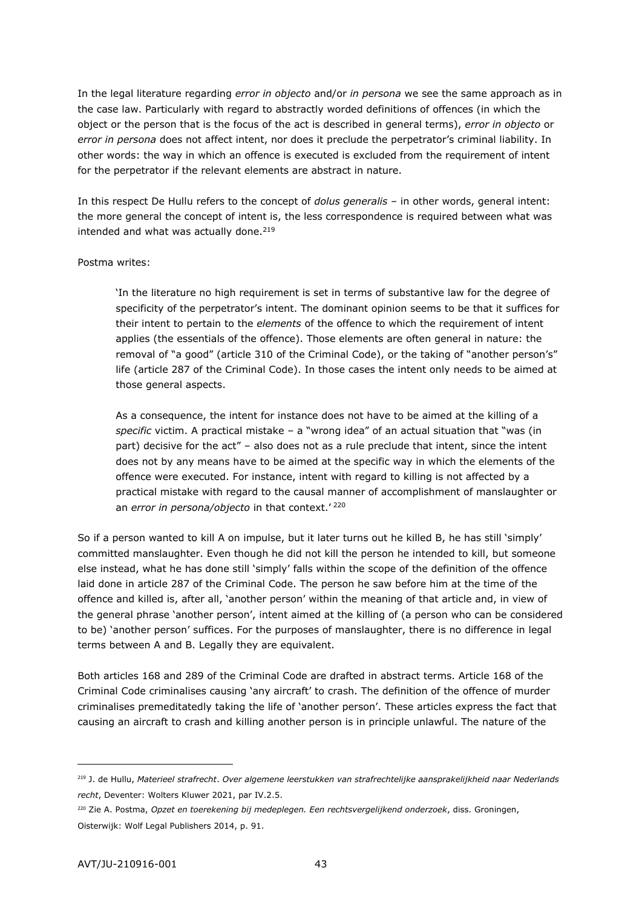In the legal literature regarding *error in objecto* and/or *in persona* we see the same approach as in the case law. Particularly with regard to abstractly worded definitions of offences (in which the object or the person that is the focus of the act is described in general terms), *error in objecto* or *error in persona* does not affect intent, nor does it preclude the perpetrator's criminal liability. In other words: the way in which an offence is executed is excluded from the requirement of intent for the perpetrator if the relevant elements are abstract in nature.

In this respect De Hullu refers to the concept of *dolus generalis* – in other words, general intent: the more general the concept of intent is, the less correspondence is required between what was intended and what was actually done.[219]

Postma writes:

> 'In the literature no high requirement is set in terms of substantive law for the degree of specificity of the perpetrator's intent. The dominant opinion seems to be that it suffices for their intent to pertain to the *elements* of the offence to which the requirement of intent applies (the essentials of the offence). Those elements are often general in nature: the removal of "a good" (article 310 of the Criminal Code), or the taking of "another person's" life (article 287 of the Criminal Code). In those cases the intent only needs to be aimed at those general aspects.
>
> As a consequence, the intent for instance does not have to be aimed at the killing of a *specific* victim. A practical mistake – a "wrong idea" of an actual situation that "was (in part) decisive for the act" – also does not as a rule preclude that intent, since the intent does not by any means have to be aimed at the specific way in which the elements of the offence were executed. For instance, intent with regard to killing is not affected by a practical mistake with regard to the causal manner of accomplishment of manslaughter or an *error in persona/objecto* in that context.' [220]

So if a person wanted to kill A on impulse, but it later turns out he killed B, he has still 'simply' committed manslaughter. Even though he did not kill the person he intended to kill, but someone else instead, what he has done still 'simply' falls within the scope of the definition of the offence laid done in article 287 of the Criminal Code. The person he saw before him at the time of the offence and killed is, after all, 'another person' within the meaning of that article and, in view of the general phrase 'another person', intent aimed at the killing of (a person who can be considered to be) 'another person' suffices. For the purposes of manslaughter, there is no difference in legal terms between A and B. Legally they are equivalent.

Both articles 168 and 289 of the Criminal Code are drafted in abstract terms. Article 168 of the Criminal Code criminalises causing 'any aircraft' to crash. The definition of the offence of murder criminalises premeditatedly taking the life of 'another person'. These articles express the fact that causing an aircraft to crash and killing another person is in principle unlawful. The nature of the

---

[219] J. de Hullu, *Materieel strafrecht*. *Over algemene leerstukken van strafrechtelijke aansprakelijkheid naar Nederlands recht*, Deventer: Wolters Kluwer 2021, par IV.2.5.

[220] Zie A. Postma, *Opzet en toerekening bij medeplegen. Een rechtsvergelijkend onderzoek*, diss. Groningen, Oisterwijk: Wolf Legal Publishers 2014, p. 91.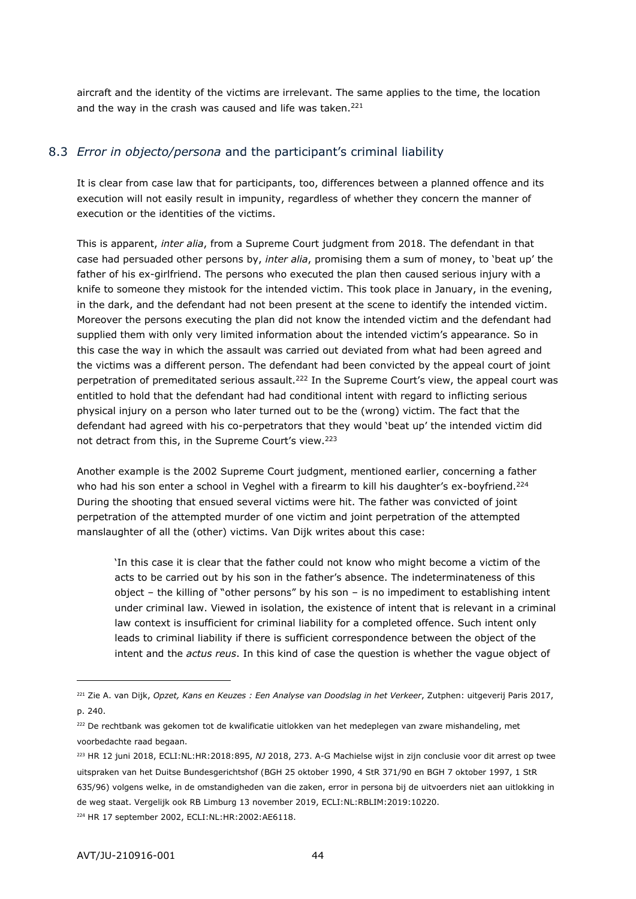aircraft and the identity of the victims are irrelevant. The same applies to the time, the location and the way in the crash was caused and life was taken.[221]

## 8.3 *Error in objecto/persona* and the participant's criminal liability

It is clear from case law that for participants, too, differences between a planned offence and its execution will not easily result in impunity, regardless of whether they concern the manner of execution or the identities of the victims.

This is apparent, *inter alia*, from a Supreme Court judgment from 2018. The defendant in that case had persuaded other persons by, *inter alia*, promising them a sum of money, to 'beat up' the father of his ex-girlfriend. The persons who executed the plan then caused serious injury with a knife to someone they mistook for the intended victim. This took place in January, in the evening, in the dark, and the defendant had not been present at the scene to identify the intended victim. Moreover the persons executing the plan did not know the intended victim and the defendant had supplied them with only very limited information about the intended victim's appearance. So in this case the way in which the assault was carried out deviated from what had been agreed and the victims was a different person. The defendant had been convicted by the appeal court of joint perpetration of premeditated serious assault.[222] In the Supreme Court's view, the appeal court was entitled to hold that the defendant had had conditional intent with regard to inflicting serious physical injury on a person who later turned out to be the (wrong) victim. The fact that the defendant had agreed with his co-perpetrators that they would 'beat up' the intended victim did not detract from this, in the Supreme Court's view.[223]

Another example is the 2002 Supreme Court judgment, mentioned earlier, concerning a father who had his son enter a school in Veghel with a firearm to kill his daughter's ex-boyfriend.[224] During the shooting that ensued several victims were hit. The father was convicted of joint perpetration of the attempted murder of one victim and joint perpetration of the attempted manslaughter of all the (other) victims. Van Dijk writes about this case:

> 'In this case it is clear that the father could not know who might become a victim of the acts to be carried out by his son in the father's absence. The indeterminateness of this object – the killing of "other persons" by his son – is no impediment to establishing intent under criminal law. Viewed in isolation, the existence of intent that is relevant in a criminal law context is insufficient for criminal liability for a completed offence. Such intent only leads to criminal liability if there is sufficient correspondence between the object of the intent and the *actus reus*. In this kind of case the question is whether the vague object of

---

[221] Zie A. van Dijk, *Opzet, Kans en Keuzes : Een Analyse van Doodslag in het Verkeer*, Zutphen: uitgeverij Paris 2017, p. 240.

[222] De rechtbank was gekomen tot de kwalificatie uitlokken van het medeplegen van zware mishandeling, met voorbedachte raad begaan.

[223] HR 12 juni 2018, ECLI:NL:HR:2018:895, *NJ* 2018, 273. A-G Machielse wijst in zijn conclusie voor dit arrest op twee uitspraken van het Duitse Bundesgerichtshof (BGH 25 oktober 1990, 4 StR 371/90 en BGH 7 oktober 1997, 1 StR 635/96) volgens welke, in de omstandigheden van die zaken, error in persona bij de uitvoerders niet aan uitlokking in de weg staat. Vergelijk ook RB Limburg 13 november 2019, ECLI:NL:RBLIM:2019:10220.

[224] HR 17 september 2002, ECLI:NL:HR:2002:AE6118.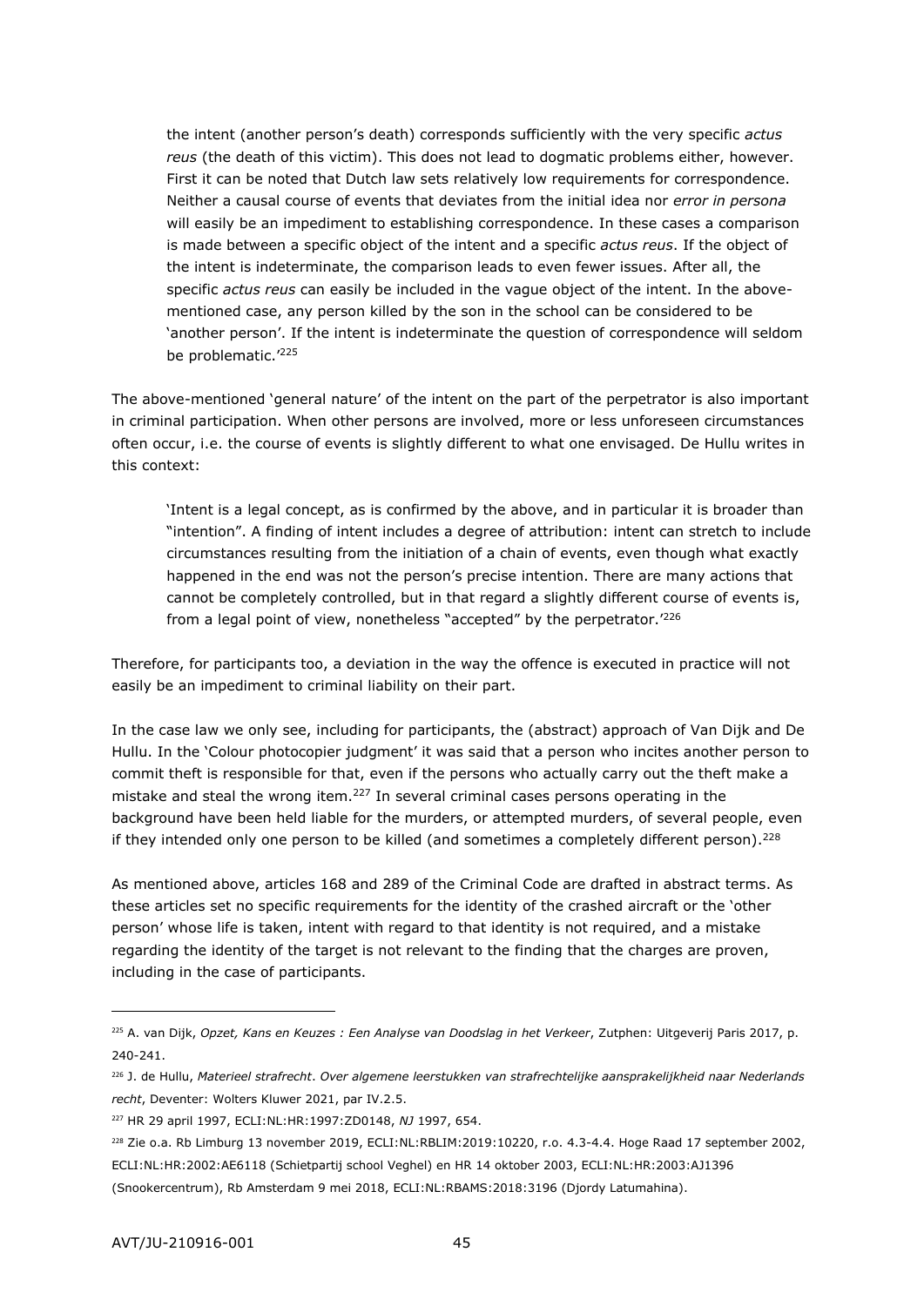> the intent (another person's death) corresponds sufficiently with the very specific *actus reus* (the death of this victim). This does not lead to dogmatic problems either, however. First it can be noted that Dutch law sets relatively low requirements for correspondence. Neither a causal course of events that deviates from the initial idea nor *error in persona* will easily be an impediment to establishing correspondence. In these cases a comparison is made between a specific object of the intent and a specific *actus reus*. If the object of the intent is indeterminate, the comparison leads to even fewer issues. After all, the specific *actus reus* can easily be included in the vague object of the intent. In the above-mentioned case, any person killed by the son in the school can be considered to be 'another person'. If the intent is indeterminate the question of correspondence will seldom be problematic.'[225]

The above-mentioned 'general nature' of the intent on the part of the perpetrator is also important in criminal participation. When other persons are involved, more or less unforeseen circumstances often occur, i.e. the course of events is slightly different to what one envisaged. De Hullu writes in this context:

> 'Intent is a legal concept, as is confirmed by the above, and in particular it is broader than "intention". A finding of intent includes a degree of attribution: intent can stretch to include circumstances resulting from the initiation of a chain of events, even though what exactly happened in the end was not the person's precise intention. There are many actions that cannot be completely controlled, but in that regard a slightly different course of events is, from a legal point of view, nonetheless "accepted" by the perpetrator.'[226]

Therefore, for participants too, a deviation in the way the offence is executed in practice will not easily be an impediment to criminal liability on their part.

In the case law we only see, including for participants, the (abstract) approach of Van Dijk and De Hullu. In the 'Colour photocopier judgment' it was said that a person who incites another person to commit theft is responsible for that, even if the persons who actually carry out the theft make a mistake and steal the wrong item.[227] In several criminal cases persons operating in the background have been held liable for the murders, or attempted murders, of several people, even if they intended only one person to be killed (and sometimes a completely different person).[228]

As mentioned above, articles 168 and 289 of the Criminal Code are drafted in abstract terms. As these articles set no specific requirements for the identity of the crashed aircraft or the 'other person' whose life is taken, intent with regard to that identity is not required, and a mistake regarding the identity of the target is not relevant to the finding that the charges are proven, including in the case of participants.

---

[225] A. van Dijk, *Opzet, Kans en Keuzes : Een Analyse van Doodslag in het Verkeer*, Zutphen: Uitgeverij Paris 2017, p. 240-241.

[226] J. de Hullu, *Materieel strafrecht*. *Over algemene leerstukken van strafrechtelijke aansprakelijkheid naar Nederlands recht*, Deventer: Wolters Kluwer 2021, par IV.2.5.

[227] HR 29 april 1997, ECLI:NL:HR:1997:ZD0148, *NJ* 1997, 654.

[228] Zie o.a. Rb Limburg 13 november 2019, ECLI:NL:RBLIM:2019:10220, r.o. 4.3-4.4. Hoge Raad 17 september 2002, ECLI:NL:HR:2002:AE6118 (Schietpartij school Veghel) en HR 14 oktober 2003, ECLI:NL:HR:2003:AJ1396 (Snookercentrum), Rb Amsterdam 9 mei 2018, ECLI:NL:RBAMS:2018:3196 (Djordy Latumahina).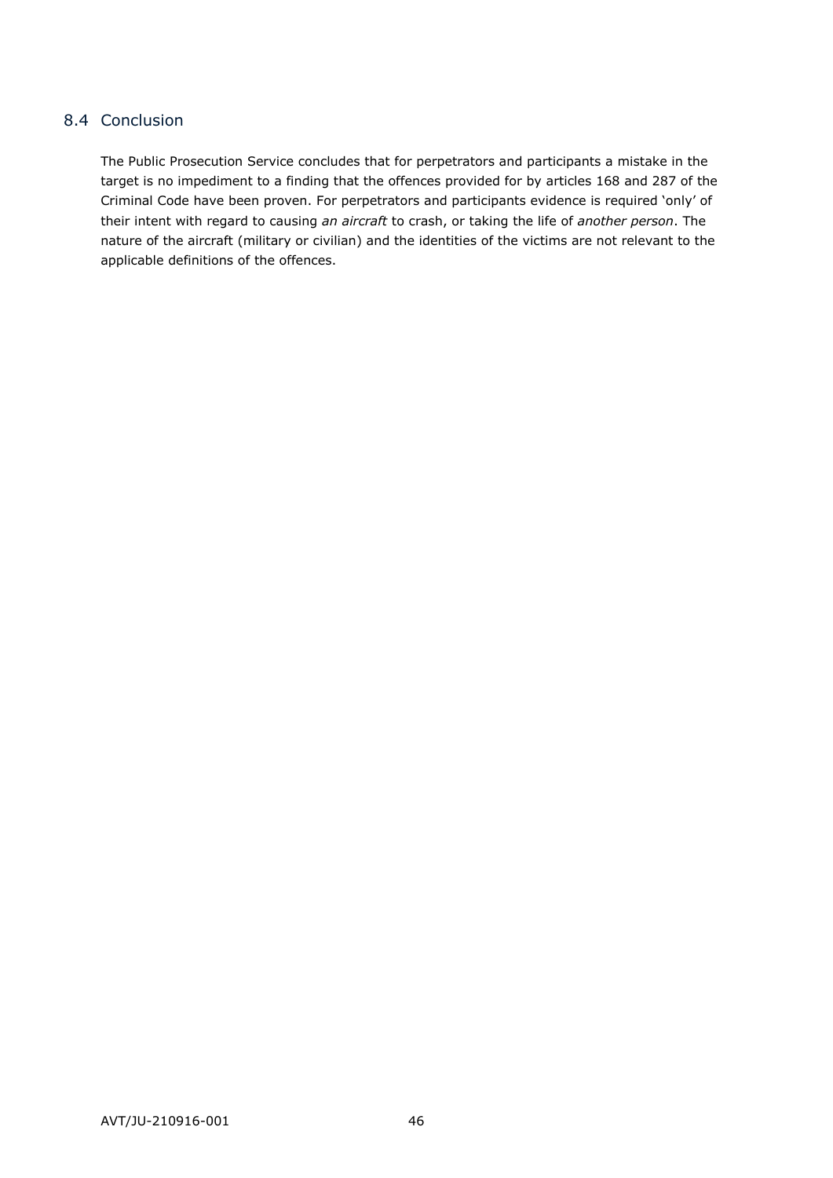## 8.4 Conclusion

The Public Prosecution Service concludes that for perpetrators and participants a mistake in the target is no impediment to a finding that the offences provided for by articles 168 and 287 of the Criminal Code have been proven. For perpetrators and participants evidence is required 'only' of their intent with regard to causing *an aircraft* to crash, or taking the life of *another person*. The nature of the aircraft (military or civilian) and the identities of the victims are not relevant to the applicable definitions of the offences.